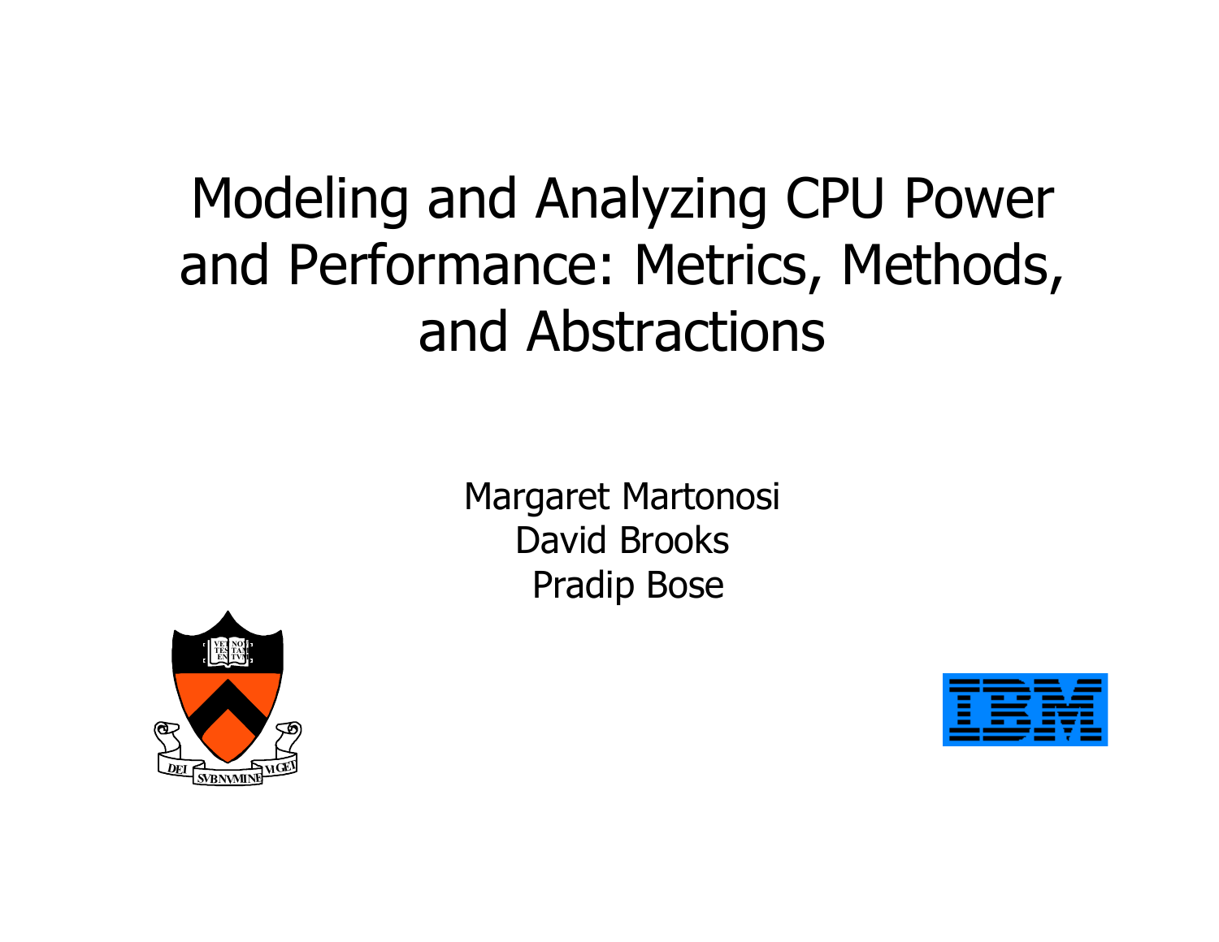# Modeling and Analyzing CPU Power and Performance: Metrics, Methods, and Abstractions

Margaret Martonosi
David Brooks
Pradip Bose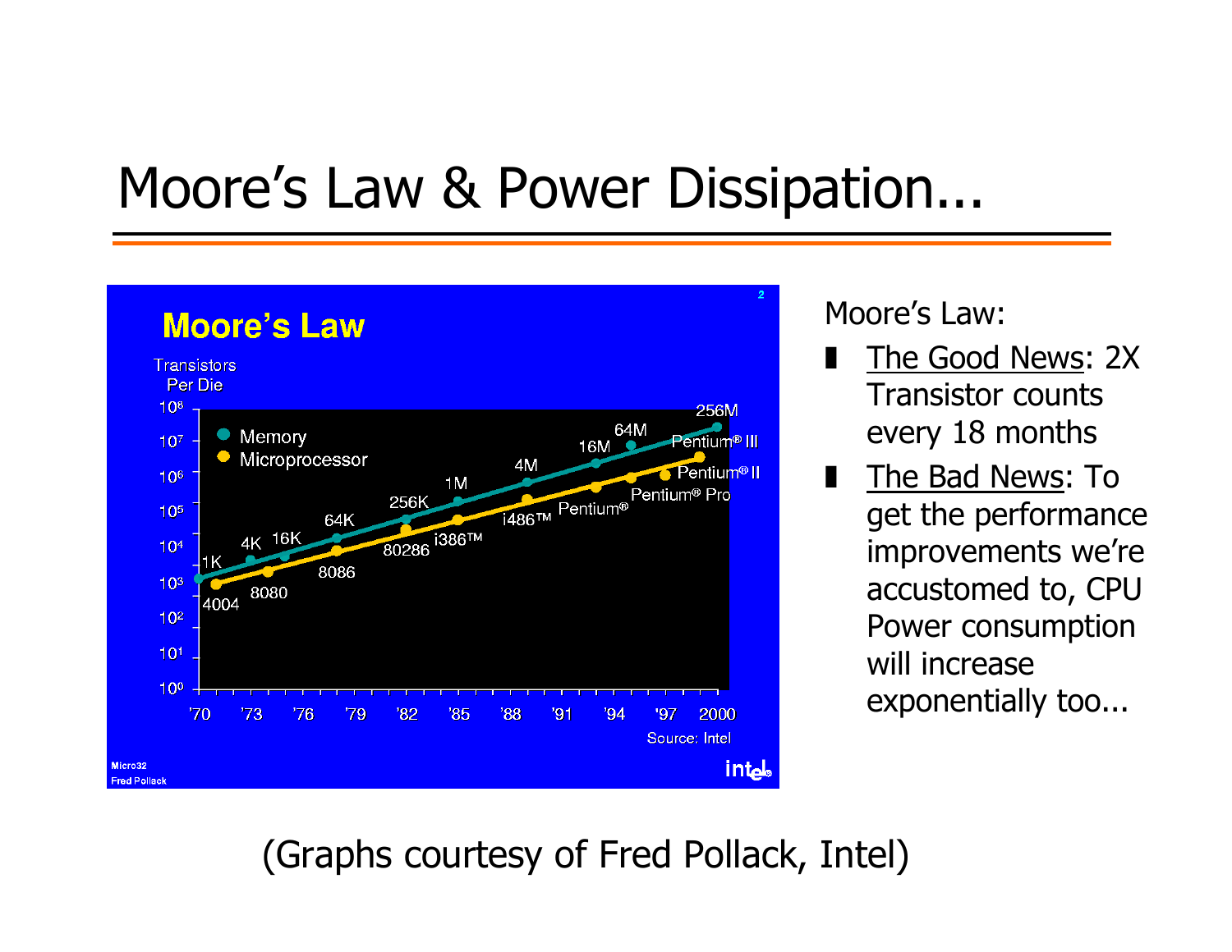# Moore's Law & Power Dissipation...

Moore's Law:

- The Good News: 2X Transistor counts every 18 months
- The Bad News: To get the performance improvements we're accustomed to, CPU Power consumption will increase exponentially too...

(Graphs courtesy of Fred Pollack, Intel)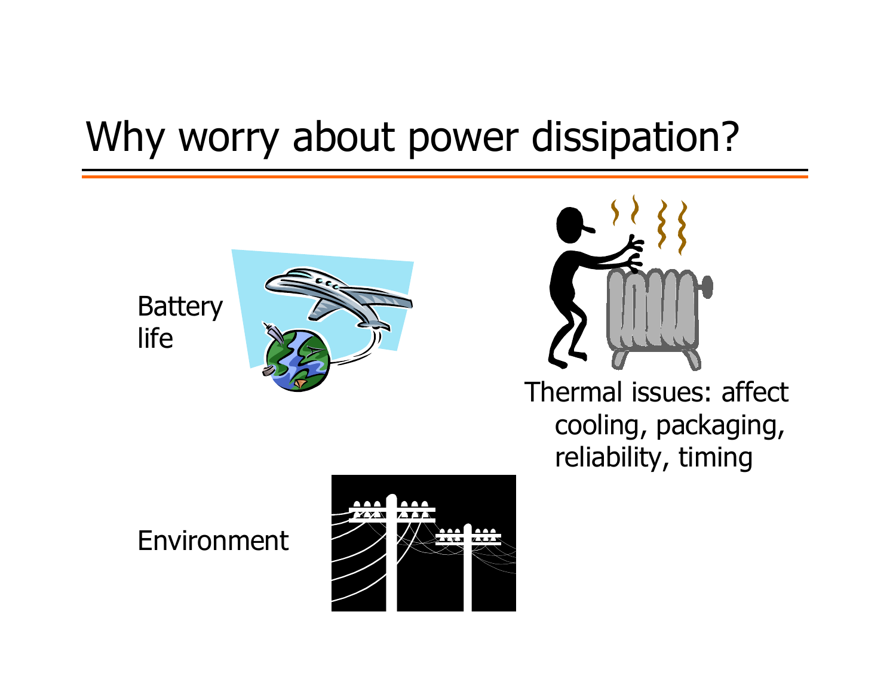# Why worry about power dissipation?

Battery life

Thermal issues: affect cooling, packaging, reliability, timing

Environment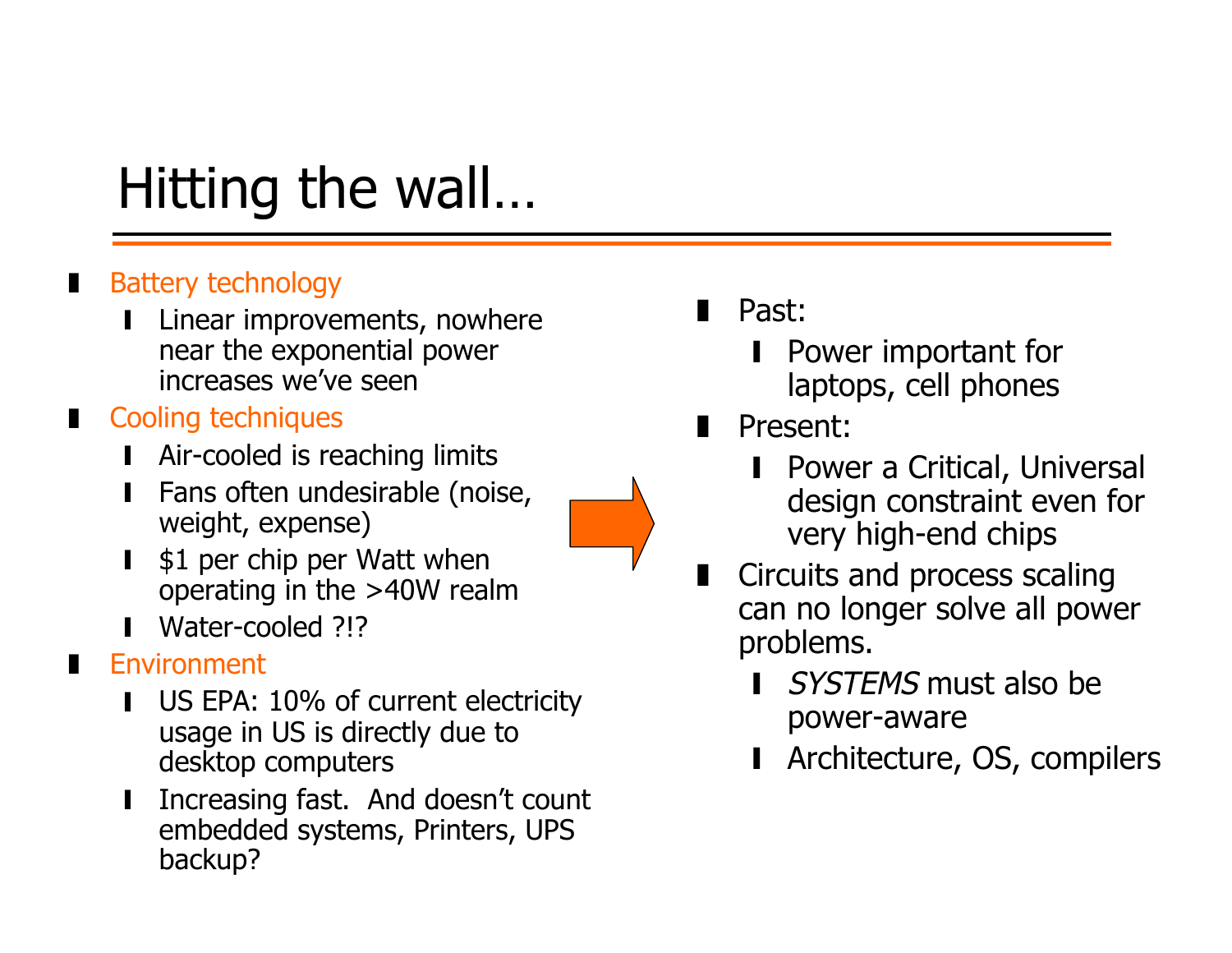# Hitting the wall…

- Battery technology
  - Linear improvements, nowhere near the exponential power increases we've seen
- Cooling techniques
  - Air-cooled is reaching limits
  - Fans often undesirable (noise, weight, expense)
  - $1 per chip per Watt when operating in the >40W realm
  - Water-cooled ?!?
- Environment
  - US EPA: 10% of current electricity usage in US is directly due to desktop computers
  - Increasing fast. And doesn't count embedded systems, Printers, UPS backup?

- Past:
  - Power important for laptops, cell phones
- Present:
  - Power a Critical, Universal design constraint even for very high-end chips
- Circuits and process scaling can no longer solve all power problems.
  - *SYSTEMS* must also be power-aware
  - Architecture, OS, compilers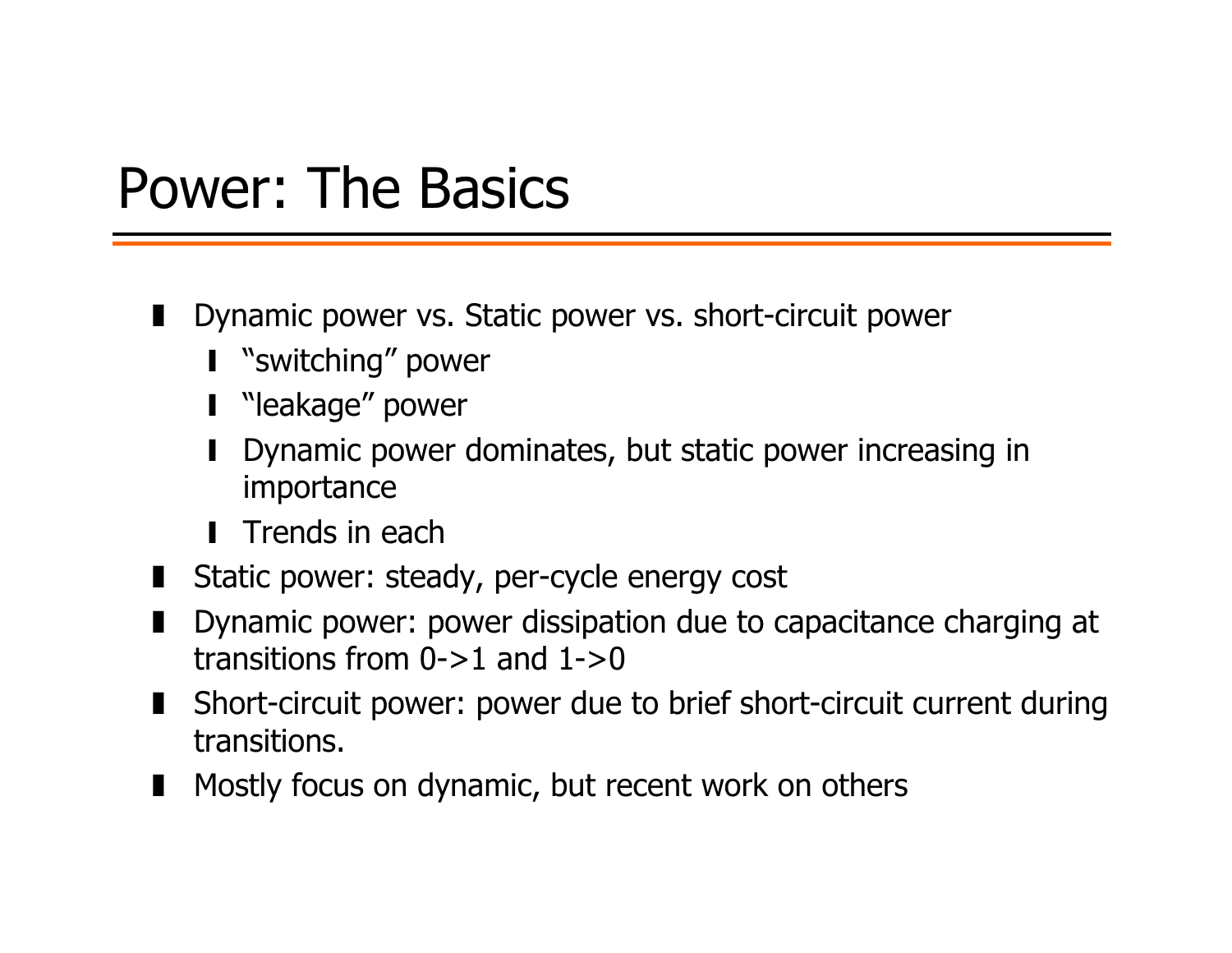# Power: The Basics

- Dynamic power vs. Static power vs. short-circuit power
  - "switching" power
  - "leakage" power
  - Dynamic power dominates, but static power increasing in importance
  - Trends in each
- Static power: steady, per-cycle energy cost
- Dynamic power: power dissipation due to capacitance charging at transitions from 0->1 and 1->0
- Short-circuit power: power due to brief short-circuit current during transitions.
- Mostly focus on dynamic, but recent work on others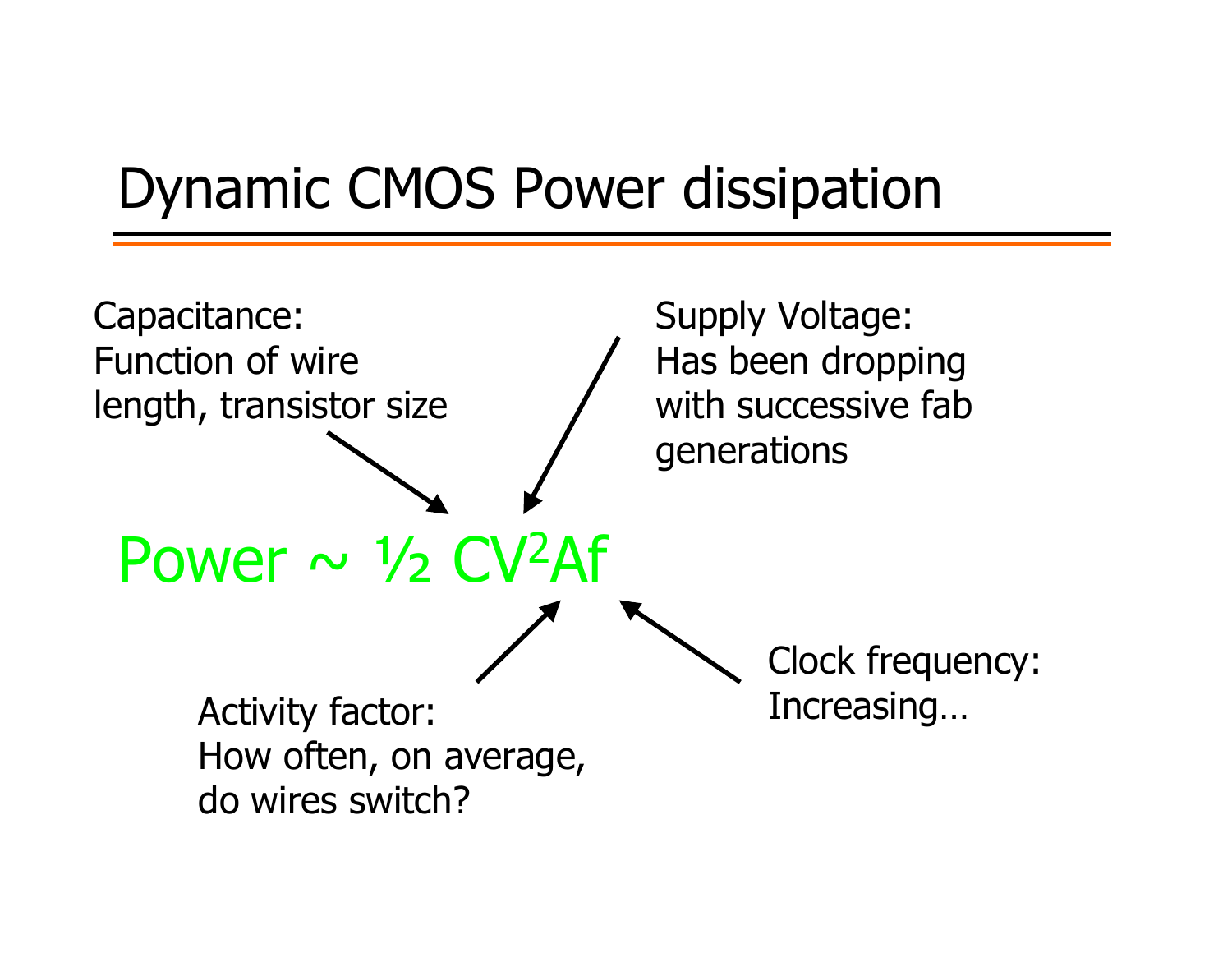# Dynamic CMOS Power dissipation

$$\text{Power} \sim \frac{1}{2} C V^2 A f$$

**Capacitance:** Function of wire length, transistor size

**Supply Voltage:** Has been dropping with successive fab generations

**Activity factor:** How often, on average, do wires switch?

**Clock frequency:** Increasing…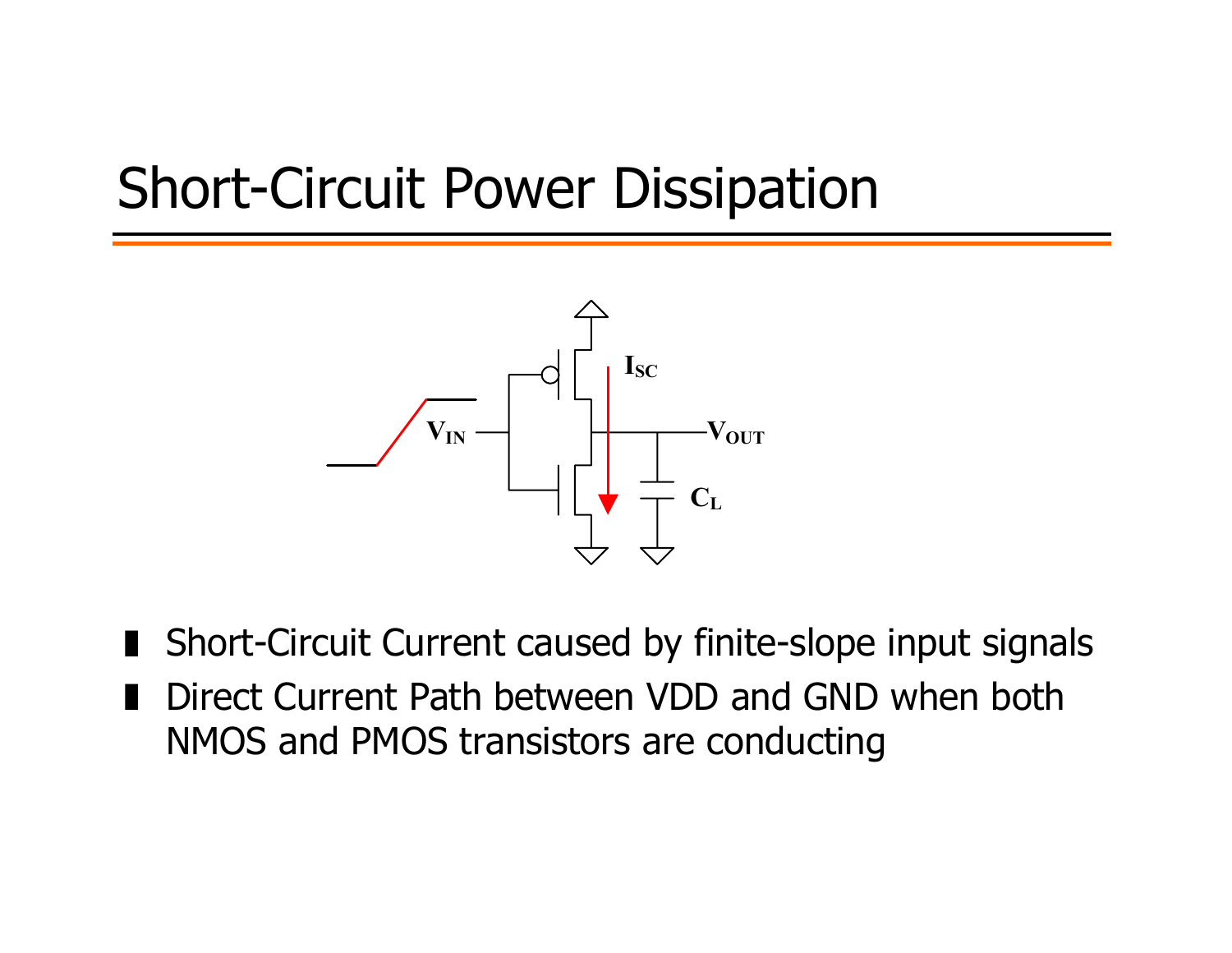# Short-Circuit Power Dissipation

- Short-Circuit Current caused by finite-slope input signals
- Direct Current Path between VDD and GND when both NMOS and PMOS transistors are conducting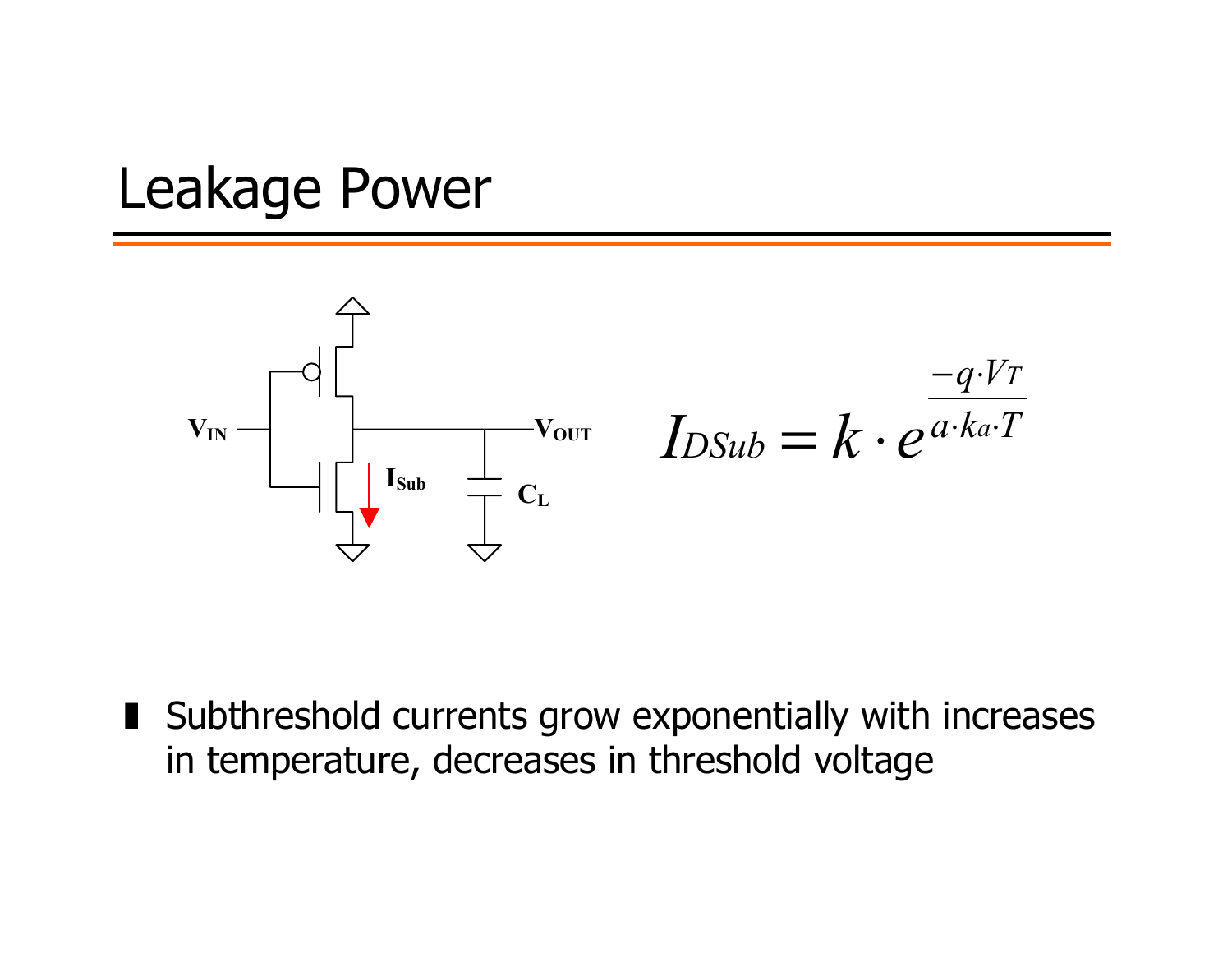# Leakage Power

$$I_{DSub} = k \cdot e^{\frac{-q \cdot V_T}{a \cdot k_a \cdot T}}$$

- Subthreshold currents grow exponentially with increases in temperature, decreases in threshold voltage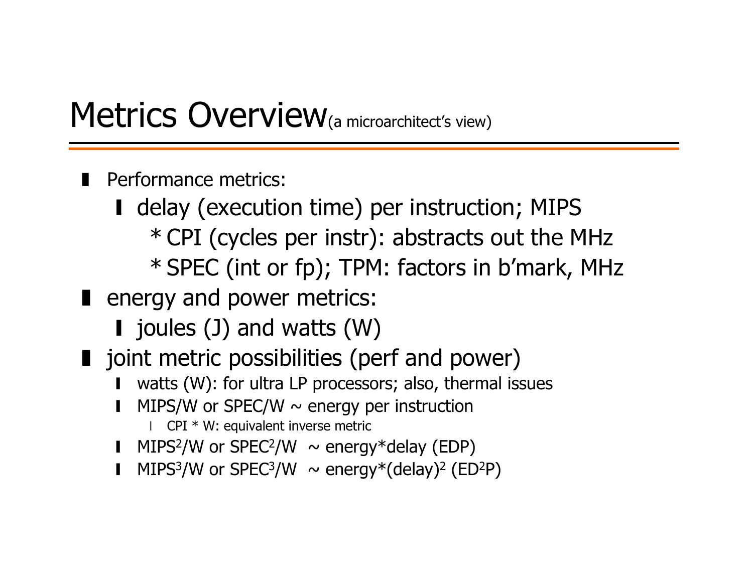# Metrics Overview (a microarchitect's view)

- Performance metrics:
  - delay (execution time) per instruction; MIPS
    - * CPI (cycles per instr): abstracts out the MHz
    - * SPEC (int or fp); TPM: factors in b'mark, MHz
- energy and power metrics:
  - joules (J) and watts (W)
- joint metric possibilities (perf and power)
  - watts (W): for ultra LP processors; also, thermal issues
  - MIPS/W or SPEC/W ~ energy per instruction
    - CPI * W: equivalent inverse metric
  - $MIPS^2/W$ or $SPEC^2/W$ ~ energy*delay (EDP)
  - $MIPS^3/W$ or $SPEC^3/W$ ~ energy*$(delay)^2$ ($ED^2P$)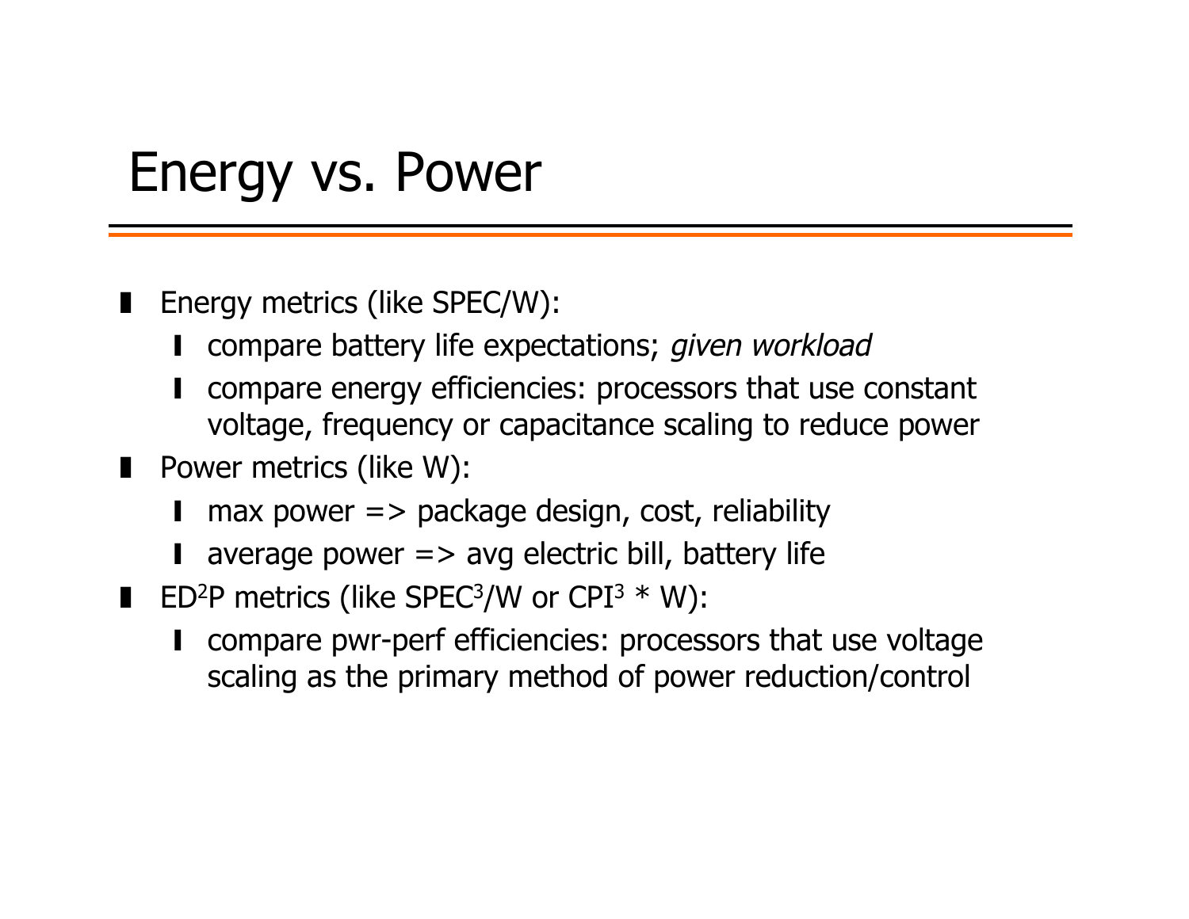# Energy vs. Power

- Energy metrics (like SPEC/W):
  - compare battery life expectations; *given workload*
  - compare energy efficiencies: processors that use constant voltage, frequency or capacitance scaling to reduce power
- Power metrics (like W):
  - max power => package design, cost, reliability
  - average power => avg electric bill, battery life
- $ED^2P$ metrics (like $SPEC^3/W$ or $CPI^3$ * W):
  - compare pwr-perf efficiencies: processors that use voltage scaling as the primary method of power reduction/control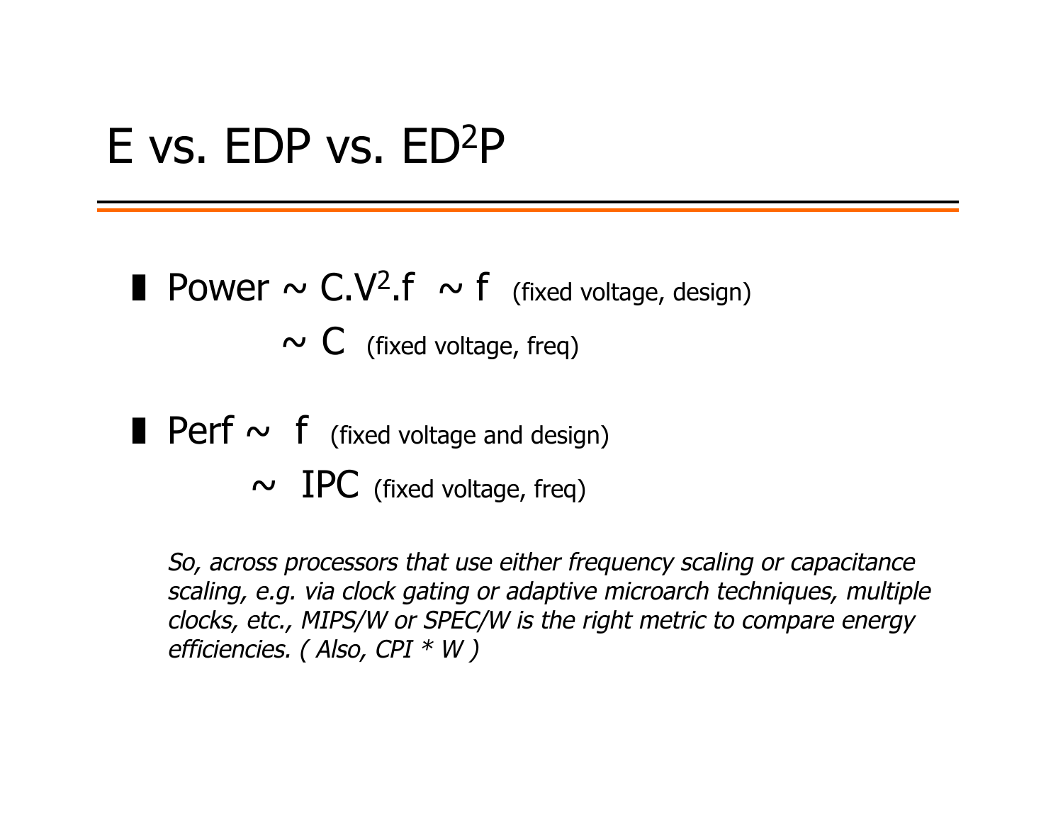# E vs. EDP vs. $ED^2P$

- Power $\sim C.V^2.f \sim f$ (fixed voltage, design)

  $\sim C$ (fixed voltage, freq)

- Perf $\sim f$ (fixed voltage and design)

  $\sim$ IPC (fixed voltage, freq)

*So, across processors that use either frequency scaling or capacitance scaling, e.g. via clock gating or adaptive microarch techniques, multiple clocks, etc., MIPS/W or SPEC/W is the right metric to compare energy efficiencies. ( Also, CPI * W )*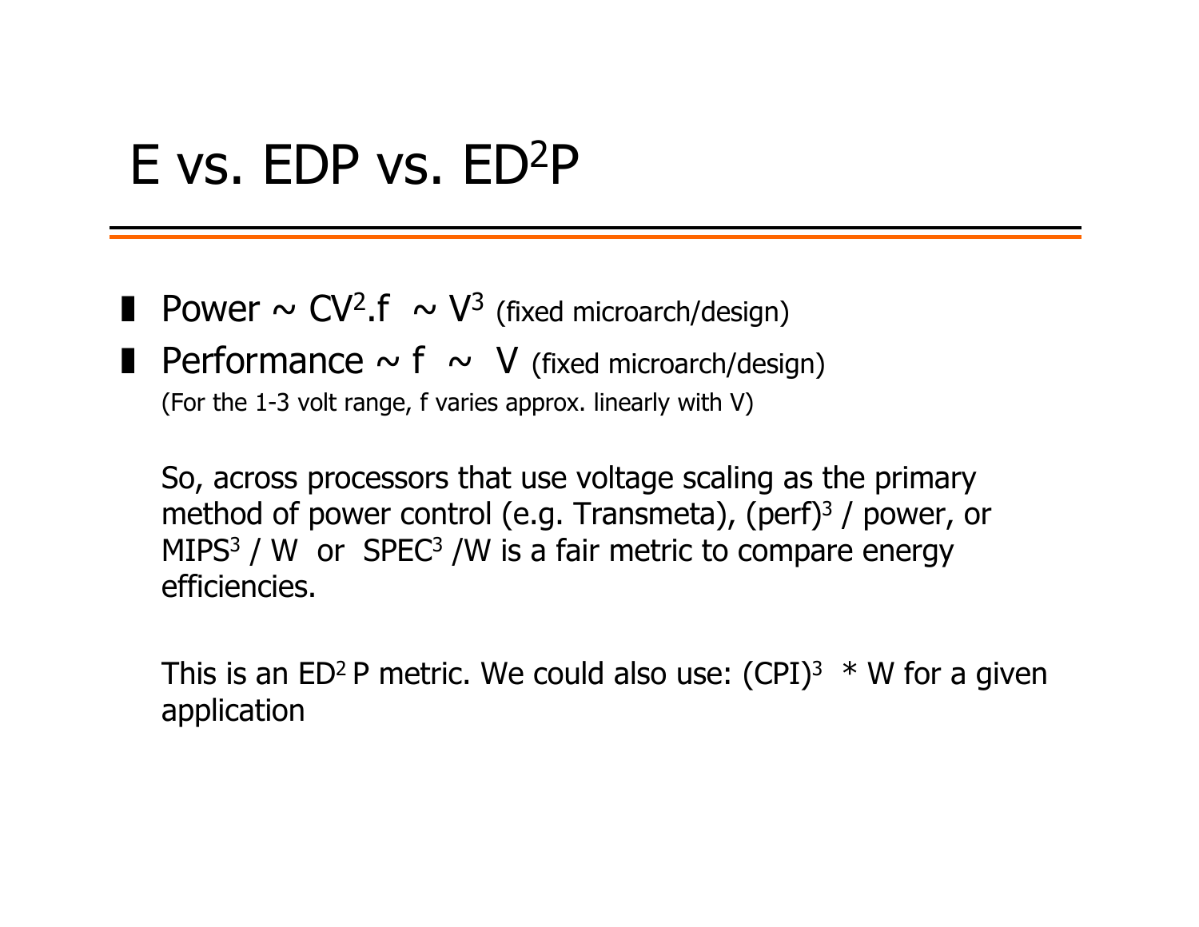# E vs. EDP vs. $ED^2P$

- Power ~ $CV^2.f$ ~ $V^3$ (fixed microarch/design)
- Performance ~ f ~ V (fixed microarch/design)

  (For the 1-3 volt range, f varies approx. linearly with V)

  So, across processors that use voltage scaling as the primary method of power control (e.g. Transmeta), $(perf)^3$ / power, or $MIPS^3$ / W or $SPEC^3$ /W is a fair metric to compare energy efficiencies.

  This is an $ED^2P$ metric. We could also use: $(CPI)^3$ * W for a given application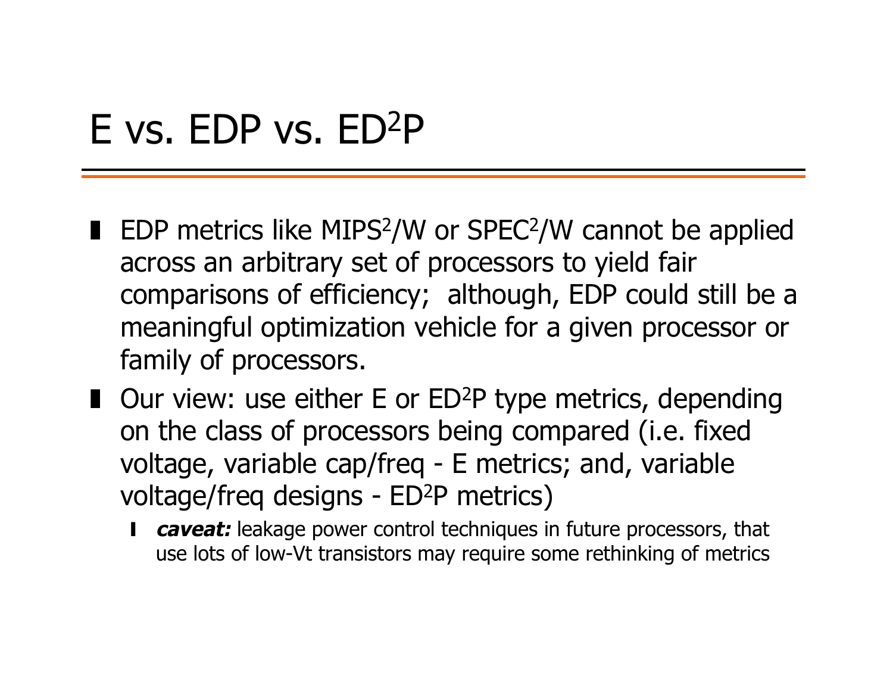# E vs. EDP vs. $ED^2P$

- EDP metrics like $MIPS^2/W$ or $SPEC^2/W$ cannot be applied across an arbitrary set of processors to yield fair comparisons of efficiency; although, EDP could still be a meaningful optimization vehicle for a given processor or family of processors.
- Our view: use either E or $ED^2P$ type metrics, depending on the class of processors being compared (i.e. fixed voltage, variable cap/freq - E metrics; and, variable voltage/freq designs - $ED^2P$ metrics)
  - ***caveat:*** leakage power control techniques in future processors, that use lots of low-Vt transistors may require some rethinking of metrics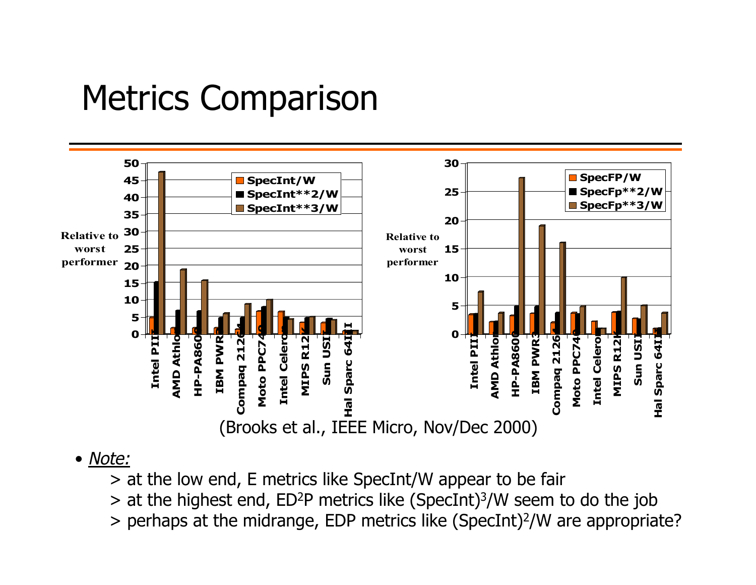# Metrics Comparison

(Brooks et al., IEEE Micro, Nov/Dec 2000)

- *Note:*
  - > at the low end, E metrics like SpecInt/W appear to be fair
  - > at the highest end, $ED^2P$ metrics like $(\text{SpecInt})^3/W$ seem to do the job
  - > perhaps at the midrange, EDP metrics like $(\text{SpecInt})^2/W$ are appropriate?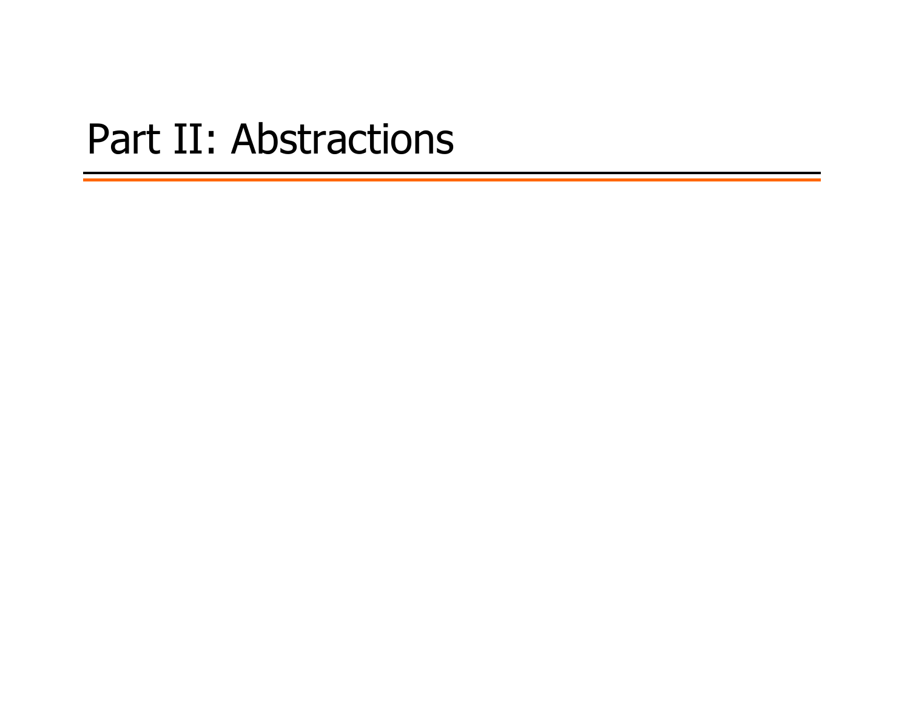# Part II: Abstractions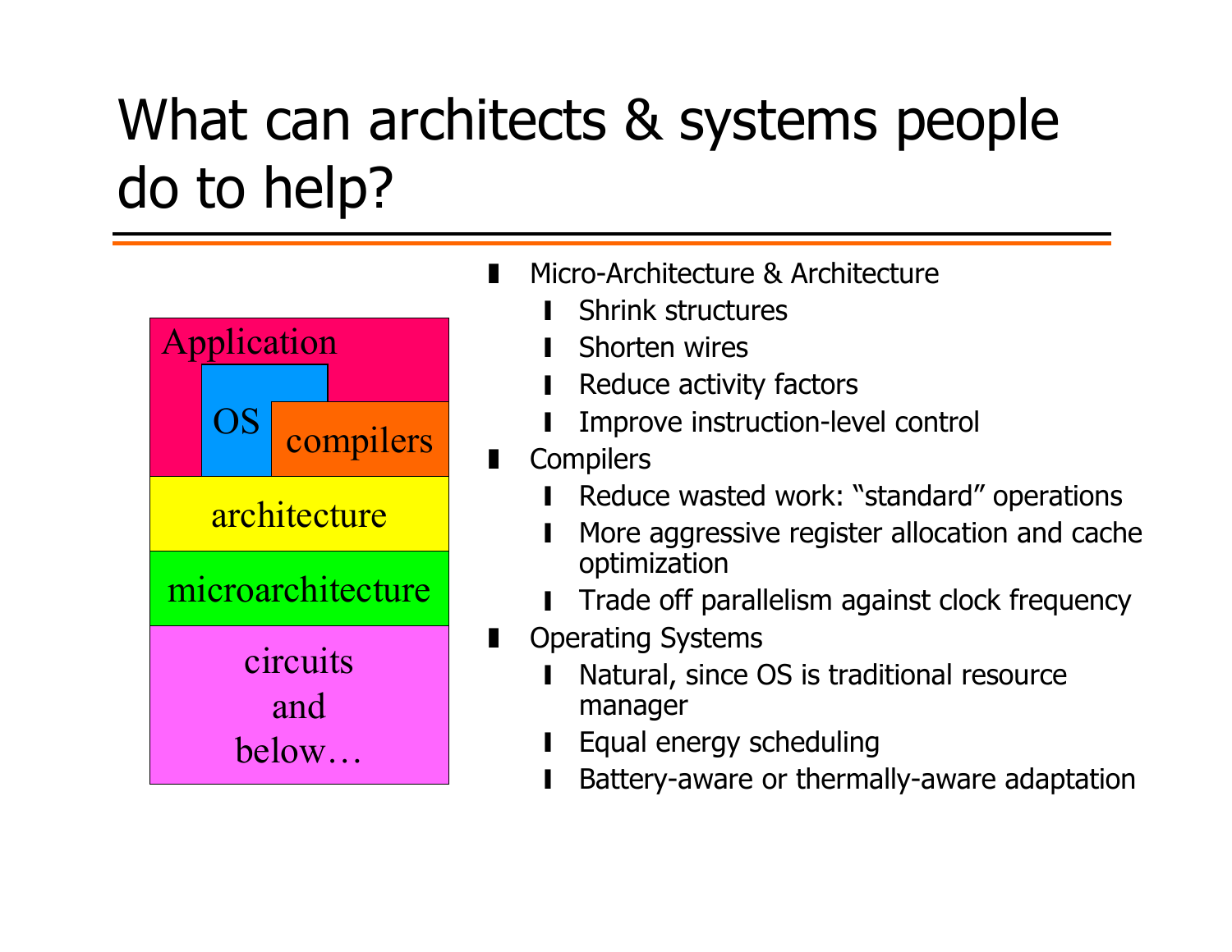# What can architects & systems people do to help?

Application

OS

compilers

architecture

microarchitecture

circuits and below…

- Micro-Architecture & Architecture
  - Shrink structures
  - Shorten wires
  - Reduce activity factors
  - Improve instruction-level control
- Compilers
  - Reduce wasted work: "standard" operations
  - More aggressive register allocation and cache optimization
  - Trade off parallelism against clock frequency
- Operating Systems
  - Natural, since OS is traditional resource manager
  - Equal energy scheduling
  - Battery-aware or thermally-aware adaptation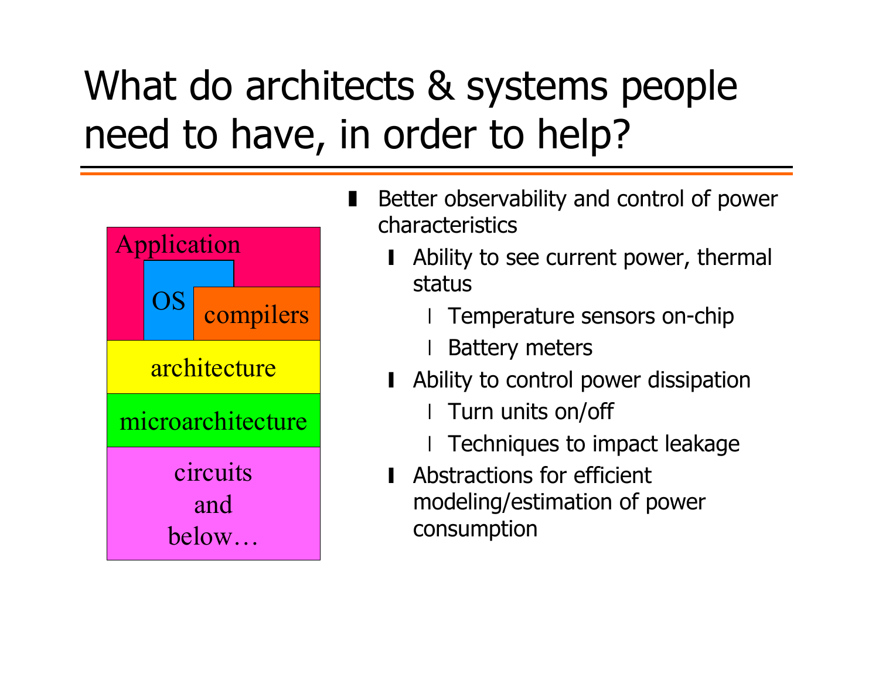# What do architects & systems people need to have, in order to help?

Application

OS

compilers

architecture

microarchitecture

circuits and below…

- Better observability and control of power characteristics
  - Ability to see current power, thermal status
    - Temperature sensors on-chip
    - Battery meters
  - Ability to control power dissipation
    - Turn units on/off
    - Techniques to impact leakage
  - Abstractions for efficient modeling/estimation of power consumption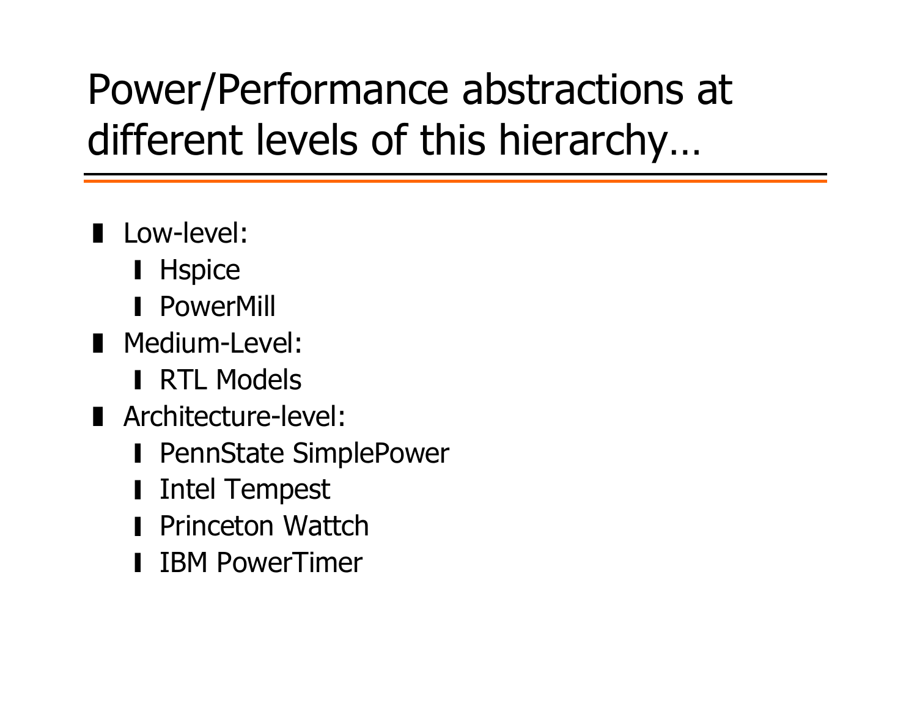# Power/Performance abstractions at different levels of this hierarchy…

- Low-level:
  - Hspice
  - PowerMill
- Medium-Level:
  - RTL Models
- Architecture-level:
  - PennState SimplePower
  - Intel Tempest
  - Princeton Wattch
  - IBM PowerTimer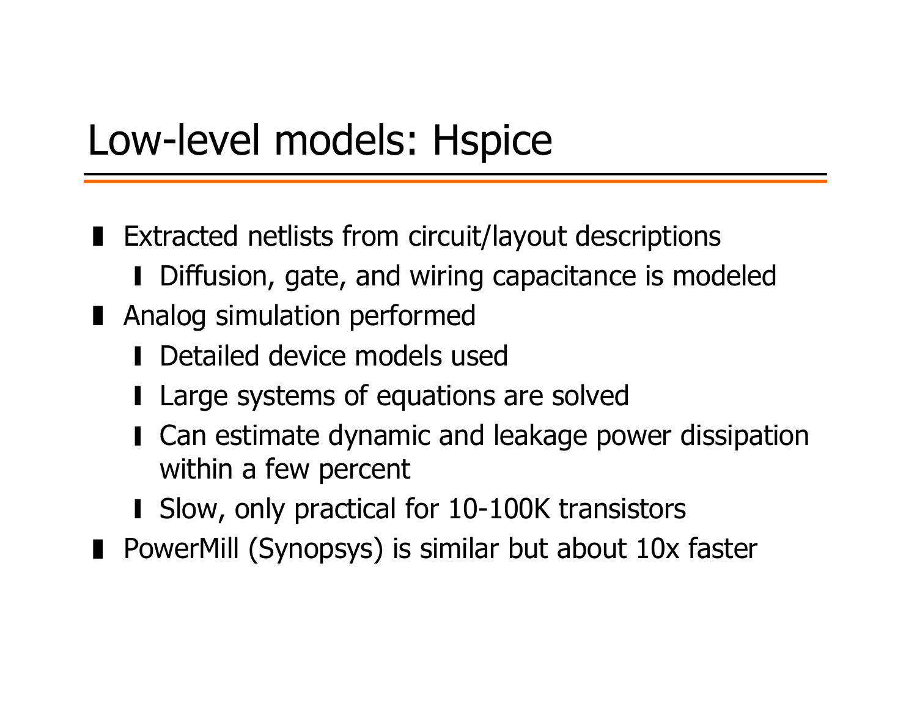# Low-level models: Hspice

- Extracted netlists from circuit/layout descriptions
  - Diffusion, gate, and wiring capacitance is modeled
- Analog simulation performed
  - Detailed device models used
  - Large systems of equations are solved
  - Can estimate dynamic and leakage power dissipation within a few percent
  - Slow, only practical for 10-100K transistors
- PowerMill (Synopsys) is similar but about 10x faster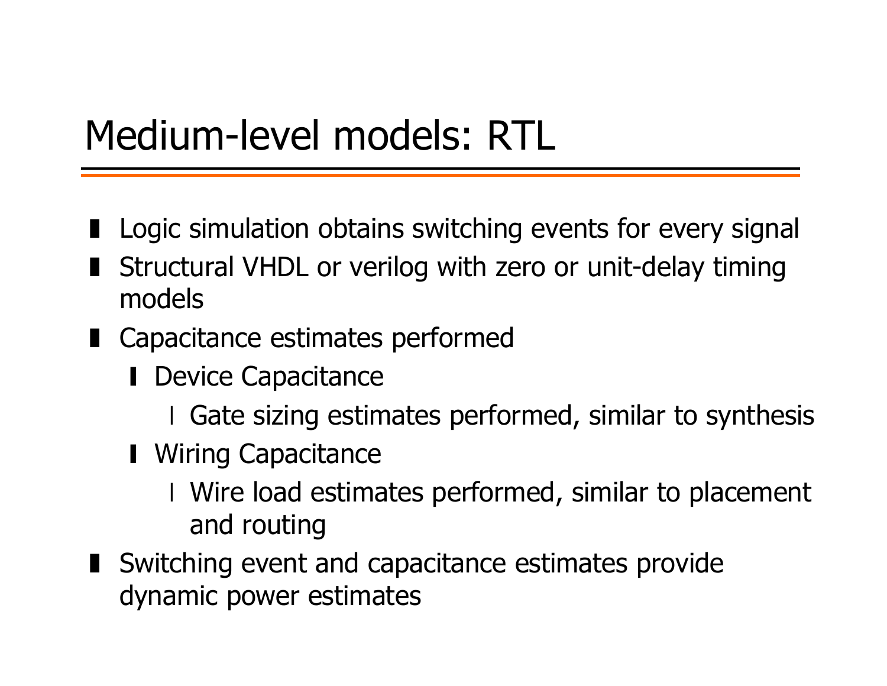# Medium-level models: RTL

- Logic simulation obtains switching events for every signal
- Structural VHDL or verilog with zero or unit-delay timing models
- Capacitance estimates performed
  - Device Capacitance
    - Gate sizing estimates performed, similar to synthesis
  - Wiring Capacitance
    - Wire load estimates performed, similar to placement and routing
- Switching event and capacitance estimates provide dynamic power estimates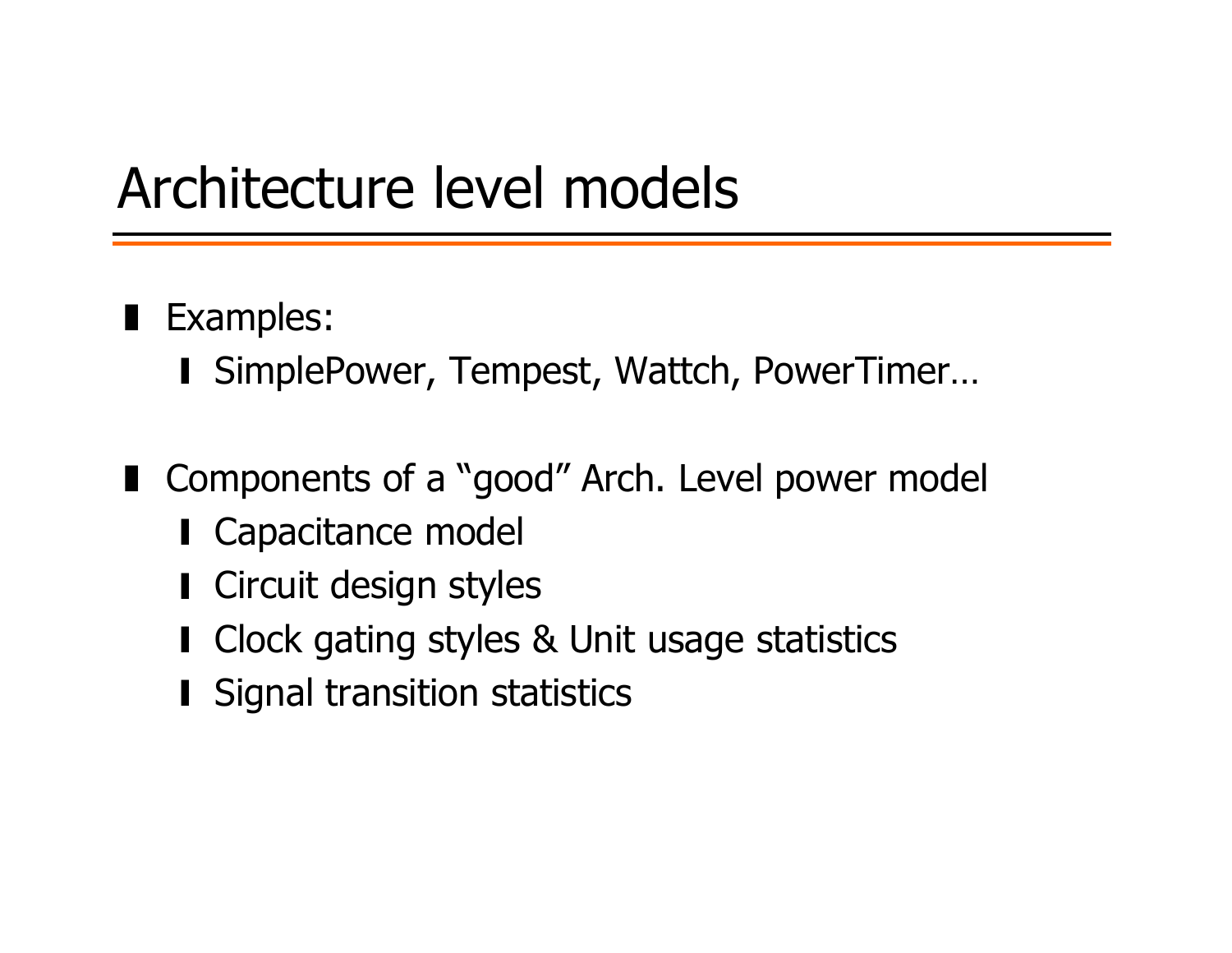# Architecture level models

- Examples:
  - SimplePower, Tempest, Wattch, PowerTimer…

- Components of a "good" Arch. Level power model
  - Capacitance model
  - Circuit design styles
  - Clock gating styles & Unit usage statistics
  - Signal transition statistics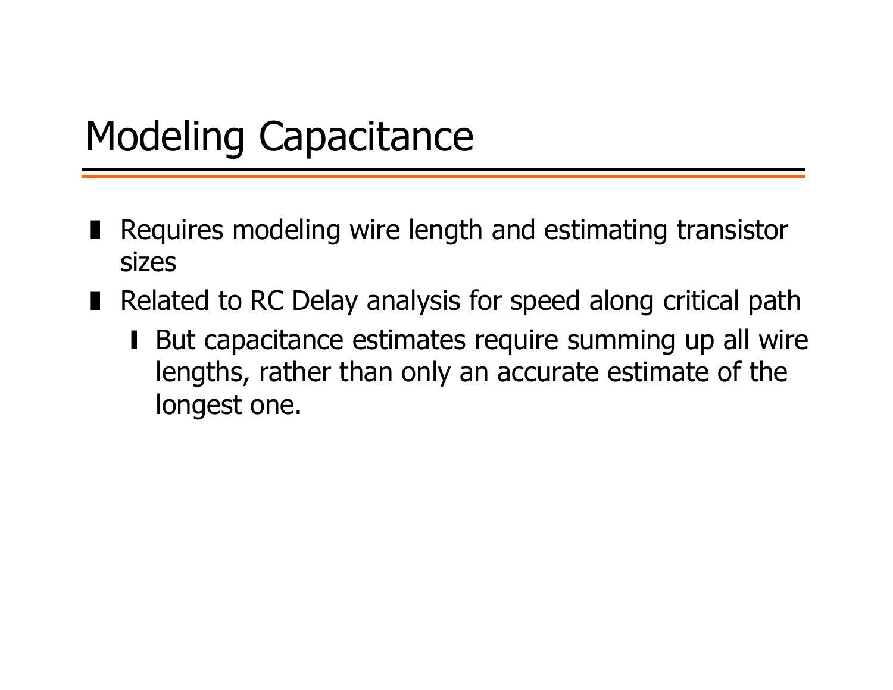# Modeling Capacitance

- Requires modeling wire length and estimating transistor sizes
- Related to RC Delay analysis for speed along critical path
  - But capacitance estimates require summing up all wire lengths, rather than only an accurate estimate of the longest one.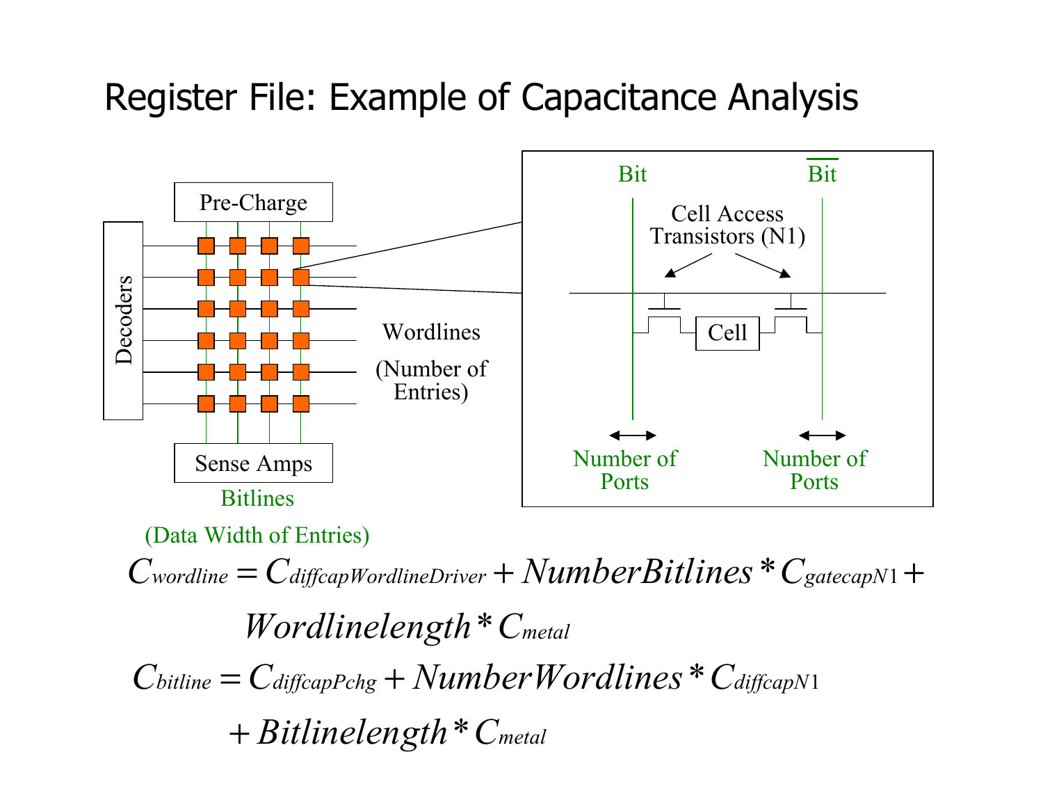# Register File: Example of Capacitance Analysis

Pre-Charge

Decoders

Wordlines

(Number of Entries)

Sense Amps

Bitlines

(Data Width of Entries)

Bit

$\overline{\text{Bit}}$

Cell Access Transistors (N1)

Cell

Number of Ports

Number of Ports

$$C_{wordline} = C_{diffcapWordlineDriver} + NumberBitlines * C_{gatecapN1} + Wordlinelength * C_{metal}$$

$$C_{bitline} = C_{diffcapPchg} + NumberWordlines * C_{diffcapN1} + Bitlinelength * C_{metal}$$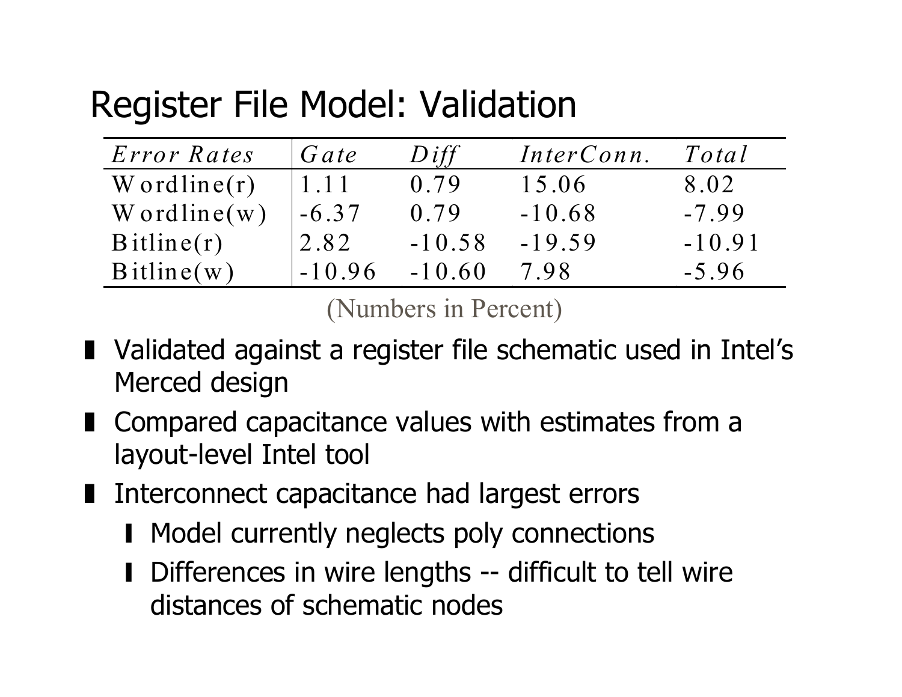# Register File Model: Validation

| *Error Rates* | *Gate* | *Diff* | *InterConn.* | *Total* |
|---|---|---|---|---|
| Wordline(r) | 1.11 | 0.79 | 15.06 | 8.02 |
| Wordline(w) | -6.37 | 0.79 | -10.68 | -7.99 |
| Bitline(r) | 2.82 | -10.58 | -19.59 | -10.91 |
| Bitline(w) | -10.96 | -10.60 | 7.98 | -5.96 |

(Numbers in Percent)

- Validated against a register file schematic used in Intel's Merced design
- Compared capacitance values with estimates from a layout-level Intel tool
- Interconnect capacitance had largest errors
  - Model currently neglects poly connections
  - Differences in wire lengths -- difficult to tell wire distances of schematic nodes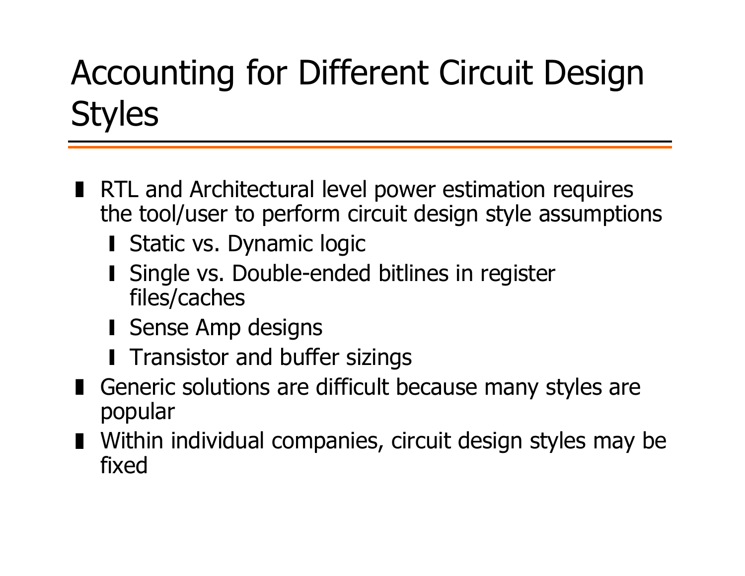# Accounting for Different Circuit Design Styles

- RTL and Architectural level power estimation requires the tool/user to perform circuit design style assumptions
  - Static vs. Dynamic logic
  - Single vs. Double-ended bitlines in register files/caches
  - Sense Amp designs
  - Transistor and buffer sizings
- Generic solutions are difficult because many styles are popular
- Within individual companies, circuit design styles may be fixed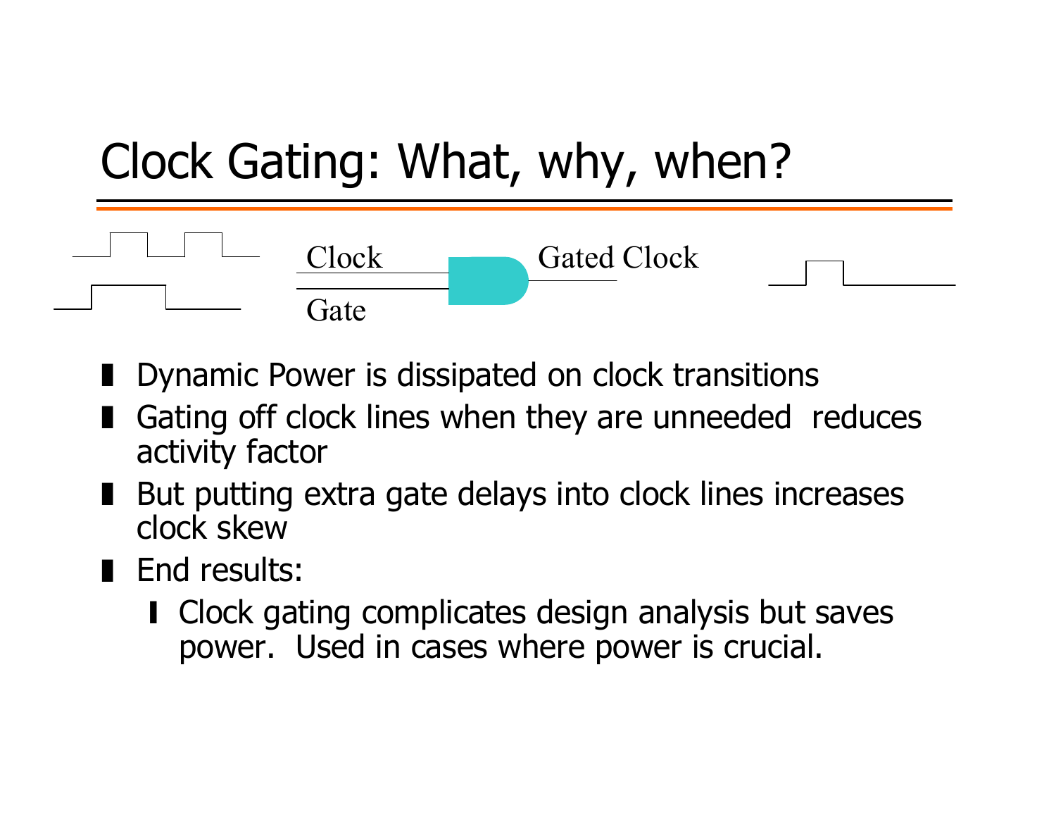# Clock Gating: What, why, when?

Clock

Gate

Gated Clock

- Dynamic Power is dissipated on clock transitions
- Gating off clock lines when they are unneeded reduces activity factor
- But putting extra gate delays into clock lines increases clock skew
- End results:
  - Clock gating complicates design analysis but saves power. Used in cases where power is crucial.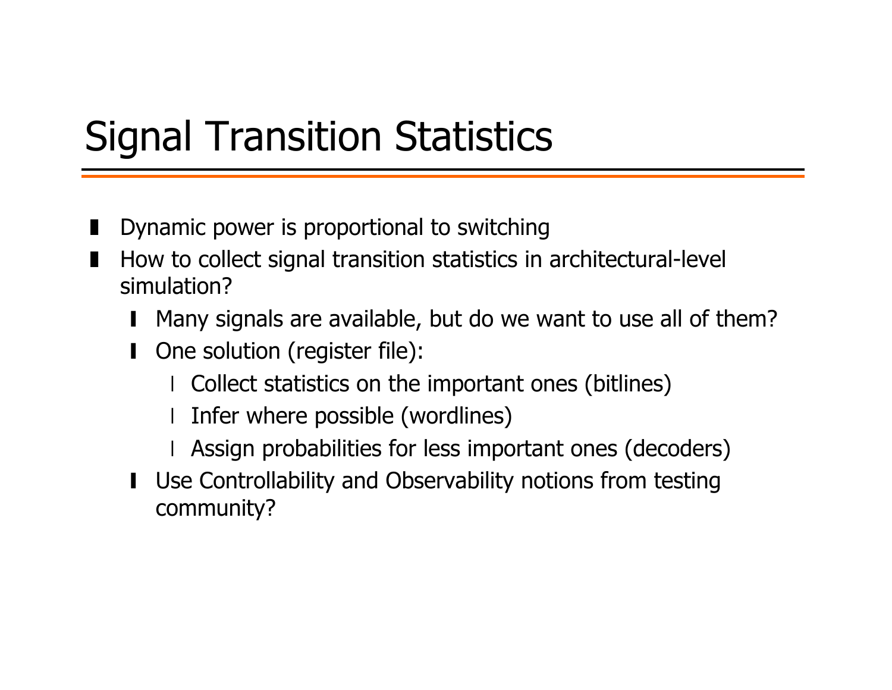# Signal Transition Statistics

- Dynamic power is proportional to switching
- How to collect signal transition statistics in architectural-level simulation?
  - Many signals are available, but do we want to use all of them?
  - One solution (register file):
    - Collect statistics on the important ones (bitlines)
    - Infer where possible (wordlines)
    - Assign probabilities for less important ones (decoders)
  - Use Controllability and Observability notions from testing community?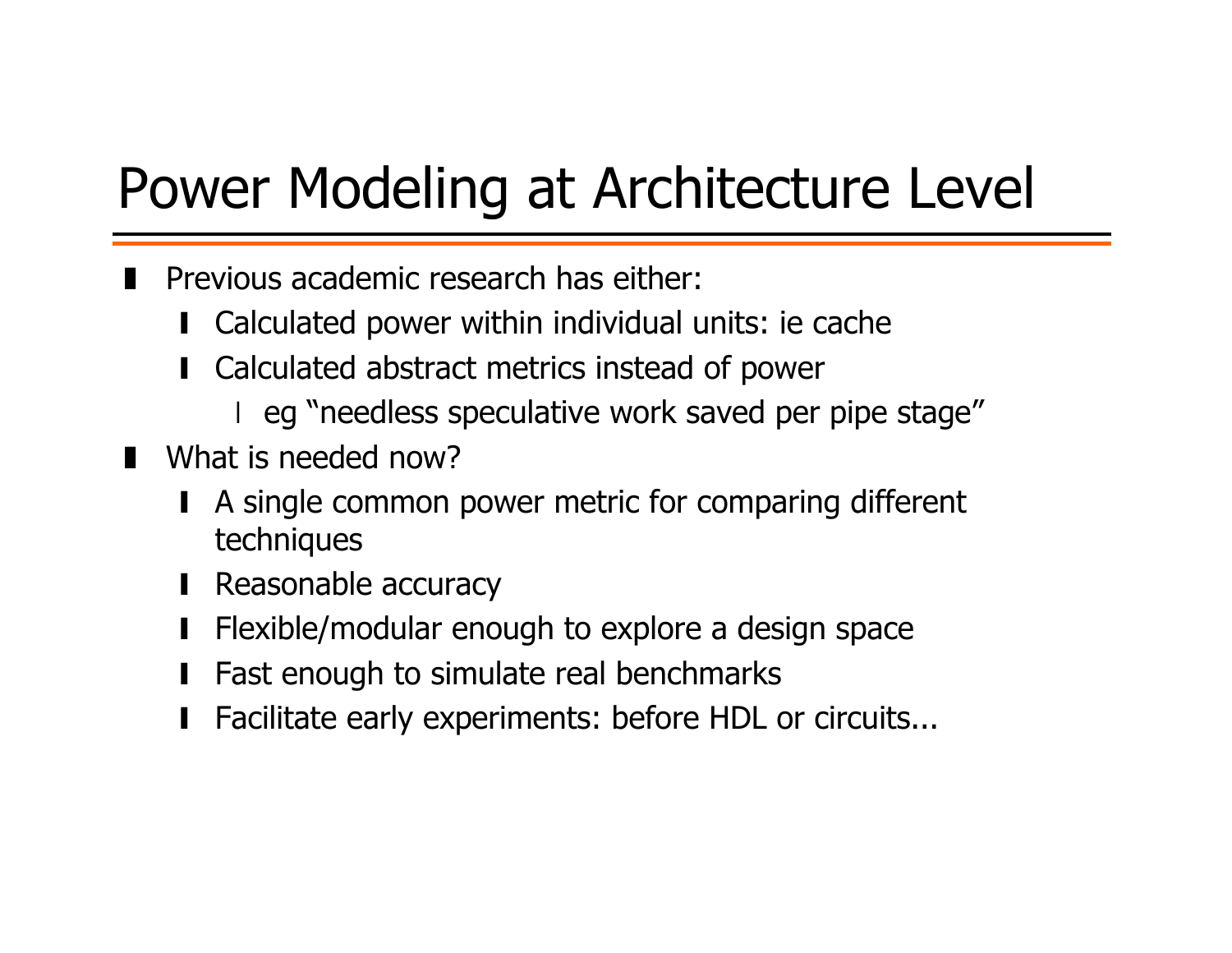# Power Modeling at Architecture Level

- Previous academic research has either:
  - Calculated power within individual units: ie cache
  - Calculated abstract metrics instead of power
    - eg “needless speculative work saved per pipe stage”
- What is needed now?
  - A single common power metric for comparing different techniques
  - Reasonable accuracy
  - Flexible/modular enough to explore a design space
  - Fast enough to simulate real benchmarks
  - Facilitate early experiments: before HDL or circuits...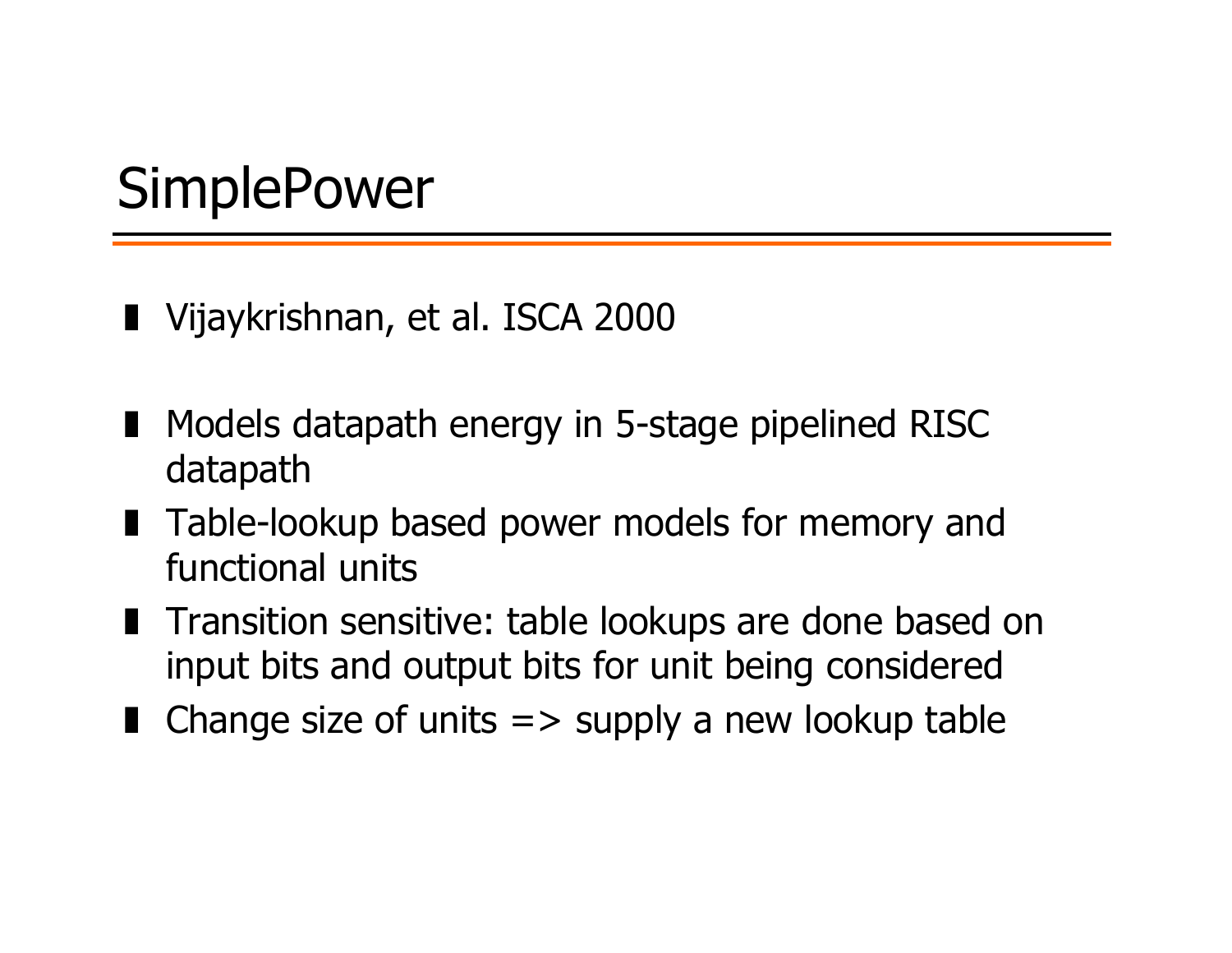# SimplePower

- Vijaykrishnan, et al. ISCA 2000

- Models datapath energy in 5-stage pipelined RISC datapath
- Table-lookup based power models for memory and functional units
- Transition sensitive: table lookups are done based on input bits and output bits for unit being considered
- Change size of units => supply a new lookup table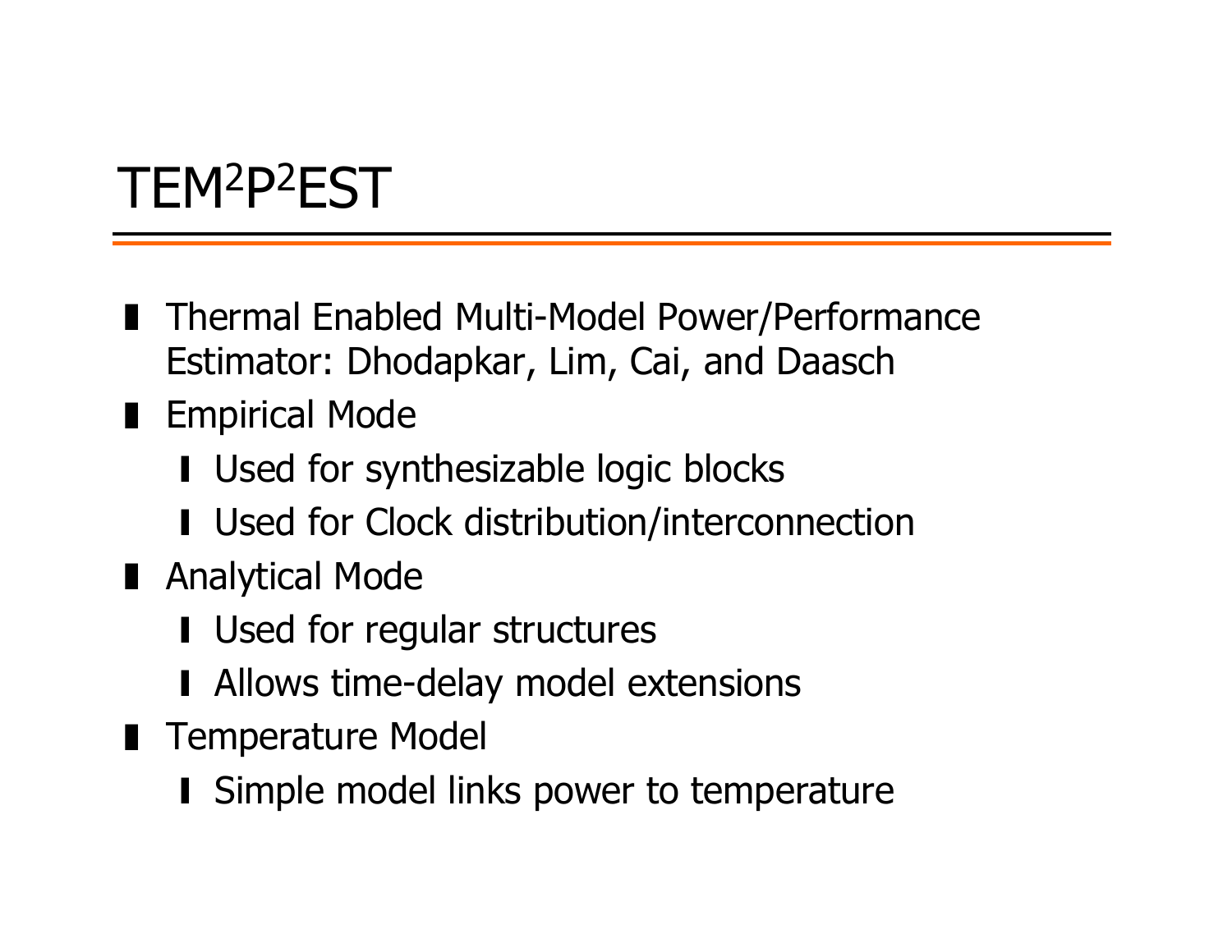# TEM$^2$P$^2$EST

- Thermal Enabled Multi-Model Power/Performance Estimator: Dhodapkar, Lim, Cai, and Daasch
- Empirical Mode
  - Used for synthesizable logic blocks
  - Used for Clock distribution/interconnection
- Analytical Mode
  - Used for regular structures
  - Allows time-delay model extensions
- Temperature Model
  - Simple model links power to temperature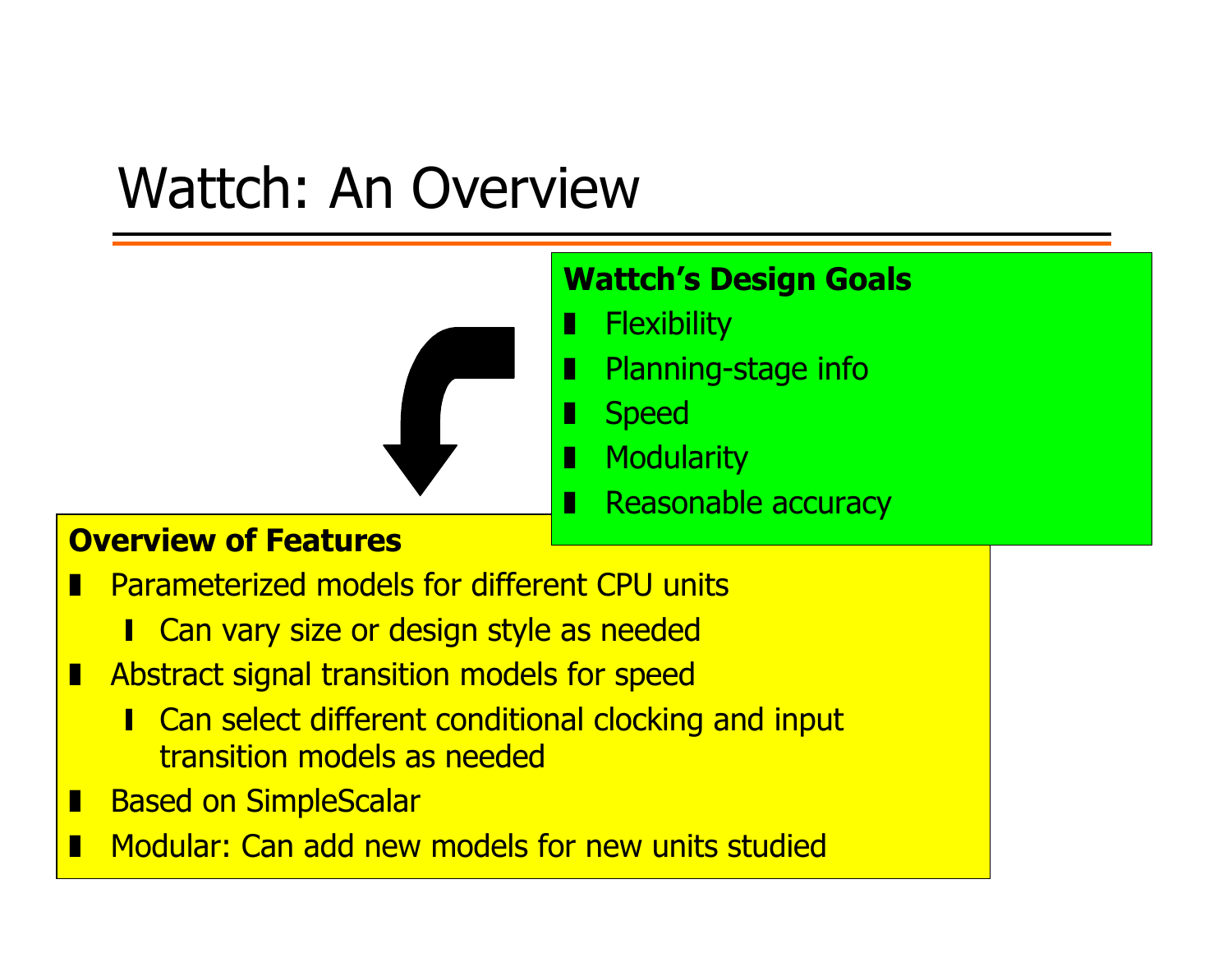# Wattch: An Overview

**Wattch's Design Goals**

- Flexibility
- Planning-stage info
- Speed
- Modularity
- Reasonable accuracy

**Overview of Features**

- Parameterized models for different CPU units
  - Can vary size or design style as needed
- Abstract signal transition models for speed
  - Can select different conditional clocking and input transition models as needed
- Based on SimpleScalar
- Modular: Can add new models for new units studied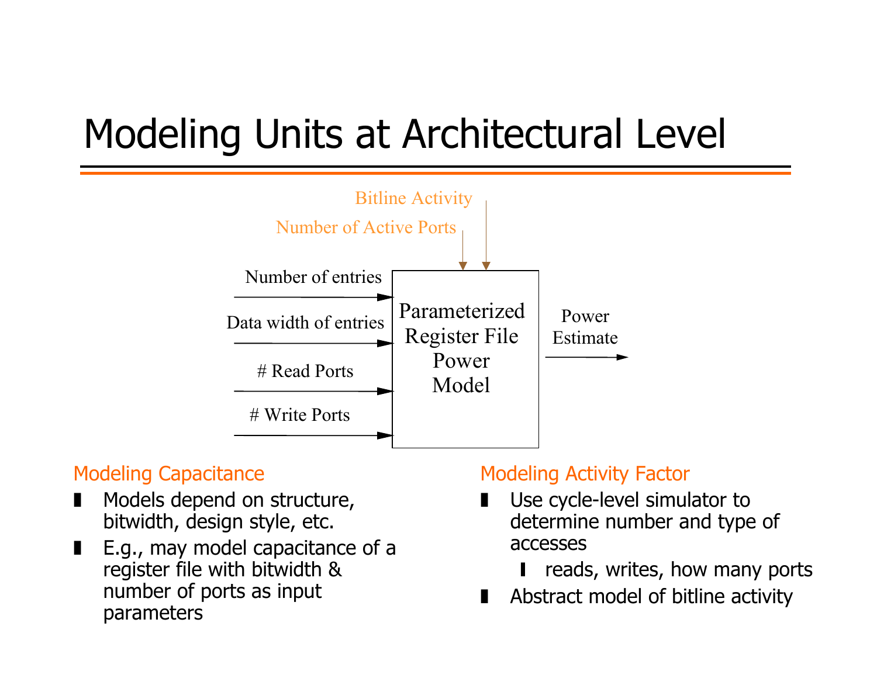# Modeling Units at Architectural Level

Bitline Activity

Number of Active Ports

Number of entries

Data width of entries

# Read Ports

# Write Ports

Parameterized Register File Power Model

Power Estimate

## Modeling Capacitance

- Models depend on structure, bitwidth, design style, etc.
- E.g., may model capacitance of a register file with bitwidth & number of ports as input parameters

## Modeling Activity Factor

- Use cycle-level simulator to determine number and type of accesses
  - reads, writes, how many ports
- Abstract model of bitline activity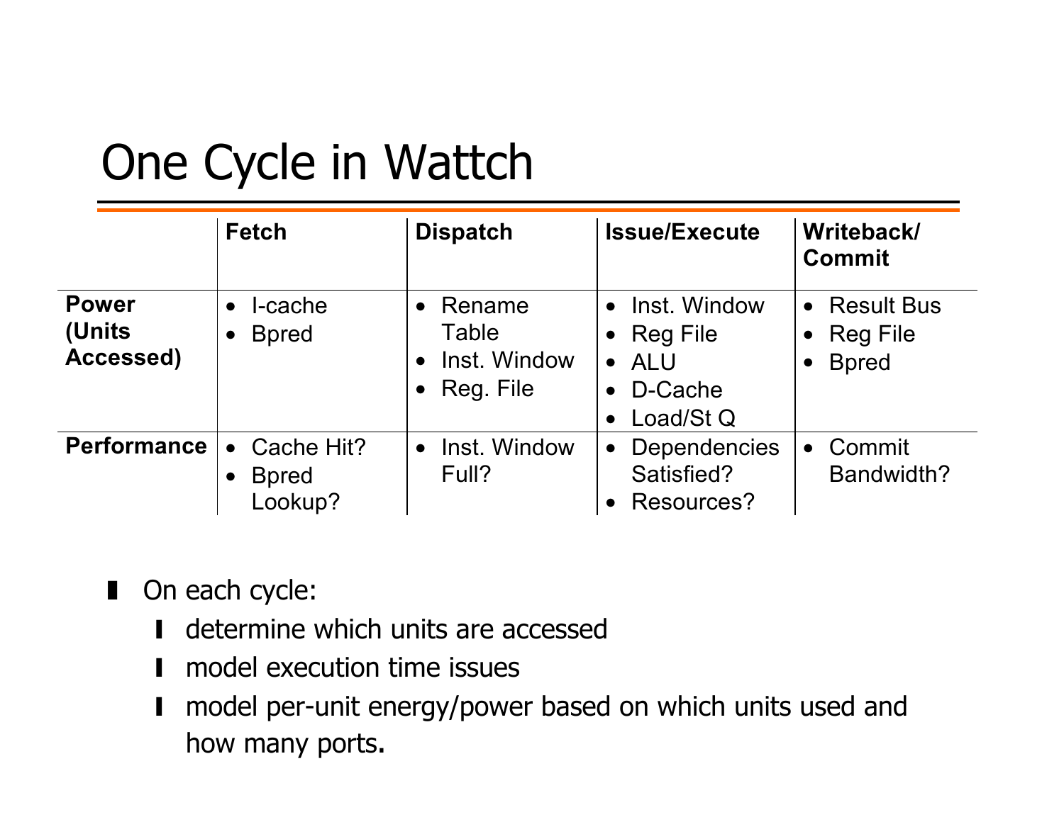# One Cycle in Wattch

| | **Fetch** | **Dispatch** | **Issue/Execute** | **Writeback/ Commit** |
|---|---|---|---|---|
| **Power (Units Accessed)** | • I-cache<br>• Bpred | • Rename Table<br>• Inst. Window<br>• Reg. File | • Inst. Window<br>• Reg File<br>• ALU<br>• D-Cache<br>• Load/St Q | • Result Bus<br>• Reg File<br>• Bpred |
| **Performance** | • Cache Hit?<br>• Bpred Lookup? | • Inst. Window Full? | • Dependencies Satisfied?<br>• Resources? | • Commit Bandwidth? |

- On each cycle:
  - determine which units are accessed
  - model execution time issues
  - model per-unit energy/power based on which units used and how many ports.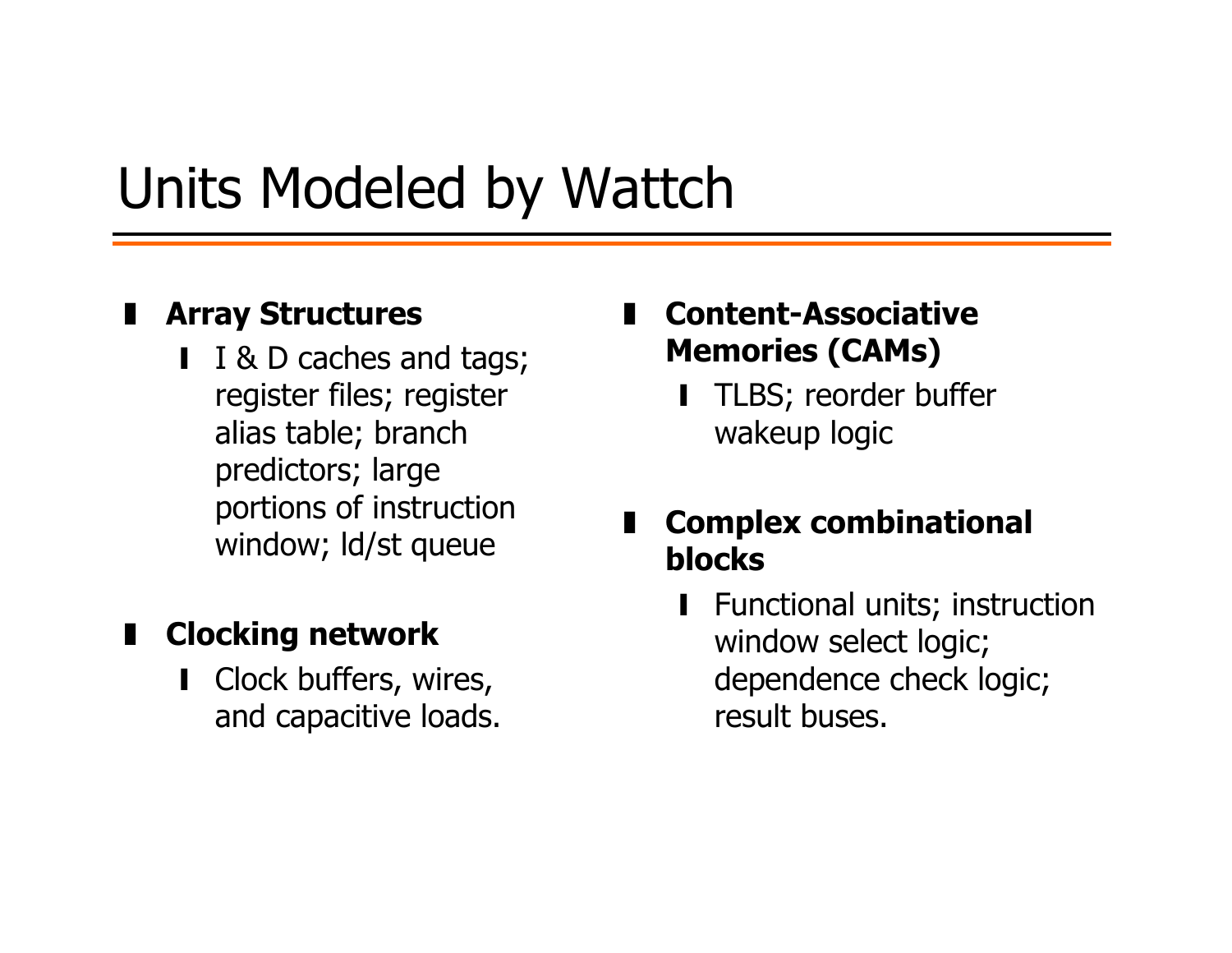# Units Modeled by Wattch

- **Array Structures**
  - I & D caches and tags; register files; register alias table; branch predictors; large portions of instruction window; ld/st queue
- **Clocking network**
  - Clock buffers, wires, and capacitive loads.
- **Content-Associative Memories (CAMs)**
  - TLBS; reorder buffer wakeup logic
- **Complex combinational blocks**
  - Functional units; instruction window select logic; dependence check logic; result buses.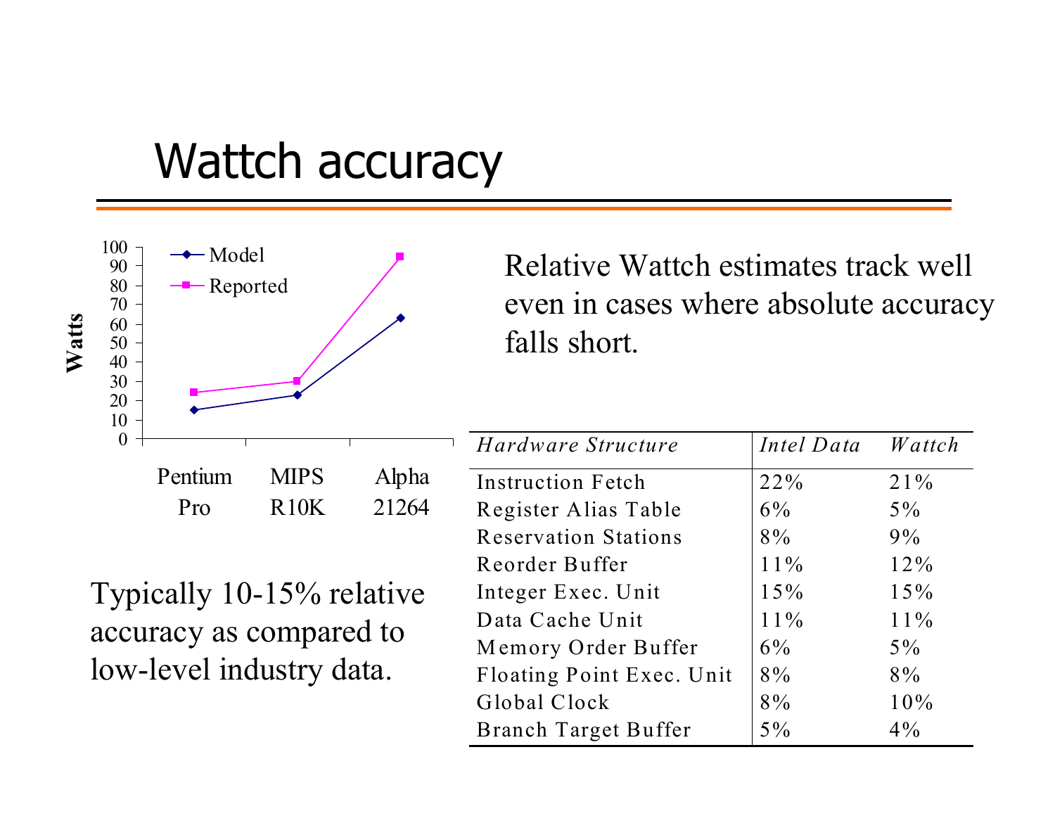# Wattch accuracy

| | Pentium Pro | MIPS R10K | Alpha 21264 |
|---|---|---|---|
| Model (Watts) | ~15 | ~23 | ~63 |
| Reported (Watts) | ~24 | ~30 | ~95 |

Relative Wattch estimates track well even in cases where absolute accuracy falls short.

Typically 10-15% relative accuracy as compared to low-level industry data.

| *Hardware Structure* | *Intel Data* | *Wattch* |
|---|---|---|
| Instruction Fetch | 22% | 21% |
| Register Alias Table | 6% | 5% |
| Reservation Stations | 8% | 9% |
| Reorder Buffer | 11% | 12% |
| Integer Exec. Unit | 15% | 15% |
| Data Cache Unit | 11% | 11% |
| Memory Order Buffer | 6% | 5% |
| Floating Point Exec. Unit | 8% | 8% |
| Global Clock | 8% | 10% |
| Branch Target Buffer | 5% | 4% |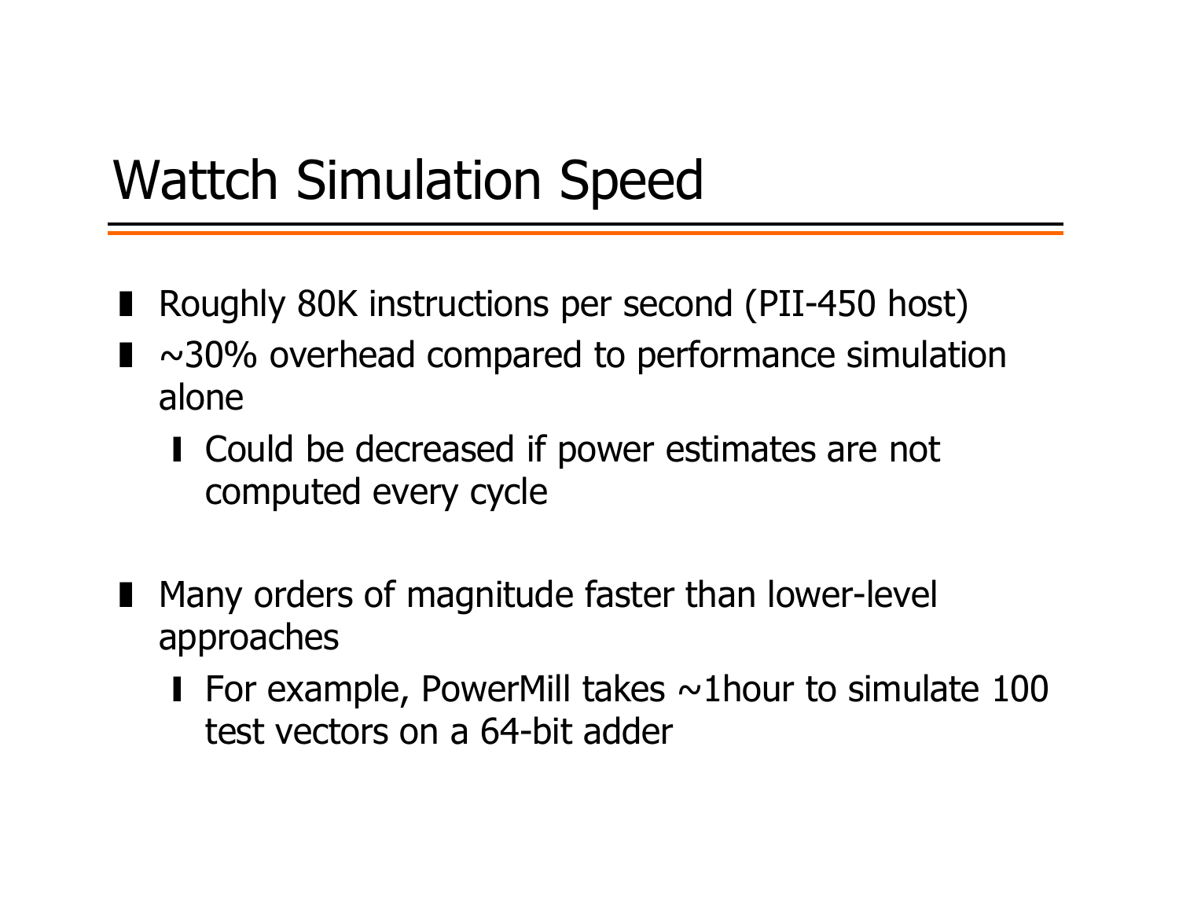# Wattch Simulation Speed

- Roughly 80K instructions per second (PII-450 host)
- ~30% overhead compared to performance simulation alone
  - Could be decreased if power estimates are not computed every cycle
- Many orders of magnitude faster than lower-level approaches
  - For example, PowerMill takes ~1hour to simulate 100 test vectors on a 64-bit adder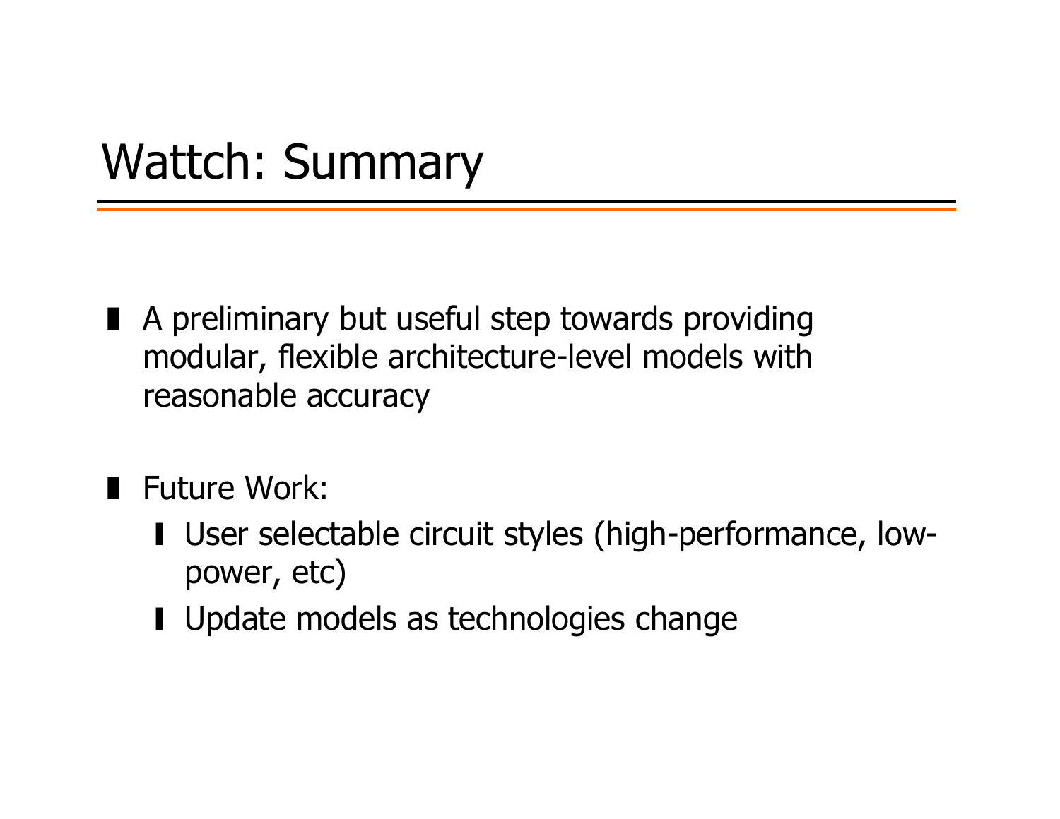# Wattch: Summary

- A preliminary but useful step towards providing modular, flexible architecture-level models with reasonable accuracy
- Future Work:
  - User selectable circuit styles (high-performance, low-power, etc)
  - Update models as technologies change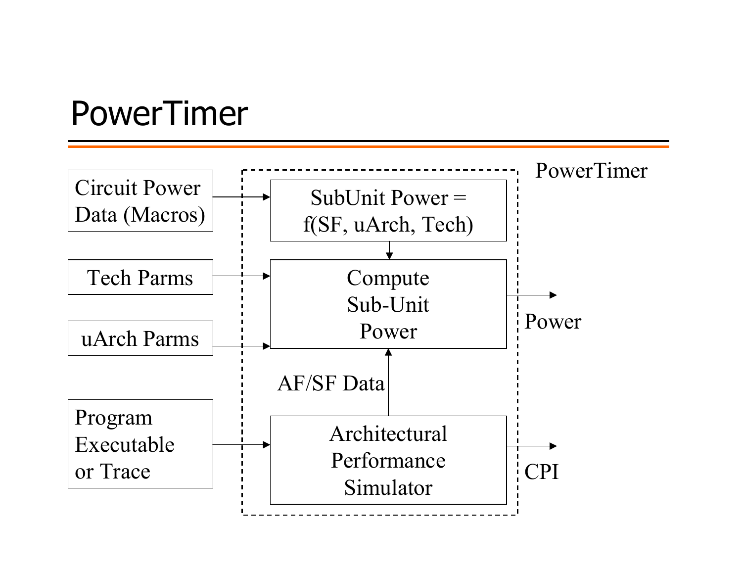# PowerTimer

PowerTimer

Circuit Power Data (Macros)

SubUnit Power = f(SF, uArch, Tech)

Tech Parms

Compute Sub-Unit Power

Power

uArch Parms

AF/SF Data

Program Executable or Trace

Architectural Performance Simulator

CPI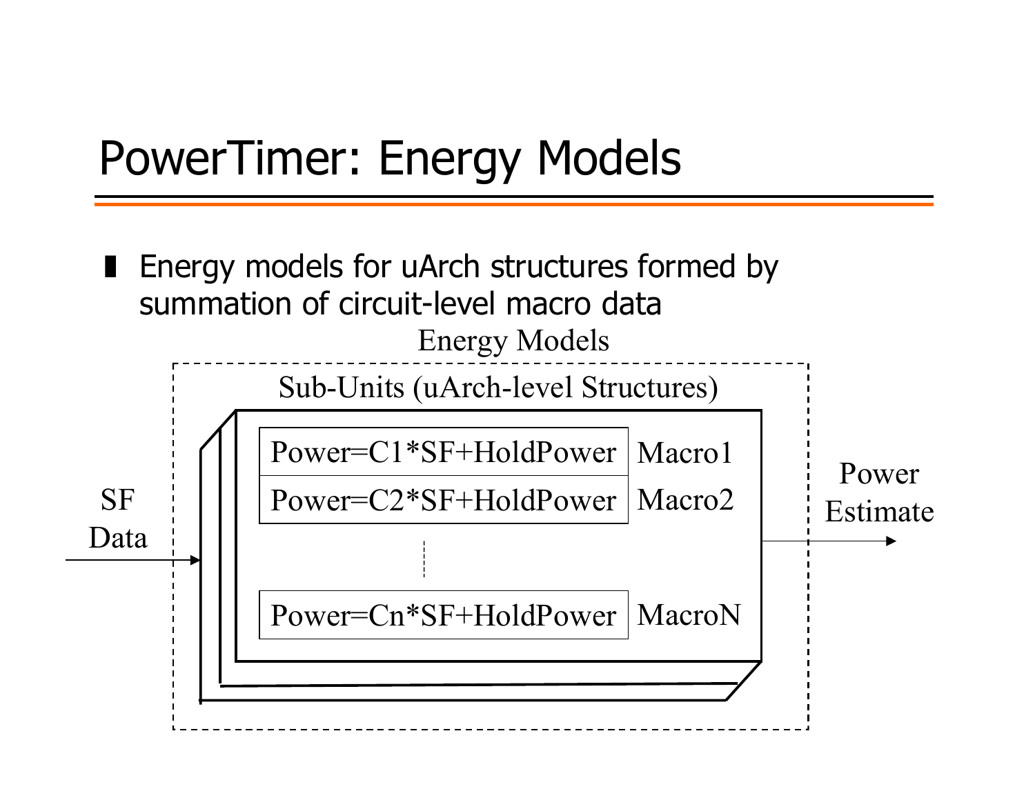# PowerTimer: Energy Models

- Energy models for uArch structures formed by summation of circuit-level macro data

Energy Models

Sub-Units (uArch-level Structures)

| | |
|---|---|
| Power=C1*SF+HoldPower | Macro1 |
| Power=C2*SF+HoldPower | Macro2 |
| ⋮ | |
| Power=Cn*SF+HoldPower | MacroN |

SF Data → Power Estimate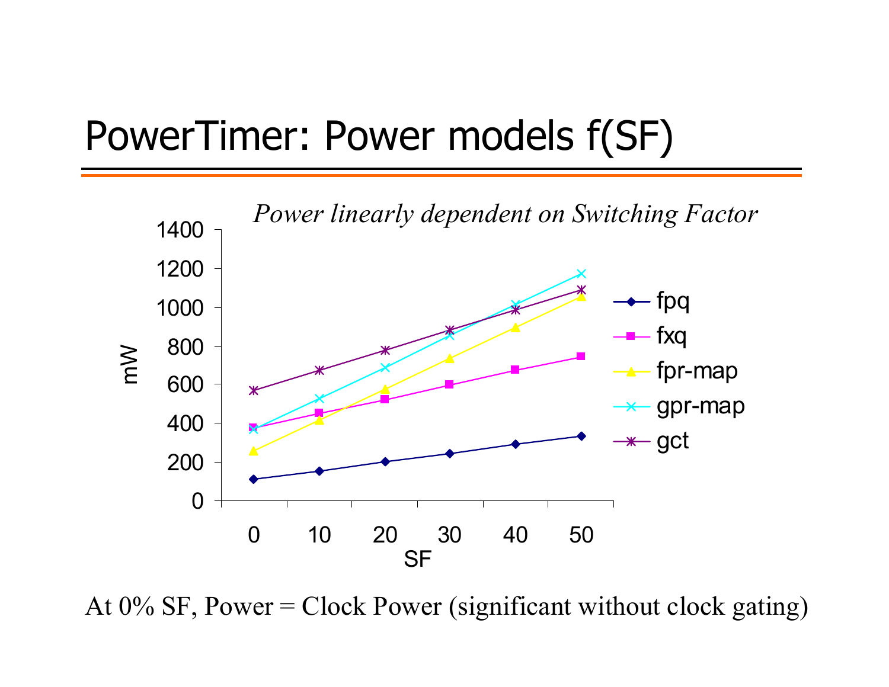# PowerTimer: Power models f(SF)

*Power linearly dependent on Switching Factor*

| SF | fpq | fxq | fpr-map | gpr-map | gct |
|---|---|---|---|---|---|
| 0 | 110 | 375 | 255 | 365 | 570 |
| 10 | 150 | 450 | 415 | 525 | 675 |
| 20 | 200 | 520 | 575 | 690 | 780 |
| 30 | 240 | 600 | 735 | 855 | 880 |
| 40 | 290 | 675 | 895 | 1015 | 985 |
| 50 | 330 | 745 | 1055 | 1175 | 1090 |

At 0% SF, Power = Clock Power (significant without clock gating)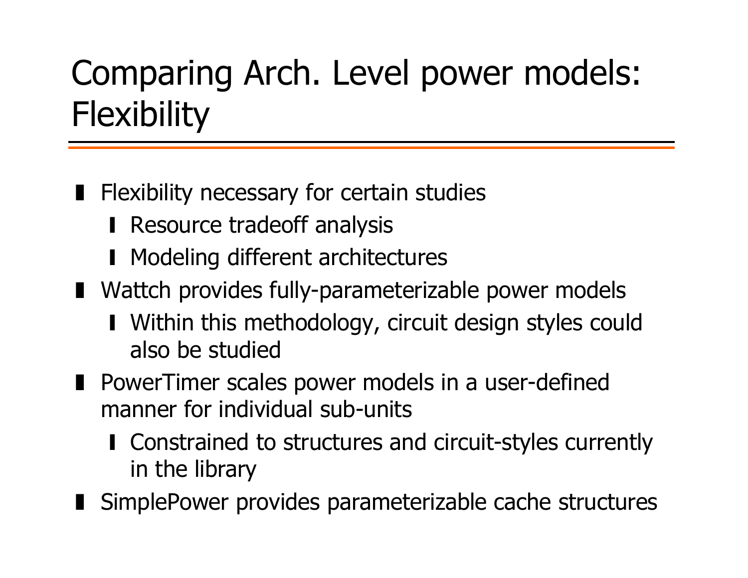# Comparing Arch. Level power models: Flexibility

- Flexibility necessary for certain studies
  - Resource tradeoff analysis
  - Modeling different architectures
- Wattch provides fully-parameterizable power models
  - Within this methodology, circuit design styles could also be studied
- PowerTimer scales power models in a user-defined manner for individual sub-units
  - Constrained to structures and circuit-styles currently in the library
- SimplePower provides parameterizable cache structures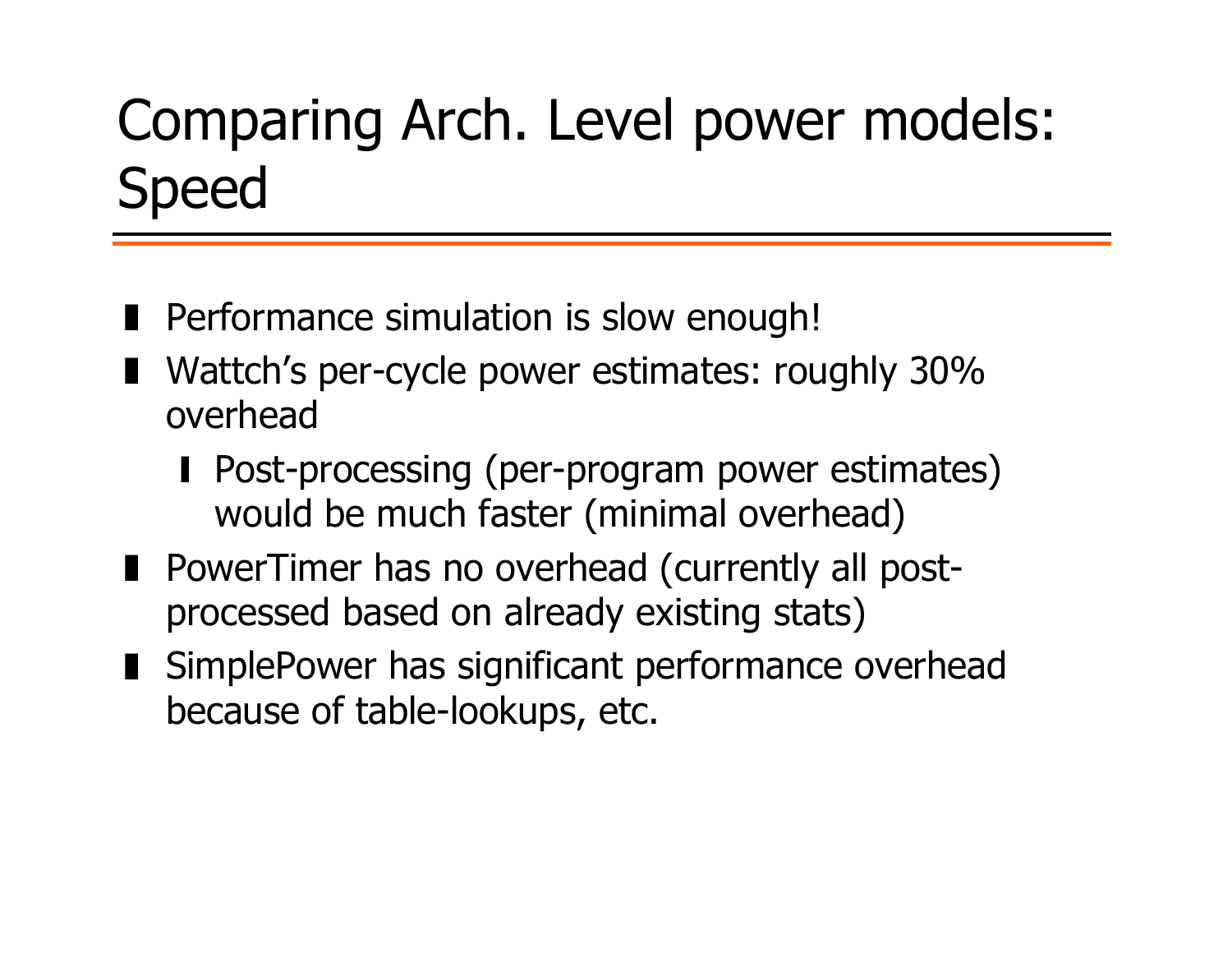# Comparing Arch. Level power models: Speed

- Performance simulation is slow enough!
- Wattch's per-cycle power estimates: roughly 30% overhead
  - Post-processing (per-program power estimates) would be much faster (minimal overhead)
- PowerTimer has no overhead (currently all post-processed based on already existing stats)
- SimplePower has significant performance overhead because of table-lookups, etc.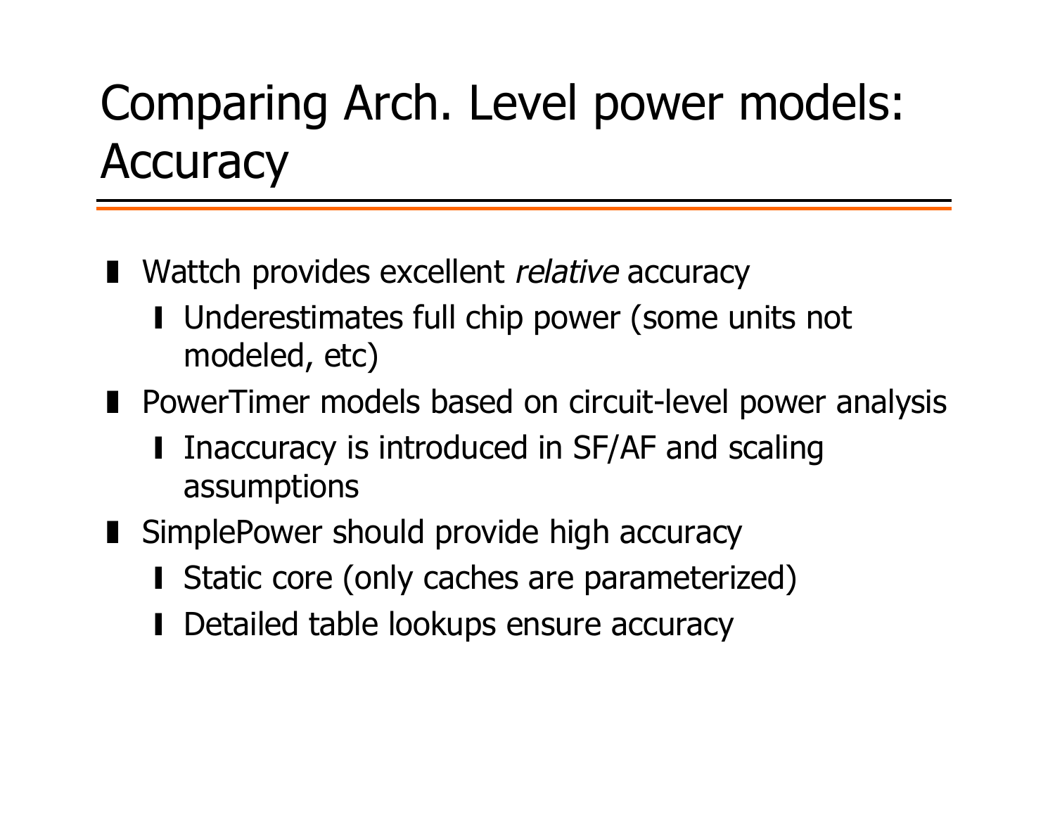# Comparing Arch. Level power models: Accuracy

- Wattch provides excellent *relative* accuracy
  - Underestimates full chip power (some units not modeled, etc)
- PowerTimer models based on circuit-level power analysis
  - Inaccuracy is introduced in SF/AF and scaling assumptions
- SimplePower should provide high accuracy
  - Static core (only caches are parameterized)
  - Detailed table lookups ensure accuracy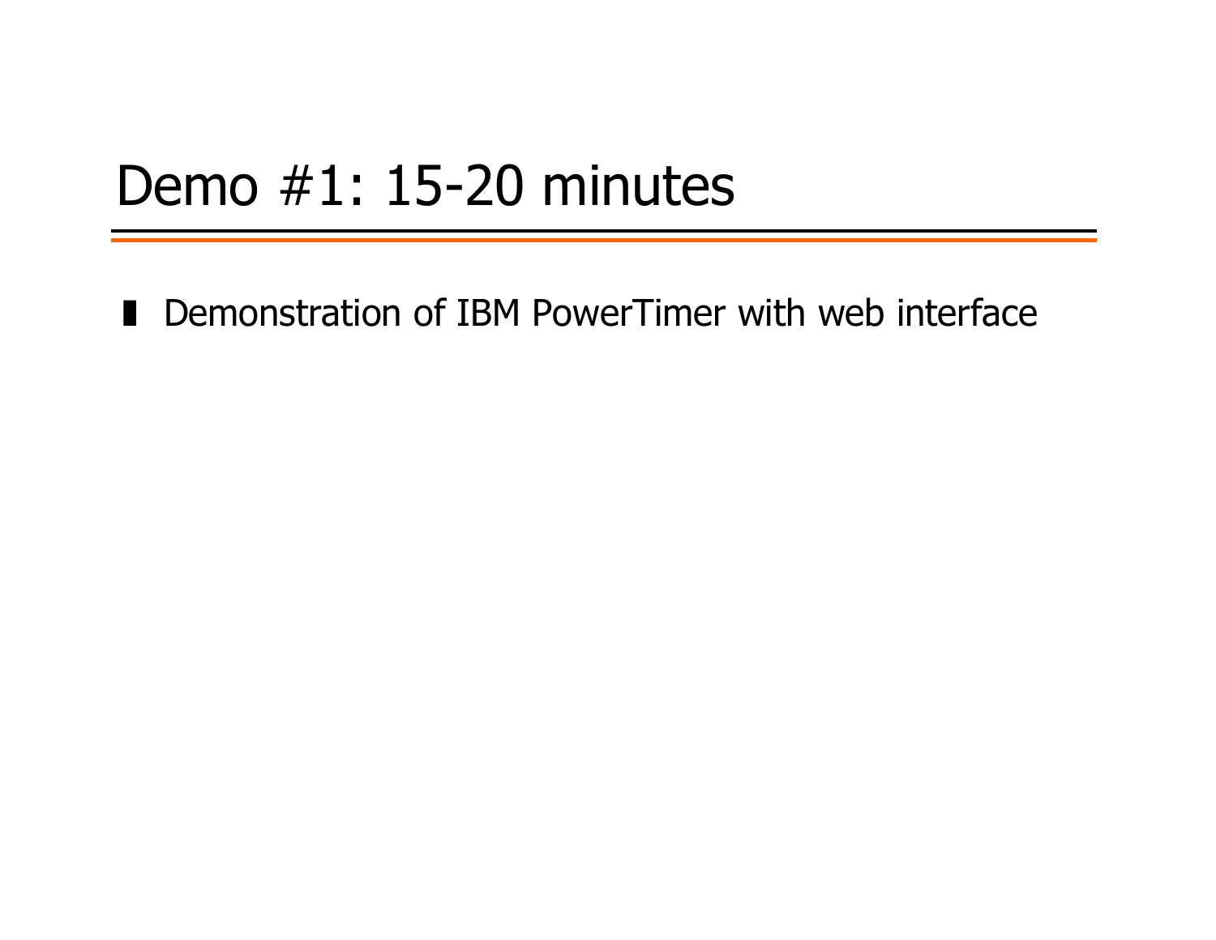# Demo #1: 15-20 minutes

- Demonstration of IBM PowerTimer with web interface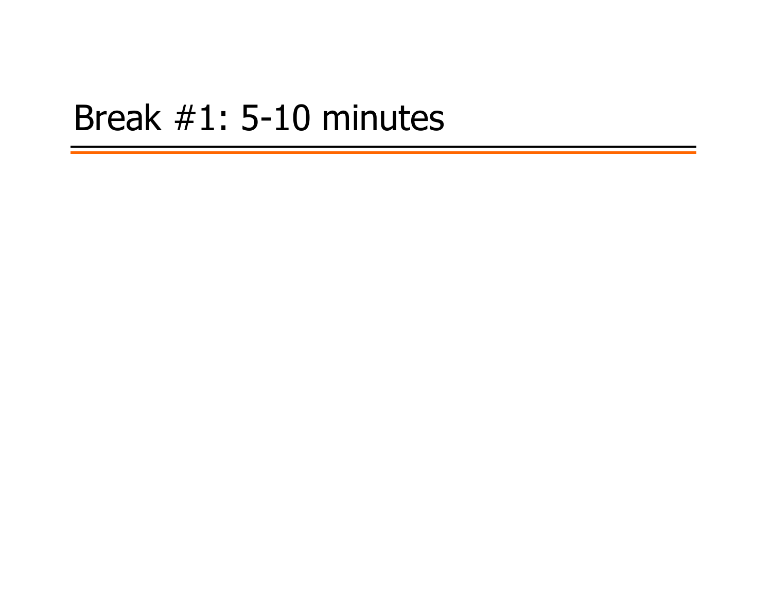# Break #1: 5-10 minutes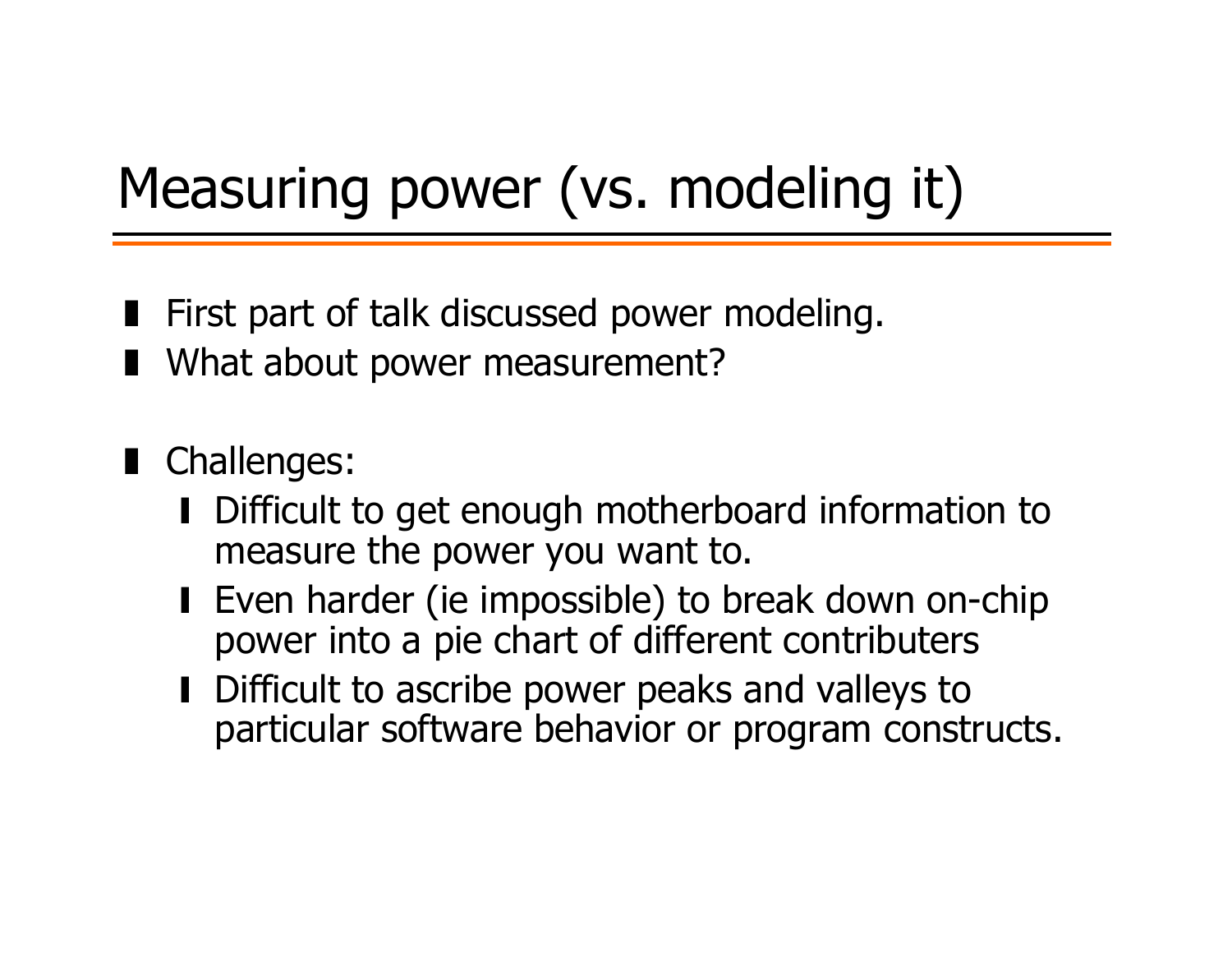# Measuring power (vs. modeling it)

- First part of talk discussed power modeling.
- What about power measurement?

- Challenges:
  - Difficult to get enough motherboard information to measure the power you want to.
  - Even harder (ie impossible) to break down on-chip power into a pie chart of different contributers
  - Difficult to ascribe power peaks and valleys to particular software behavior or program constructs.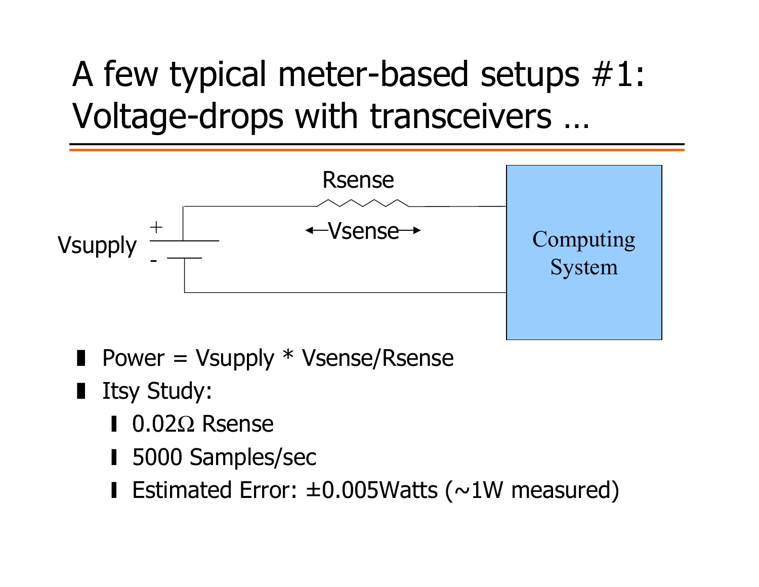# A few typical meter-based setups #1: Voltage-drops with transceivers …

Rsense

Vsupply + -

←Vsense→

Computing System

- Power = Vsupply * Vsense/Rsense
- Itsy Study:
  - 0.02Ω Rsense
  - 5000 Samples/sec
  - Estimated Error: ±0.005Watts (~1W measured)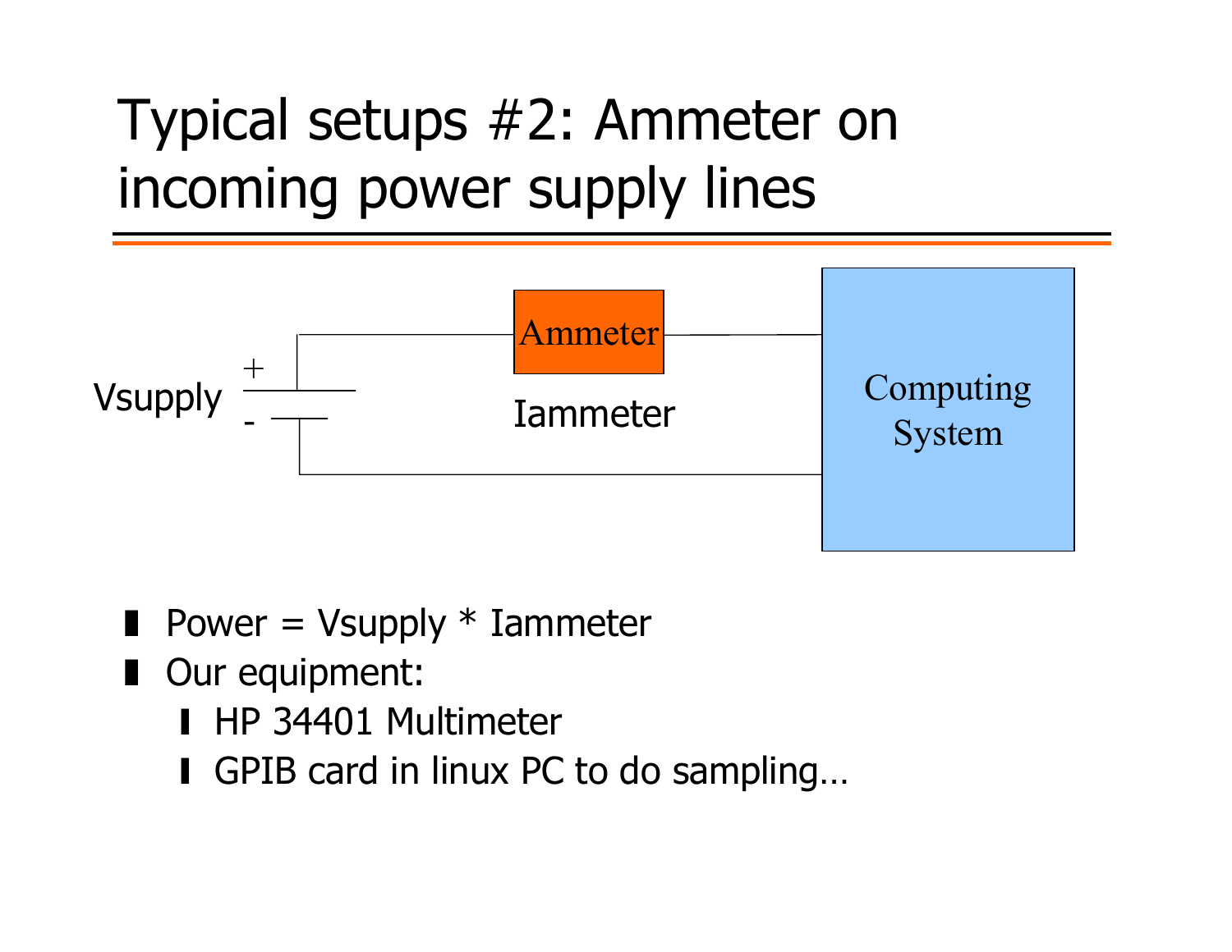# Typical setups #2: Ammeter on incoming power supply lines

Vsupply

Ammeter

Iammeter

Computing System

- Power = Vsupply * Iammeter
- Our equipment:
  - HP 34401 Multimeter
  - GPIB card in linux PC to do sampling…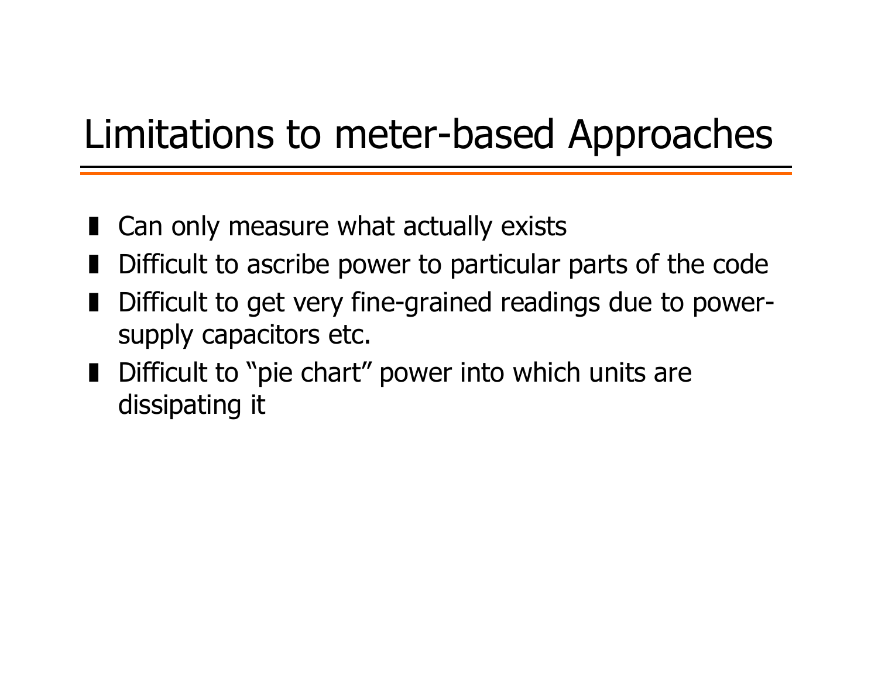# Limitations to meter-based Approaches

- Can only measure what actually exists
- Difficult to ascribe power to particular parts of the code
- Difficult to get very fine-grained readings due to power-supply capacitors etc.
- Difficult to “pie chart” power into which units are dissipating it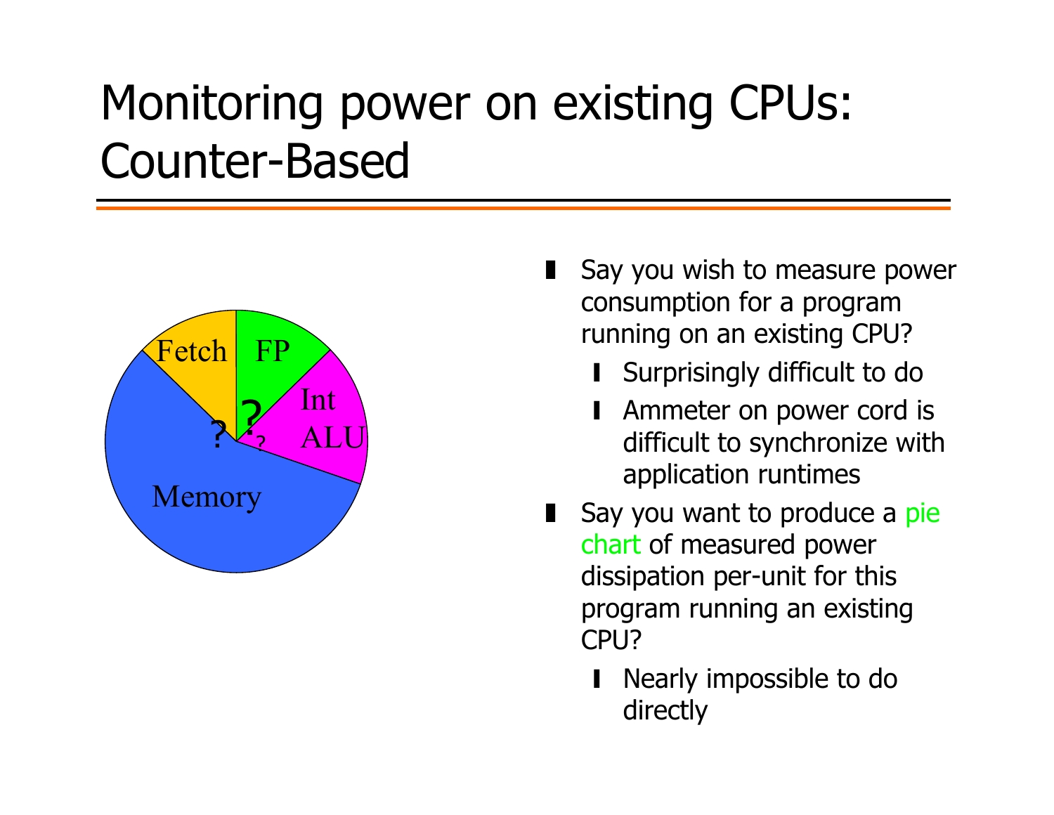# Monitoring power on existing CPUs: Counter-Based

- Say you wish to measure power consumption for a program running on an existing CPU?
  - Surprisingly difficult to do
  - Ammeter on power cord is difficult to synchronize with application runtimes
- Say you want to produce a pie chart of measured power dissipation per-unit for this program running an existing CPU?
  - Nearly impossible to do directly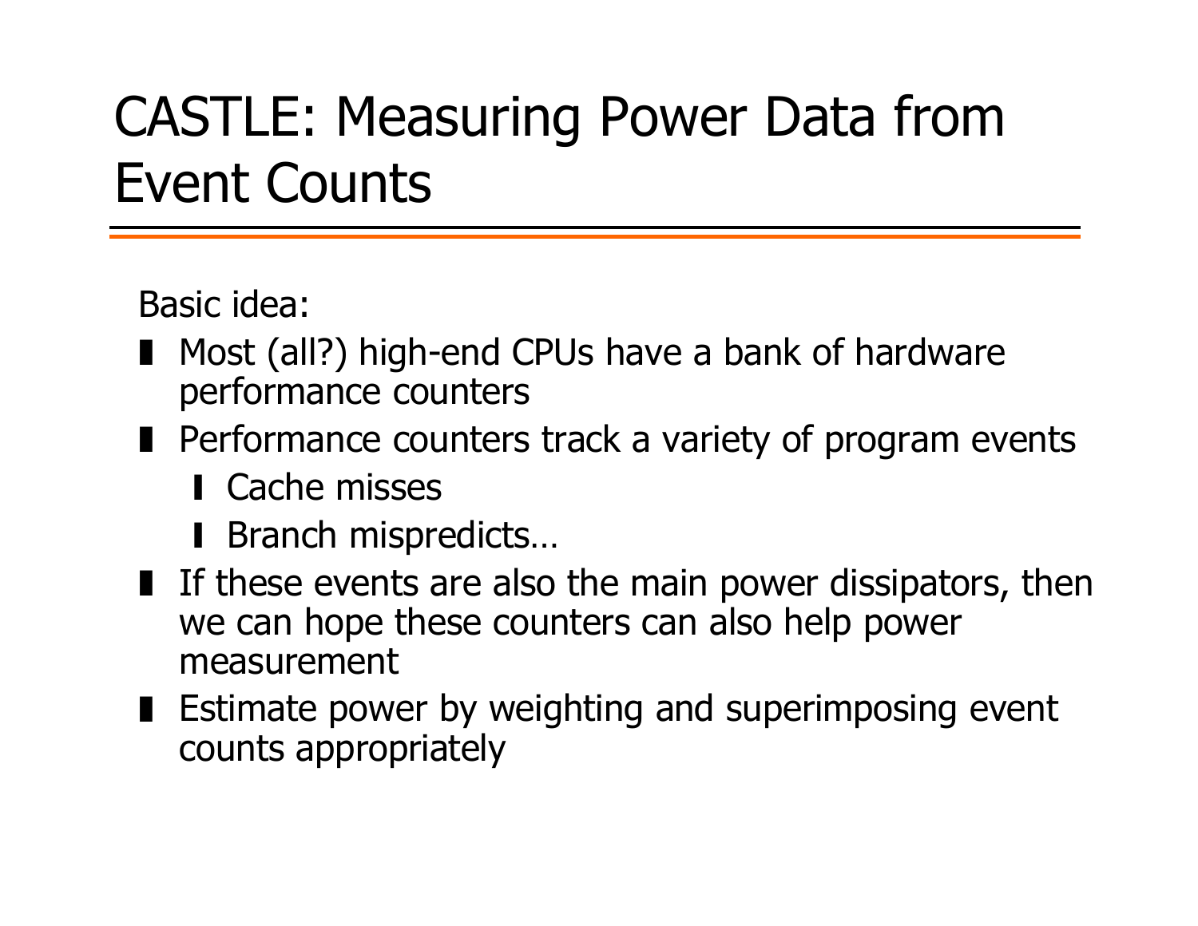# CASTLE: Measuring Power Data from Event Counts

Basic idea:

- Most (all?) high-end CPUs have a bank of hardware performance counters
- Performance counters track a variety of program events
  - Cache misses
  - Branch mispredicts…
- If these events are also the main power dissipators, then we can hope these counters can also help power measurement
- Estimate power by weighting and superimposing event counts appropriately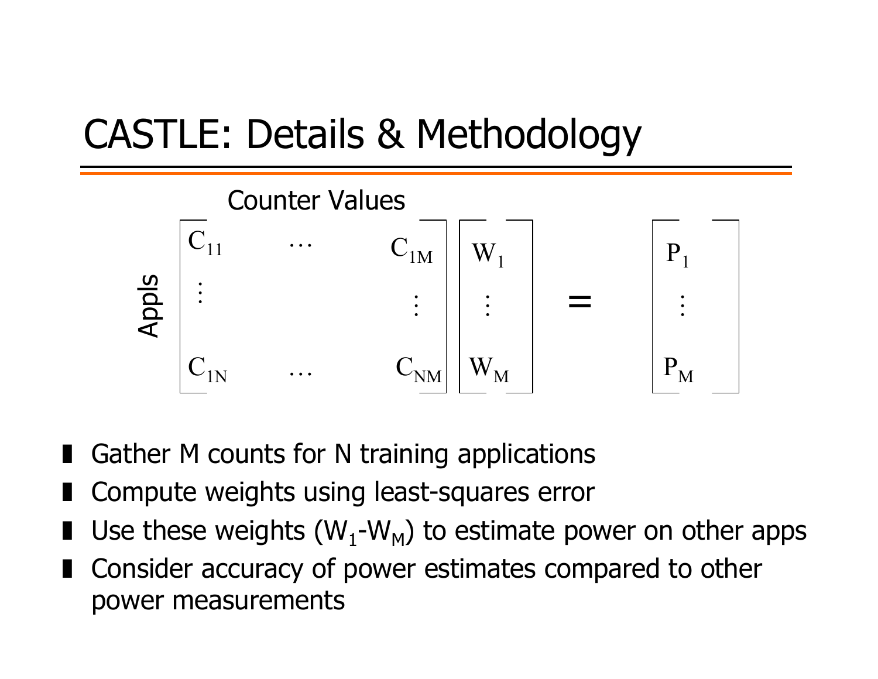# CASTLE: Details & Methodology

Counter Values

Appls

$$
\begin{bmatrix} C_{11} & \cdots & C_{1M} \\ \vdots & & \vdots \\ C_{1N} & \cdots & C_{NM} \end{bmatrix} \begin{bmatrix} W_1 \\ \vdots \\ W_M \end{bmatrix} = \begin{bmatrix} P_1 \\ \vdots \\ P_M \end{bmatrix}
$$

- Gather M counts for N training applications
- Compute weights using least-squares error
- Use these weights ($W_1$-$W_M$) to estimate power on other apps
- Consider accuracy of power estimates compared to other power measurements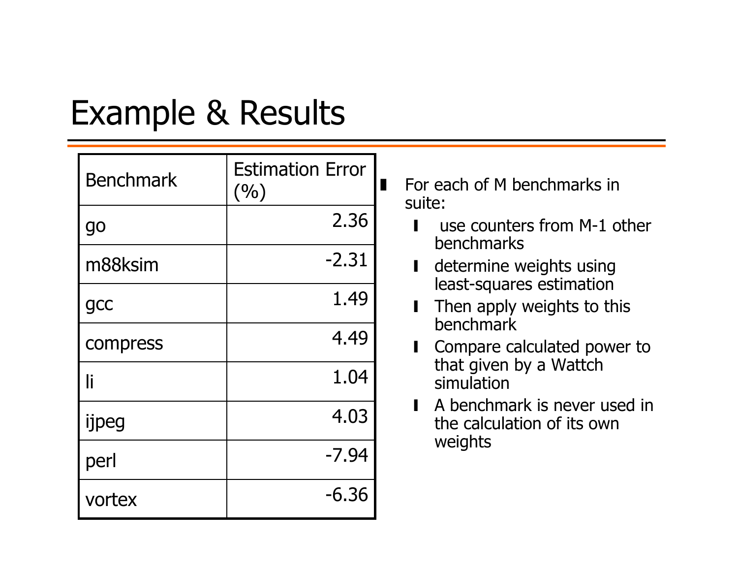# Example & Results

| Benchmark | Estimation Error (%) |
|---|---|
| go | 2.36 |
| m88ksim | -2.31 |
| gcc | 1.49 |
| compress | 4.49 |
| li | 1.04 |
| ijpeg | 4.03 |
| perl | -7.94 |
| vortex | -6.36 |

- For each of M benchmarks in suite:
  - use counters from M-1 other benchmarks
  - determine weights using least-squares estimation
  - Then apply weights to this benchmark
  - Compare calculated power to that given by a Wattch simulation
  - A benchmark is never used in the calculation of its own weights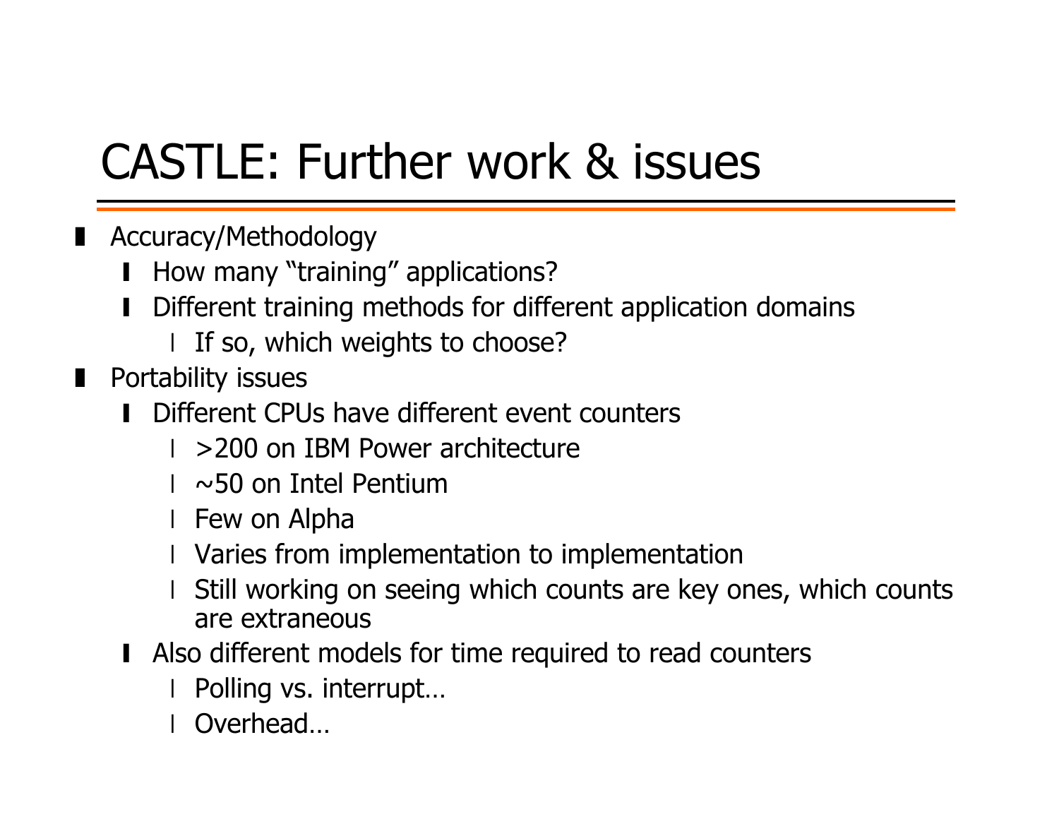# CASTLE: Further work & issues

- Accuracy/Methodology
  - How many "training" applications?
  - Different training methods for different application domains
    - If so, which weights to choose?
- Portability issues
  - Different CPUs have different event counters
    - >200 on IBM Power architecture
    - ~50 on Intel Pentium
    - Few on Alpha
    - Varies from implementation to implementation
    - Still working on seeing which counts are key ones, which counts are extraneous
  - Also different models for time required to read counters
    - Polling vs. interrupt…
    - Overhead…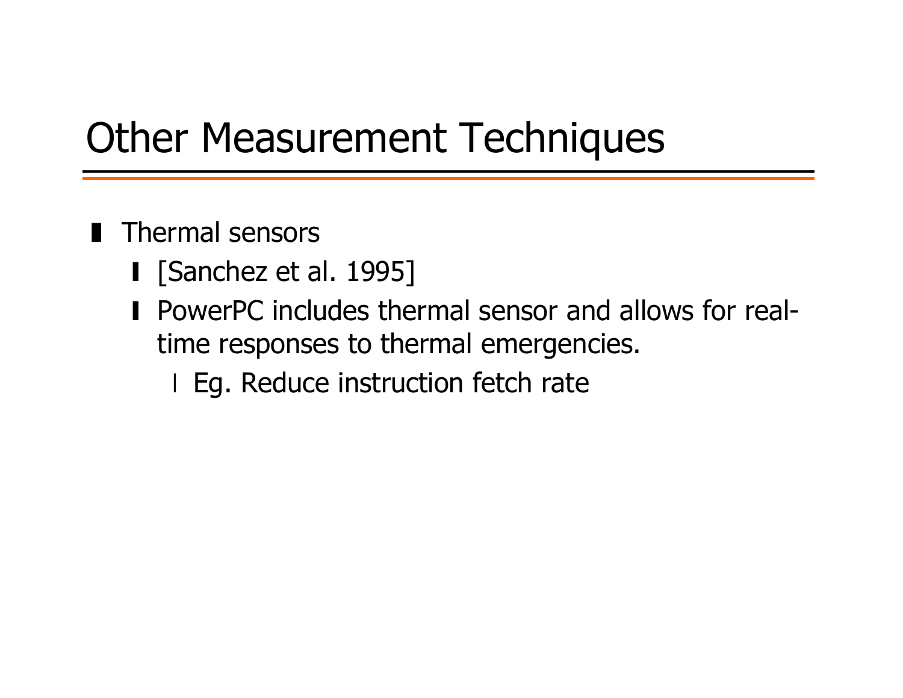# Other Measurement Techniques

- Thermal sensors
  - [Sanchez et al. 1995]
  - PowerPC includes thermal sensor and allows for real-time responses to thermal emergencies.
    - Eg. Reduce instruction fetch rate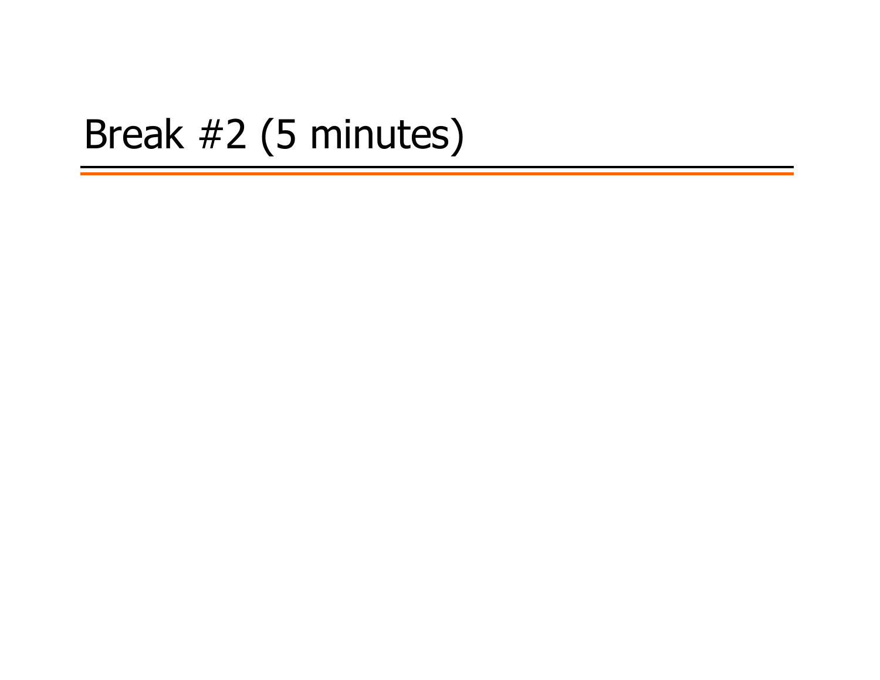# Break #2 (5 minutes)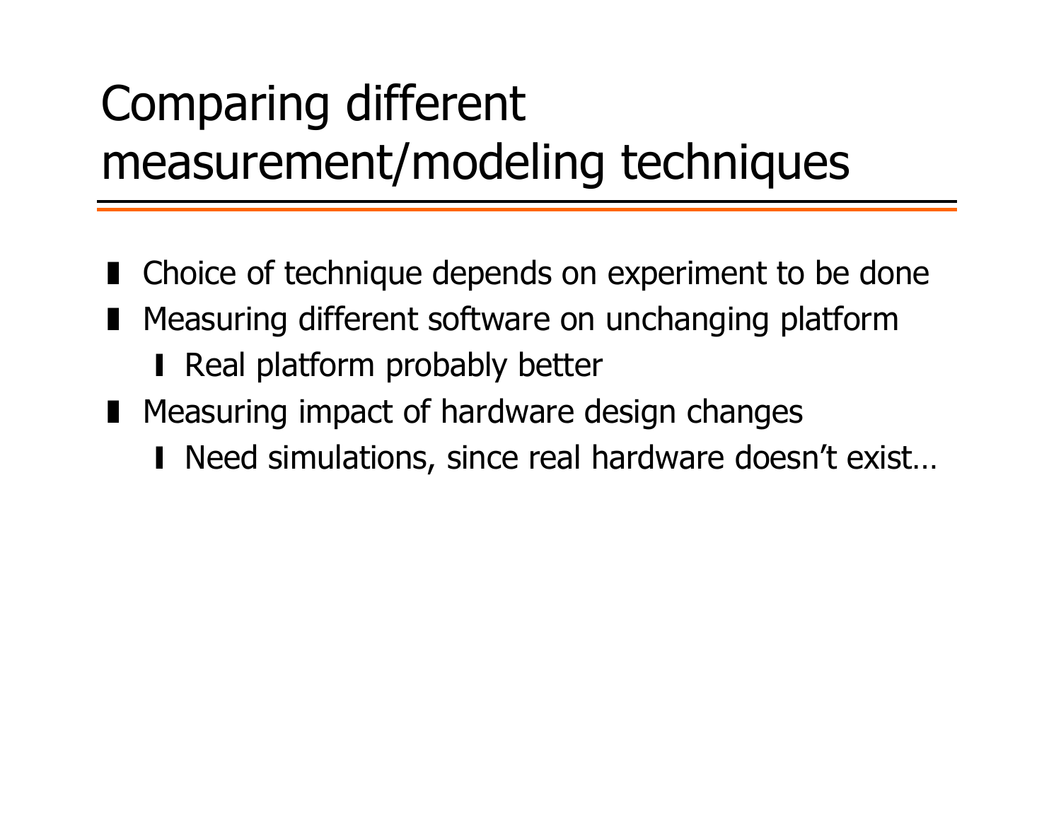# Comparing different measurement/modeling techniques

- Choice of technique depends on experiment to be done
- Measuring different software on unchanging platform
  - Real platform probably better
- Measuring impact of hardware design changes
  - Need simulations, since real hardware doesn't exist…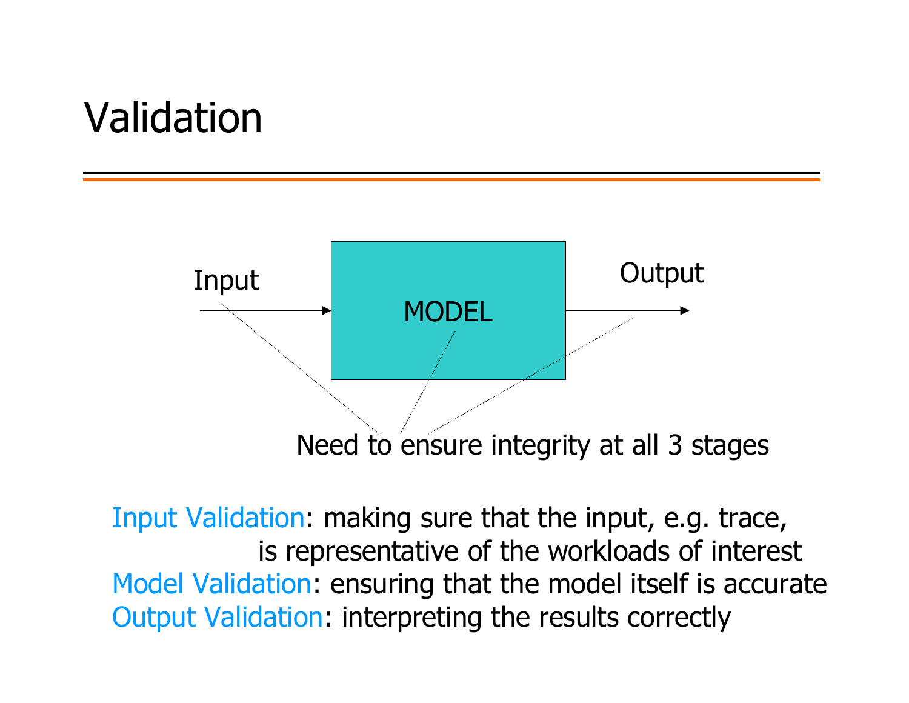# Validation

Input → MODEL → Output

Need to ensure integrity at all 3 stages

Input Validation: making sure that the input, e.g. trace, is representative of the workloads of interest

Model Validation: ensuring that the model itself is accurate

Output Validation: interpreting the results correctly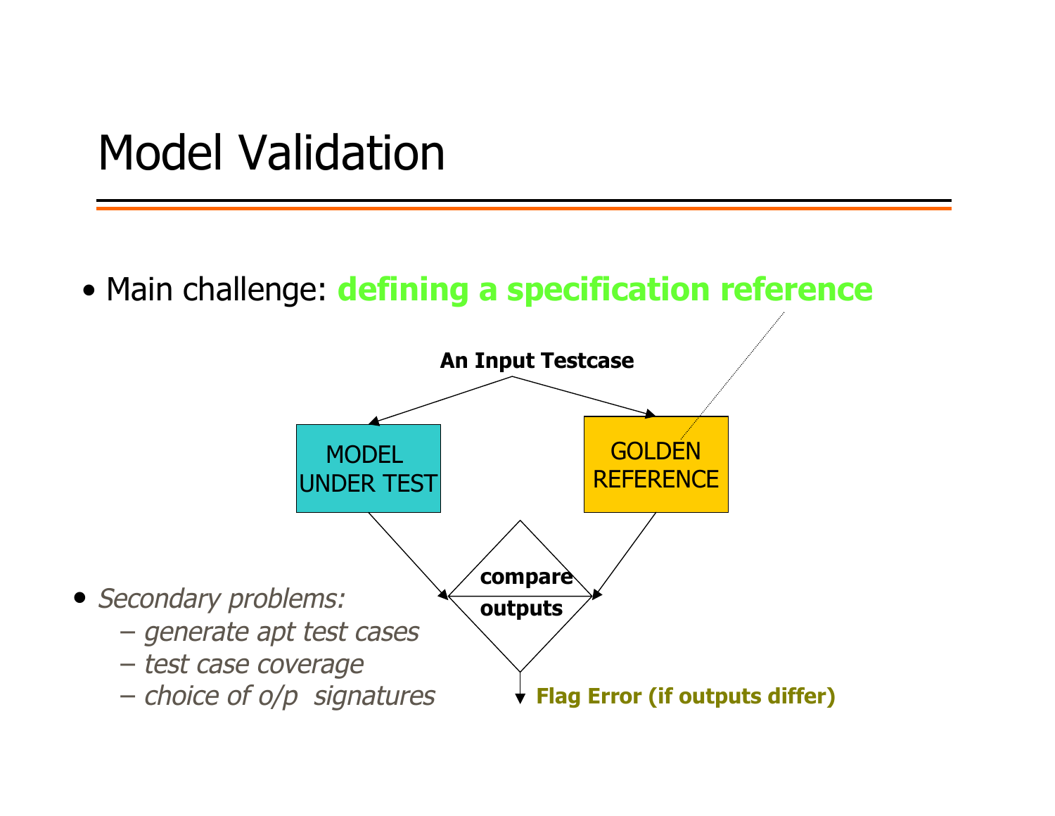# Model Validation

- Main challenge: **defining a specification reference**

An Input Testcase

MODEL UNDER TEST

GOLDEN REFERENCE

compare outputs

**Flag Error (if outputs differ)**

- *Secondary problems:*
  - *generate apt test cases*
  - *test case coverage*
  - *choice of o/p signatures*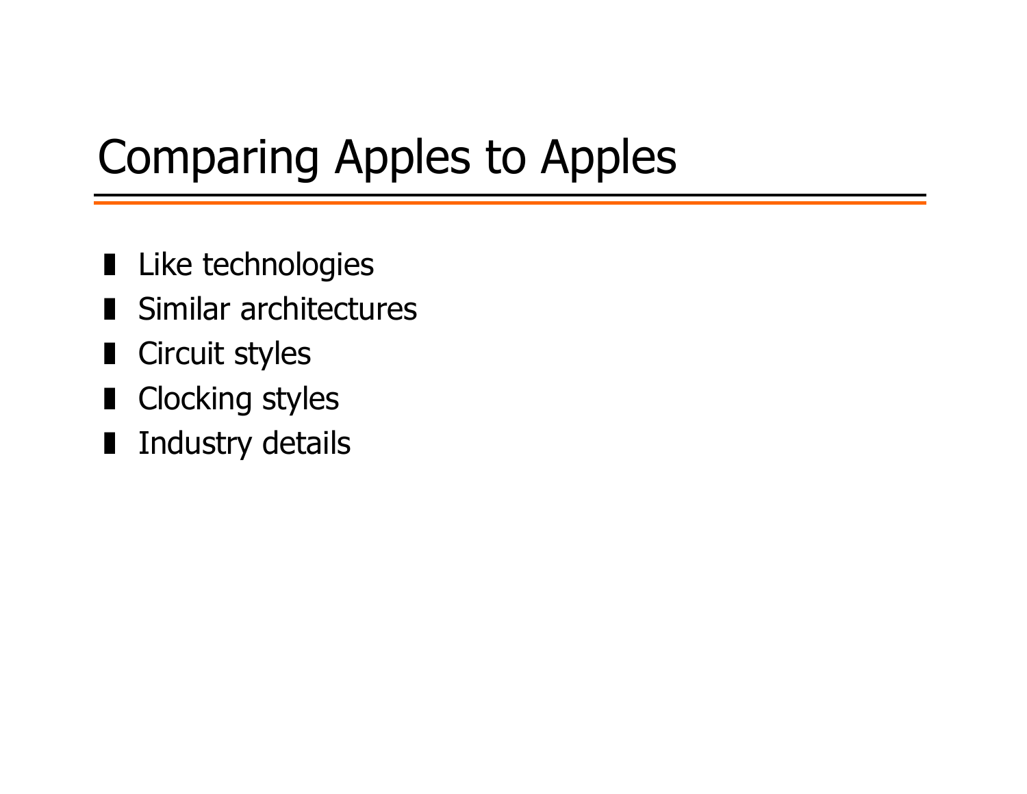# Comparing Apples to Apples

- Like technologies
- Similar architectures
- Circuit styles
- Clocking styles
- Industry details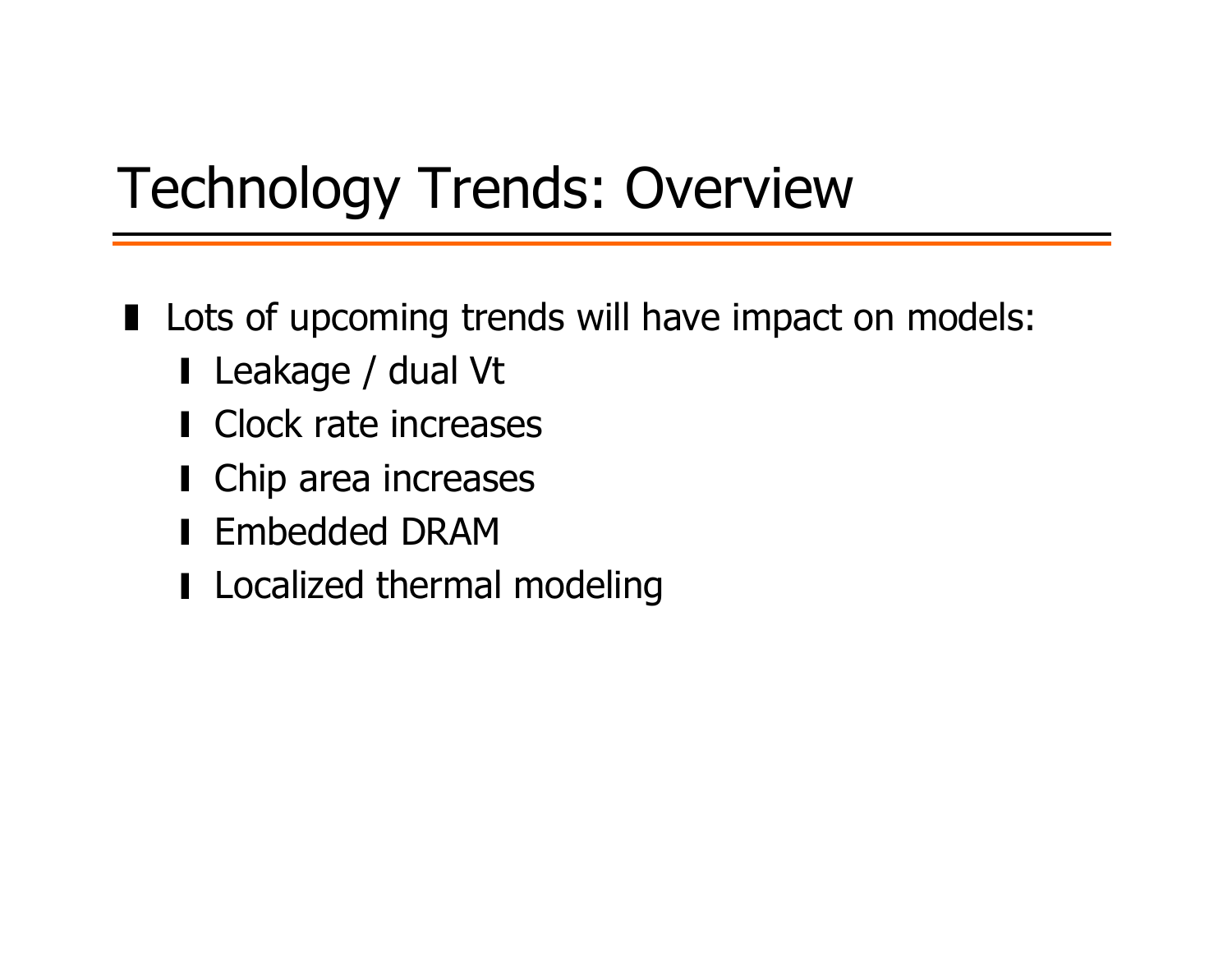# Technology Trends: Overview

- Lots of upcoming trends will have impact on models:
  - Leakage / dual Vt
  - Clock rate increases
  - Chip area increases
  - Embedded DRAM
  - Localized thermal modeling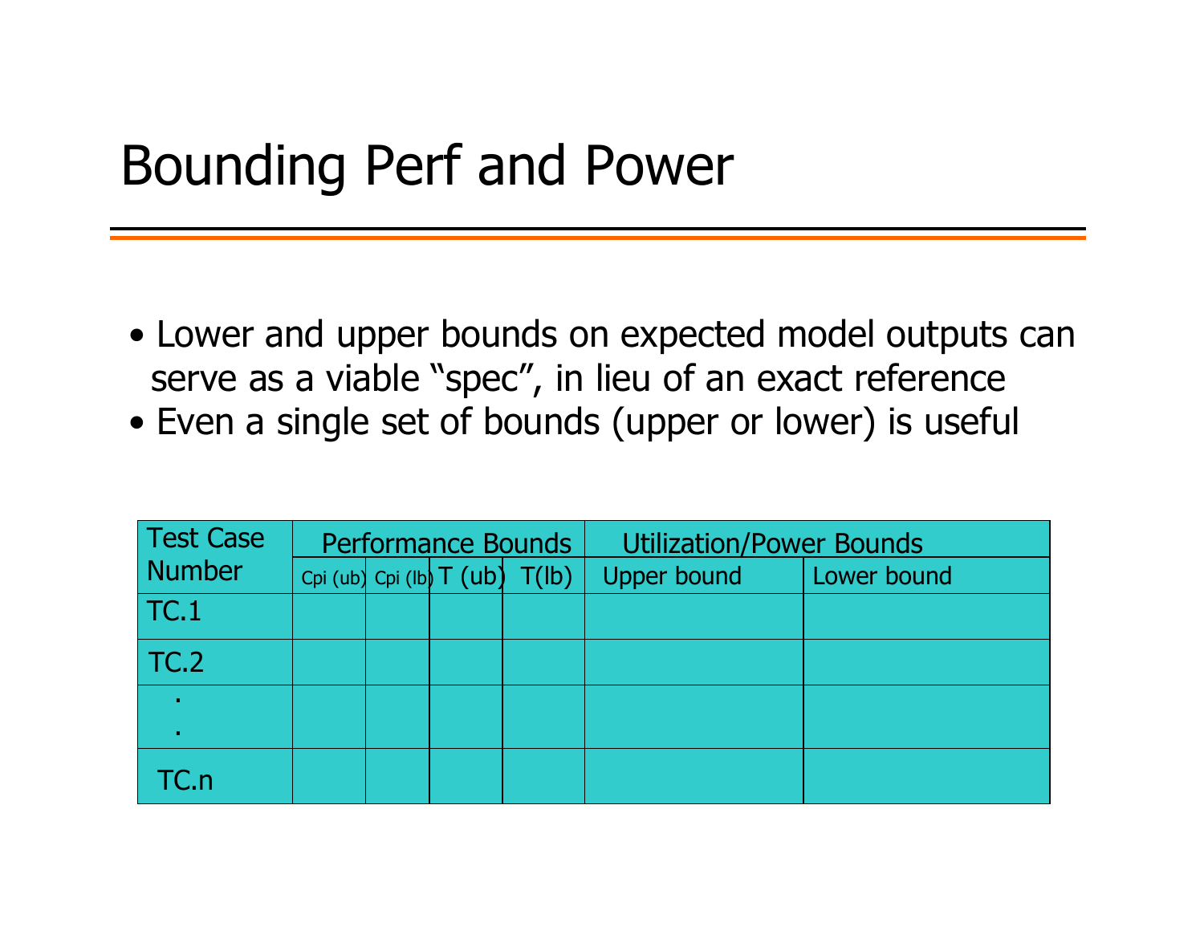# Bounding Perf and Power

- Lower and upper bounds on expected model outputs can serve as a viable "spec", in lieu of an exact reference
- Even a single set of bounds (upper or lower) is useful

| Test Case Number | Performance Bounds | | | | Utilization/Power Bounds | |
|---|---|---|---|---|---|---|
| | Cpi (ub) | Cpi (lb) | T (ub) | T(lb) | Upper bound | Lower bound |
| TC.1 | | | | | | |
| TC.2 | | | | | | |
| . . | | | | | | |
| TC.n | | | | | | |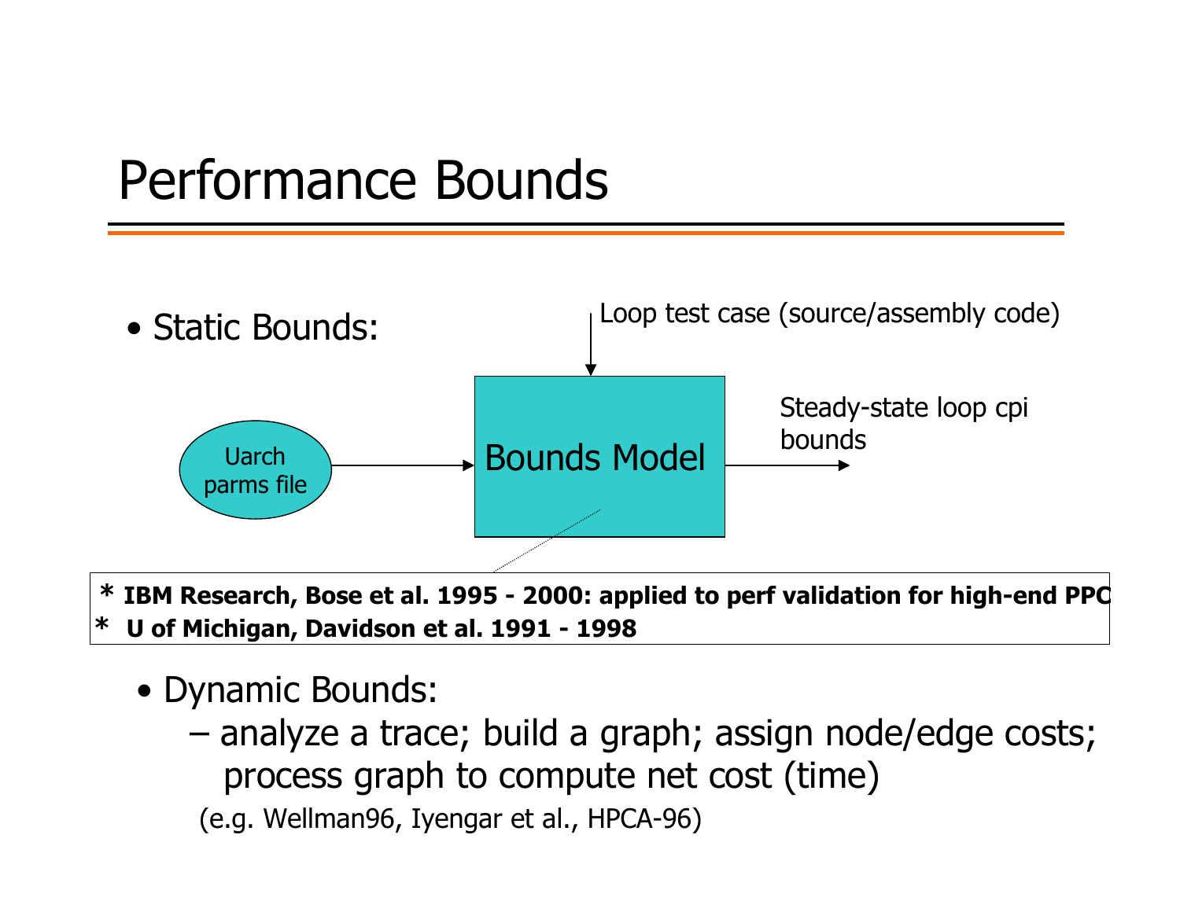# Performance Bounds

- Static Bounds:

Loop test case (source/assembly code)

Uarch parms file → Bounds Model → Steady-state loop cpi bounds

\* **IBM Research, Bose et al. 1995 - 2000: applied to perf validation for high-end PPC**
\* **U of Michigan, Davidson et al. 1991 - 1998**

- Dynamic Bounds:
  - analyze a trace; build a graph; assign node/edge costs; process graph to compute net cost (time)

  (e.g. Wellman96, Iyengar et al., HPCA-96)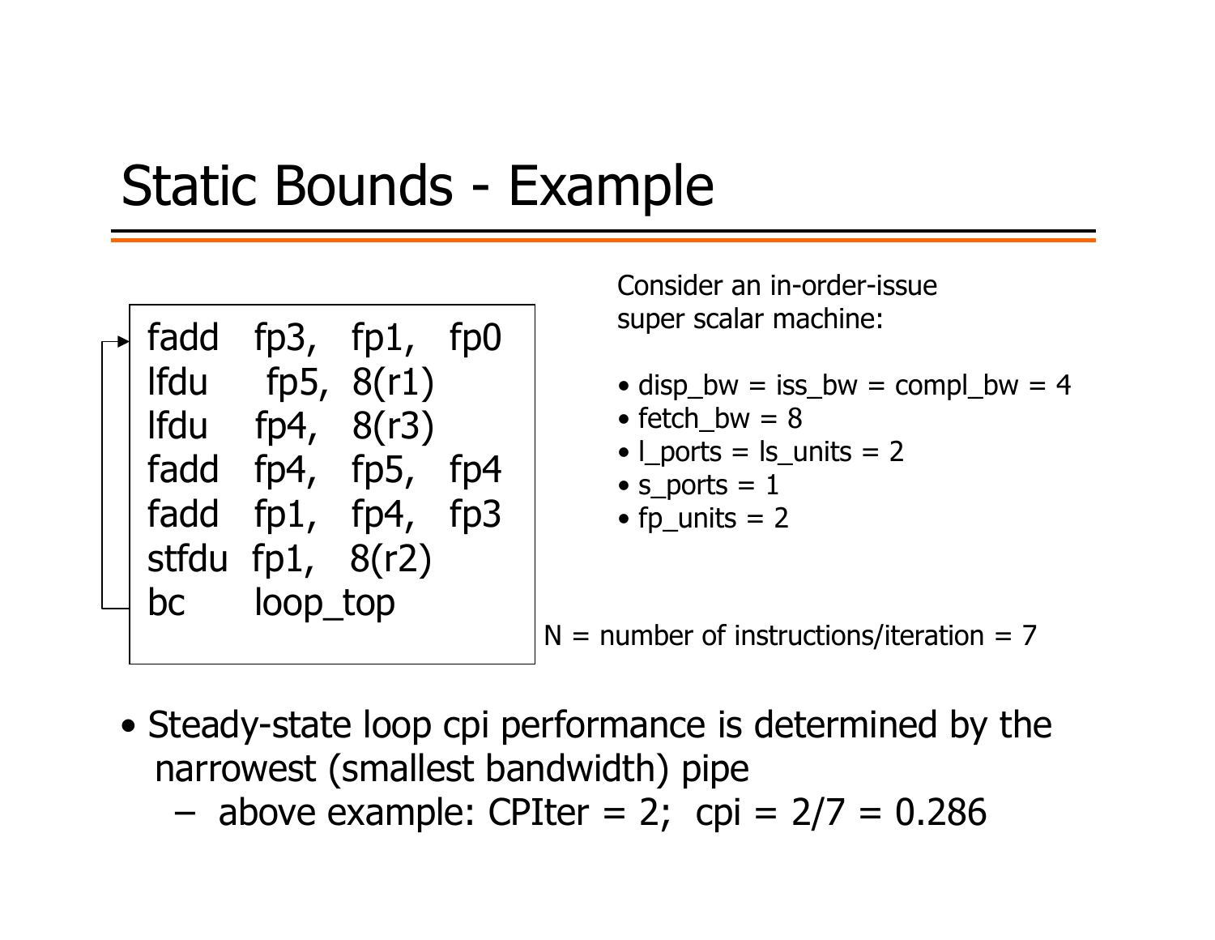# Static Bounds - Example

```
fadd   fp3,  fp1,  fp0
lfdu   fp5,  8(r1)
lfdu   fp4,  8(r3)
fadd   fp4,  fp5,  fp4
fadd   fp1,  fp4,  fp3
stfdu  fp1,  8(r2)
bc     loop_top
```

Consider an in-order-issue super scalar machine:

- disp_bw = iss_bw = compl_bw = 4
- fetch_bw = 8
- l_ports = ls_units = 2
- s_ports = 1
- fp_units = 2

N = number of instructions/iteration = 7

- Steady-state loop cpi performance is determined by the narrowest (smallest bandwidth) pipe
  - above example: CPIter = 2;  cpi = 2/7 = 0.286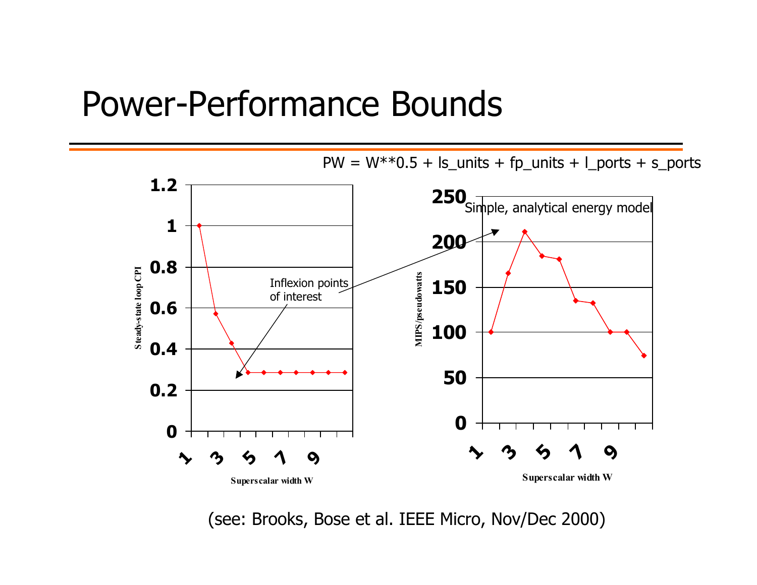# Power-Performance Bounds

PW = W**0.5 + ls_units + fp_units + l_ports + s_ports

Simple, analytical energy model

Inflexion points of interest

(see: Brooks, Bose et al. IEEE Micro, Nov/Dec 2000)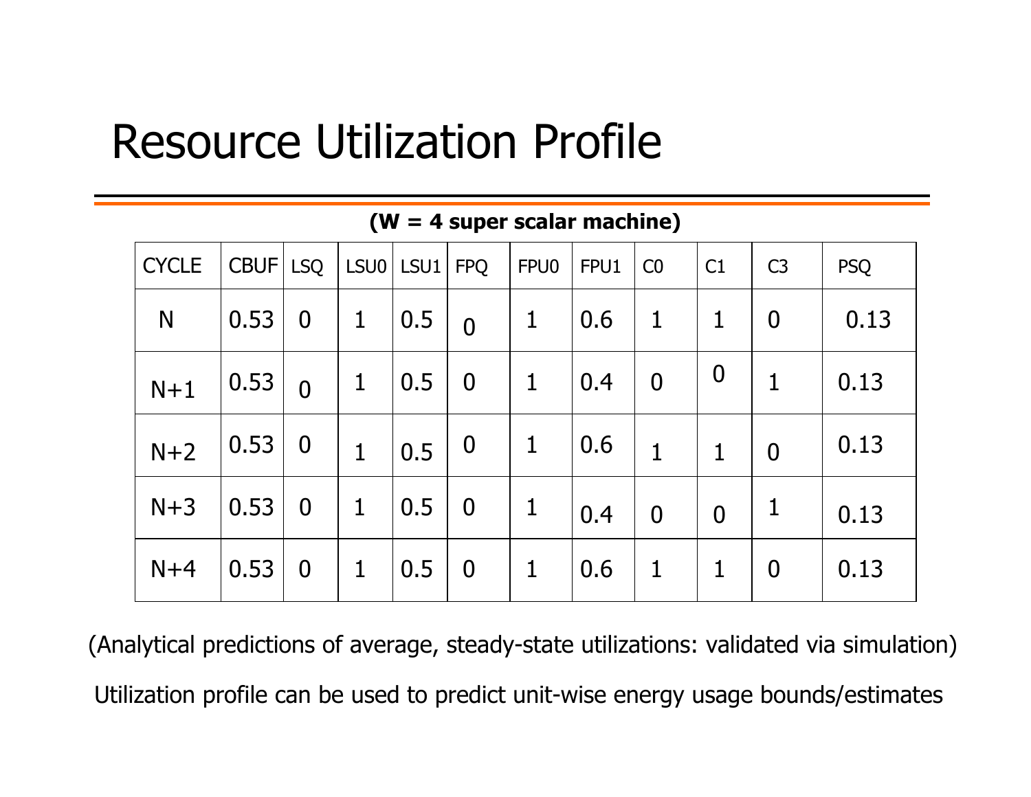# Resource Utilization Profile

**(W = 4 super scalar machine)**

| CYCLE | CBUF | LSQ | LSU0 | LSU1 | FPQ | FPU0 | FPU1 | C0 | C1 | C3 | PSQ |
|---|---|---|---|---|---|---|---|---|---|---|---|
| N | 0.53 | 0 | 1 | 0.5 | 0 | 1 | 0.6 | 1 | 1 | 0 | 0.13 |
| N+1 | 0.53 | 0 | 1 | 0.5 | 0 | 1 | 0.4 | 0 | 0 | 1 | 0.13 |
| N+2 | 0.53 | 0 | 1 | 0.5 | 0 | 1 | 0.6 | 1 | 1 | 0 | 0.13 |
| N+3 | 0.53 | 0 | 1 | 0.5 | 0 | 1 | 0.4 | 0 | 0 | 1 | 0.13 |
| N+4 | 0.53 | 0 | 1 | 0.5 | 0 | 1 | 0.6 | 1 | 1 | 0 | 0.13 |

(Analytical predictions of average, steady-state utilizations: validated via simulation)

Utilization profile can be used to predict unit-wise energy usage bounds/estimates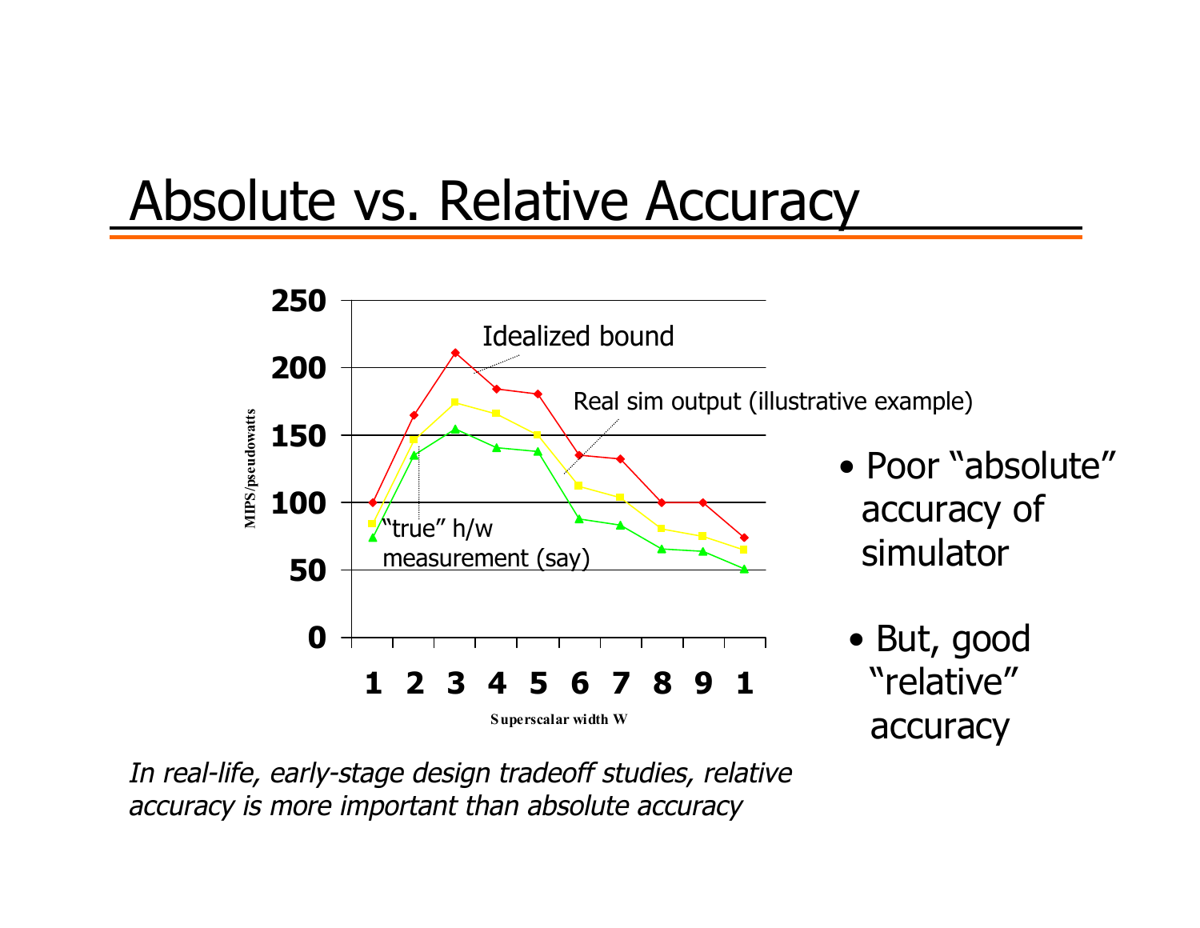# Absolute vs. Relative Accuracy

- Poor "absolute" accuracy of simulator
- But, good "relative" accuracy

*In real-life, early-stage design tradeoff studies, relative accuracy is more important than absolute accuracy*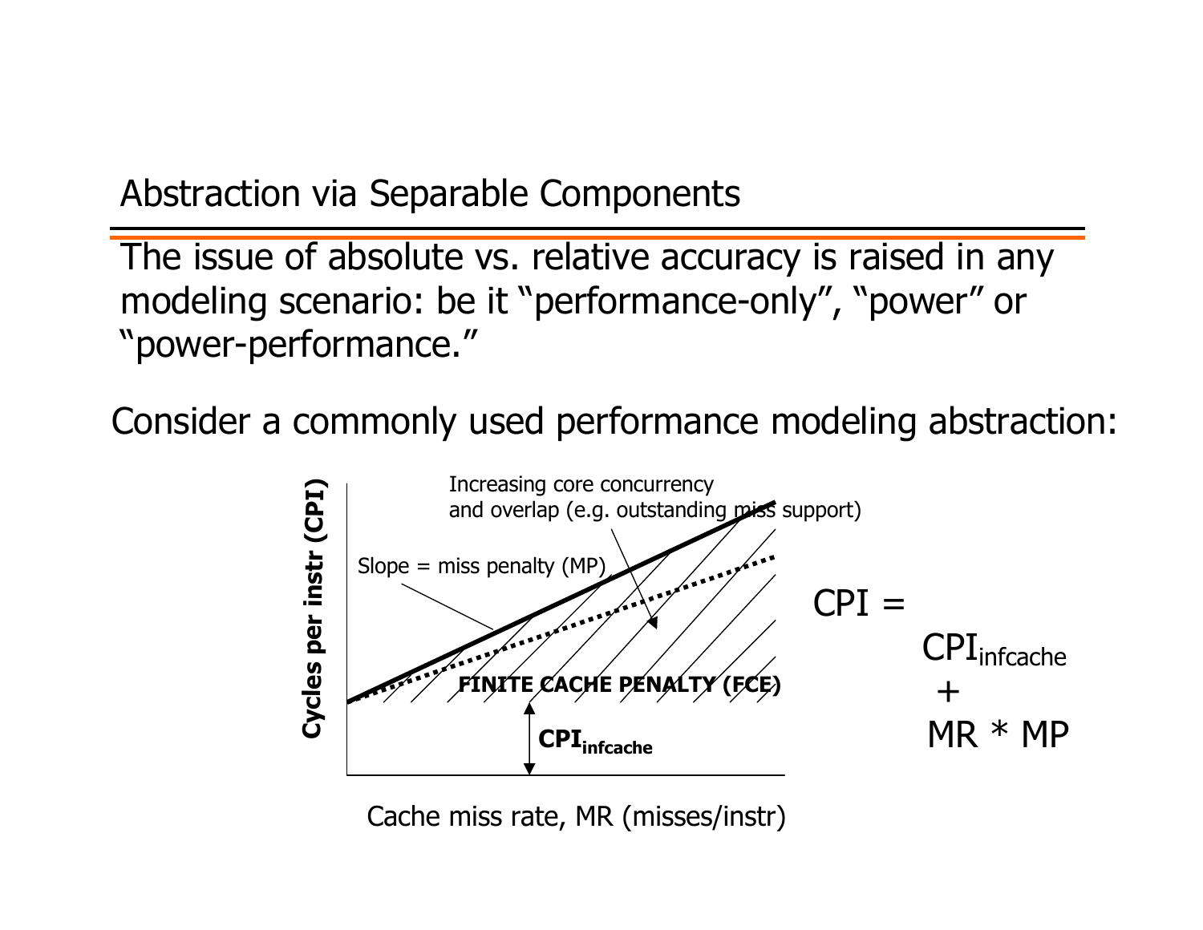## Abstraction via Separable Components

The issue of absolute vs. relative accuracy is raised in any modeling scenario: be it "performance-only", "power" or "power-performance."

Consider a commonly used performance modeling abstraction:

Cycles per instr (CPI)

Increasing core concurrency and overlap (e.g. outstanding miss support)

Slope = miss penalty (MP)

FINITE CACHE PENALTY (FCE)

$CPI_{infcache}$

Cache miss rate, MR (misses/instr)

$$CPI = CPI_{infcache} + MR * MP$$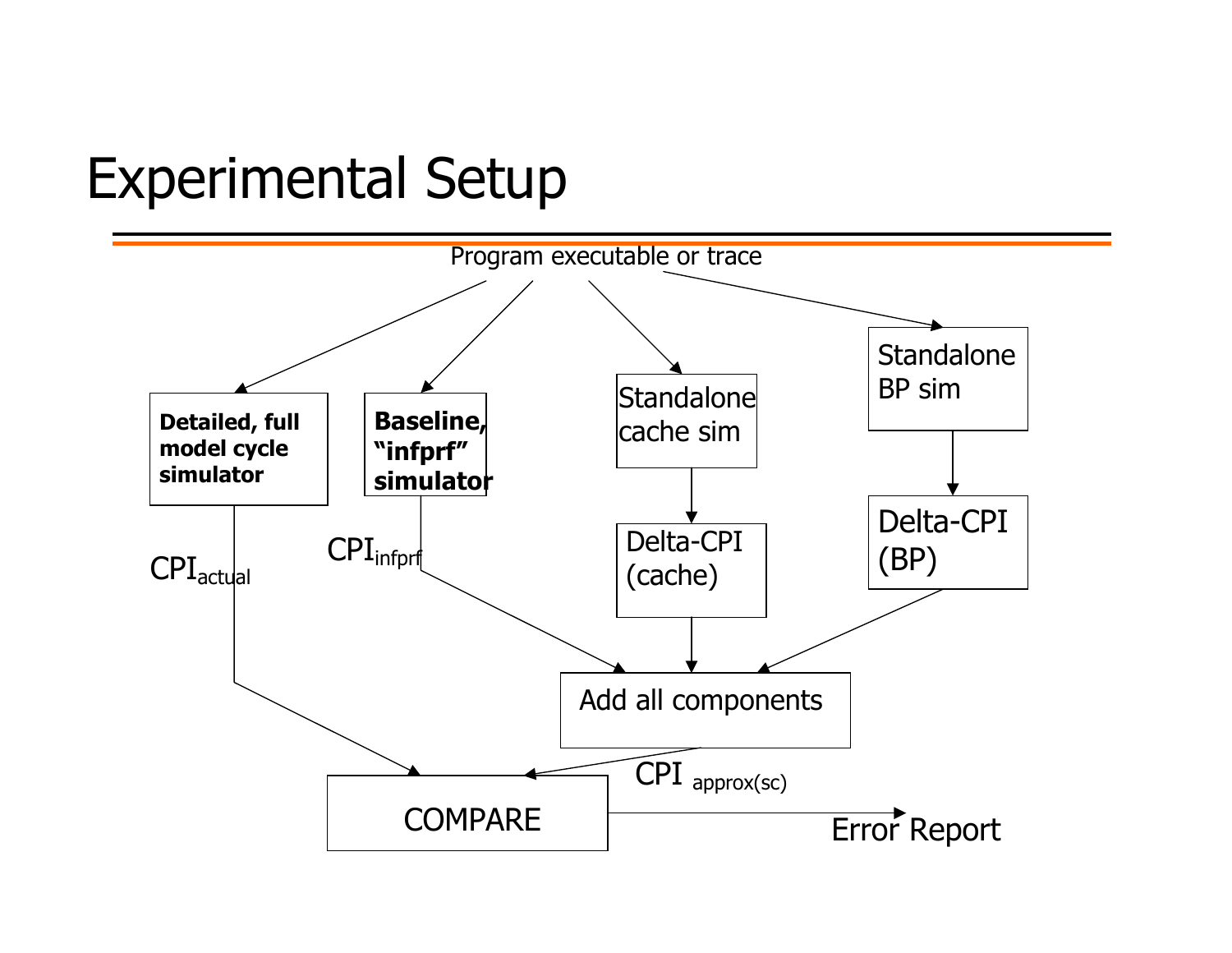# Experimental Setup

Program executable or trace

**Detailed, full model cycle simulator**

**Baseline, "infprf" simulator**

Standalone cache sim

Standalone BP sim

$CPI_{actual}$

$CPI_{infprf}$

Delta-CPI (cache)

Delta-CPI (BP)

Add all components

$CPI_{approx(sc)}$

COMPARE

Error Report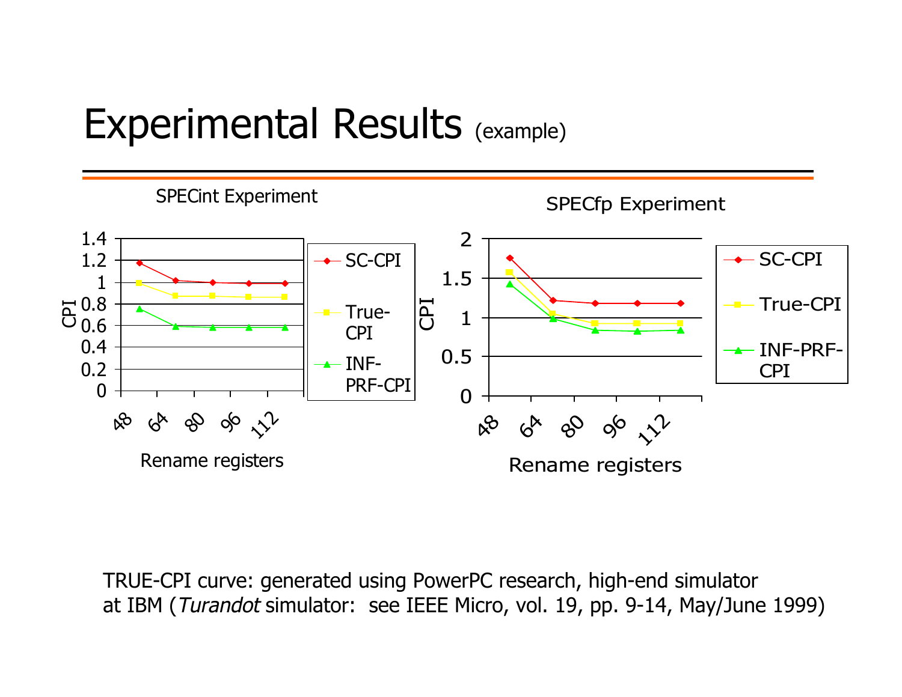# Experimental Results (example)

SPECint Experiment

| Rename registers | 48 | 64 | 80 | 96 | 112 |
|---|---|---|---|---|---|
| SC-CPI | | | | | |
| True-CPI | | | | | |
| INF-PRF-CPI | | | | | |

SPECfp Experiment

| Rename registers | 48 | 64 | 80 | 96 | 112 |
|---|---|---|---|---|---|
| SC-CPI | | | | | |
| True-CPI | | | | | |
| INF-PRF-CPI | | | | | |

TRUE-CPI curve: generated using PowerPC research, high-end simulator at IBM (*Turandot* simulator: see IEEE Micro, vol. 19, pp. 9-14, May/June 1999)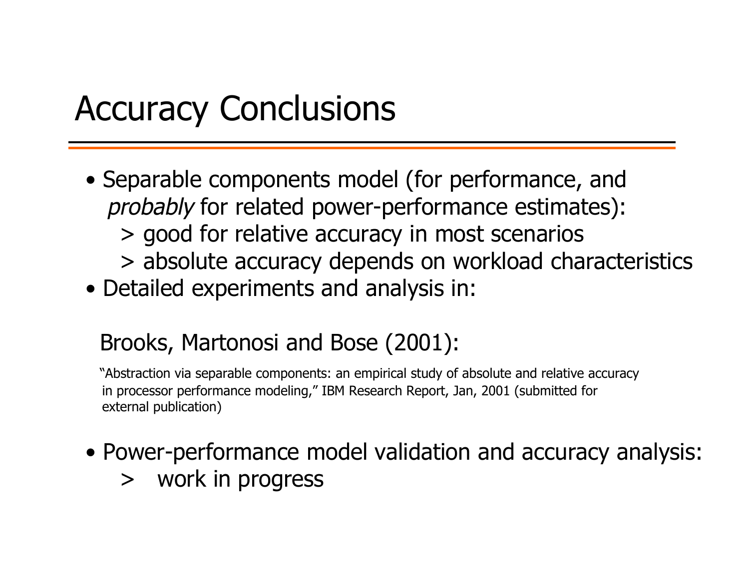# Accuracy Conclusions

- Separable components model (for performance, and *probably* for related power-performance estimates):
  - > good for relative accuracy in most scenarios
  - > absolute accuracy depends on workload characteristics
- Detailed experiments and analysis in:

  Brooks, Martonosi and Bose (2001):

  "Abstraction via separable components: an empirical study of absolute and relative accuracy in processor performance modeling," IBM Research Report, Jan, 2001 (submitted for external publication)

- Power-performance model validation and accuracy analysis:
  - > work in progress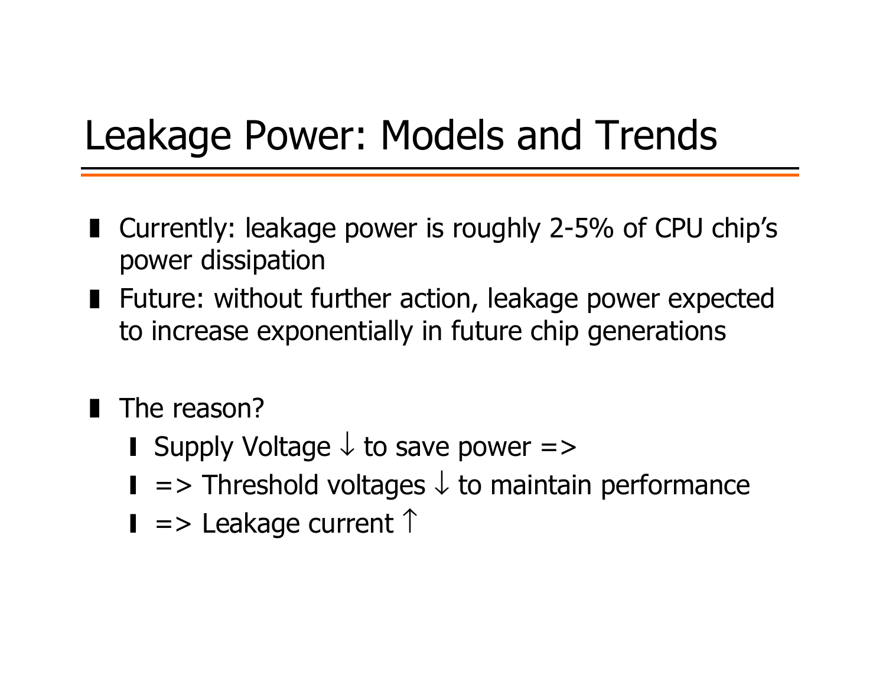# Leakage Power: Models and Trends

- Currently: leakage power is roughly 2-5% of CPU chip's power dissipation
- Future: without further action, leakage power expected to increase exponentially in future chip generations

- The reason?
  - Supply Voltage ↓ to save power =>
  - => Threshold voltages ↓ to maintain performance
  - => Leakage current ↑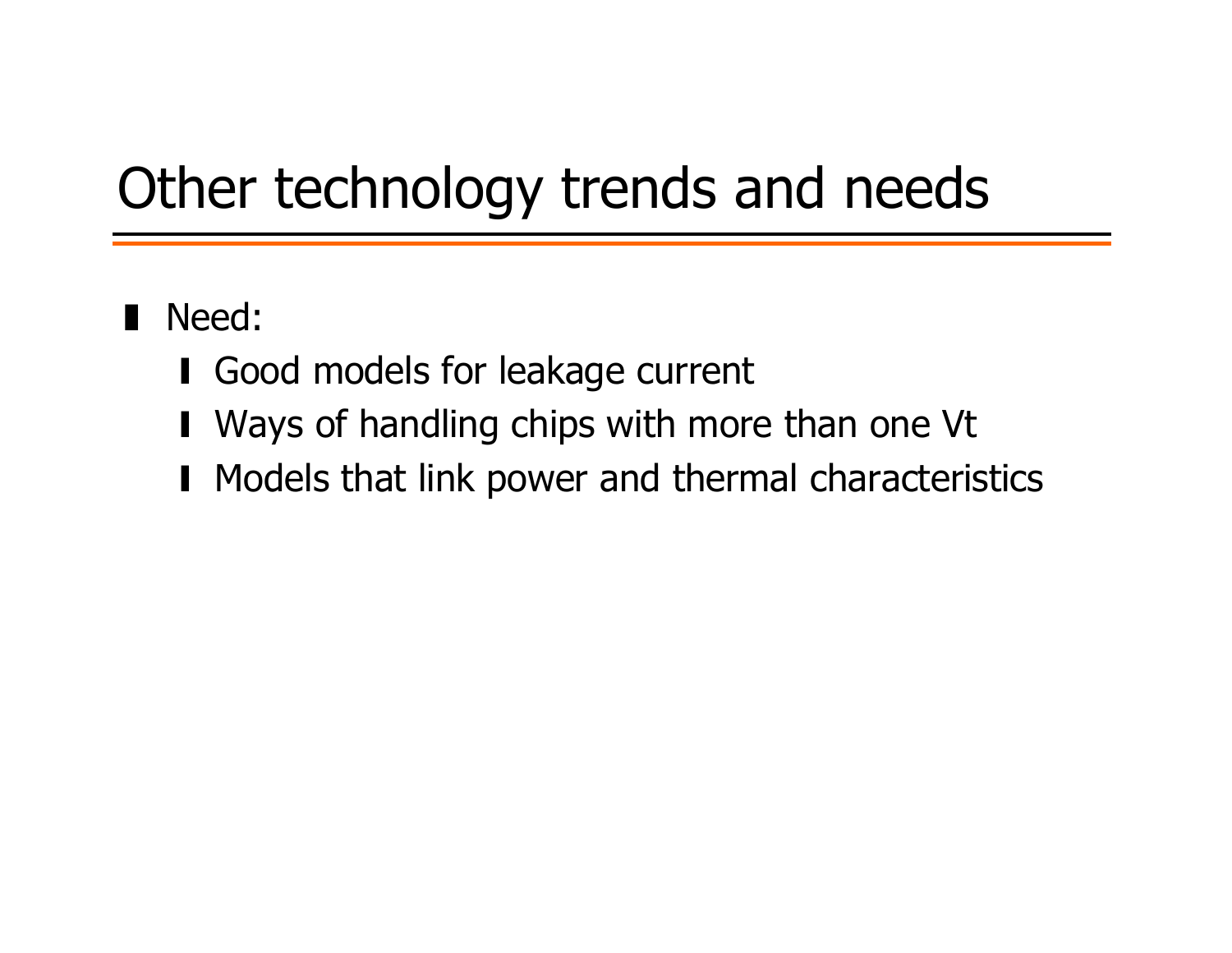# Other technology trends and needs

- Need:
  - Good models for leakage current
  - Ways of handling chips with more than one Vt
  - Models that link power and thermal characteristics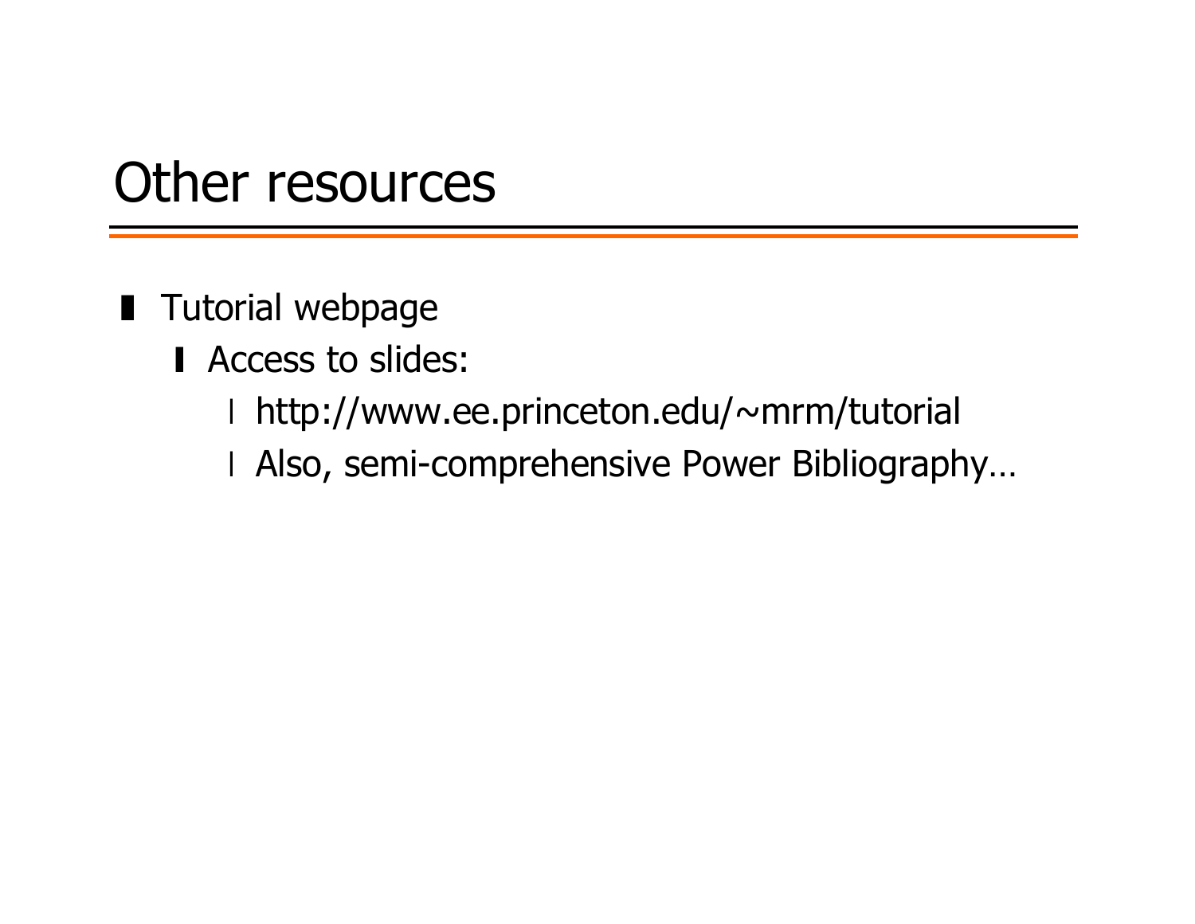# Other resources

- Tutorial webpage
  - Access to slides:
    - http://www.ee.princeton.edu/~mrm/tutorial
    - Also, semi-comprehensive Power Bibliography…